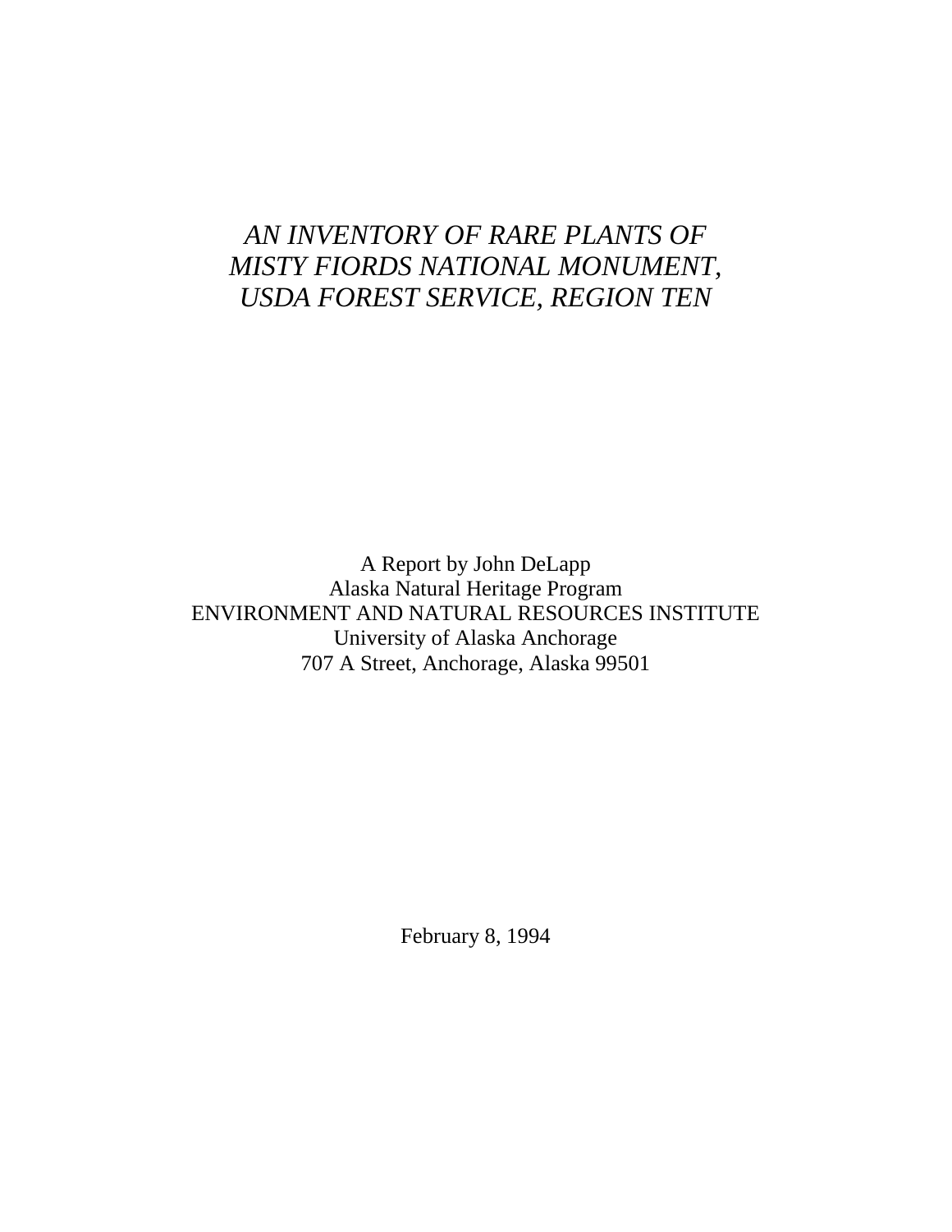# *AN INVENTORY OF RARE PLANTS OF MISTY FIORDS NATIONAL MONUMENT, USDA FOREST SERVICE, REGION TEN*

A Report by John DeLapp
Alaska Natural Heritage Program
ENVIRONMENT AND NATURAL RESOURCES INSTITUTE
University of Alaska Anchorage
707 A Street, Anchorage, Alaska 99501

February 8, 1994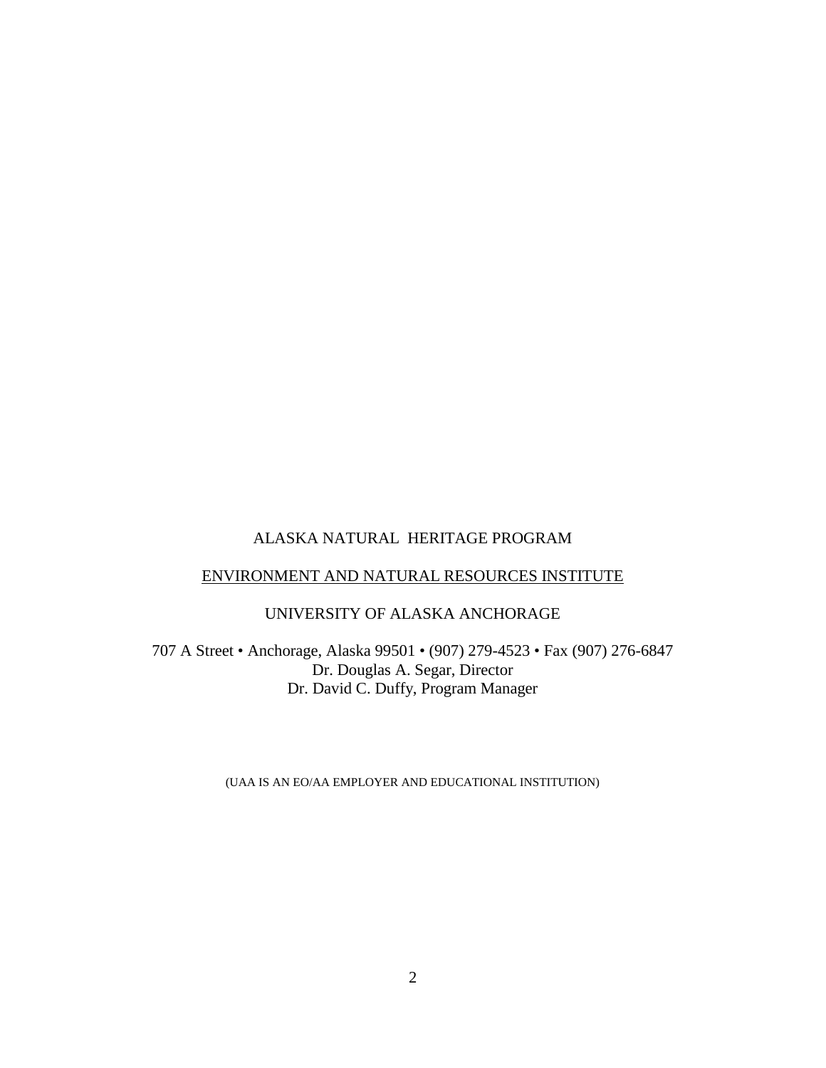ALASKA NATURAL HERITAGE PROGRAM

<u>ENVIRONMENT AND NATURAL RESOURCES INSTITUTE</u>

UNIVERSITY OF ALASKA ANCHORAGE

707 A Street • Anchorage, Alaska 99501 • (907) 279-4523 • Fax (907) 276-6847
Dr. Douglas A. Segar, Director
Dr. David C. Duffy, Program Manager

(UAA IS AN EO/AA EMPLOYER AND EDUCATIONAL INSTITUTION)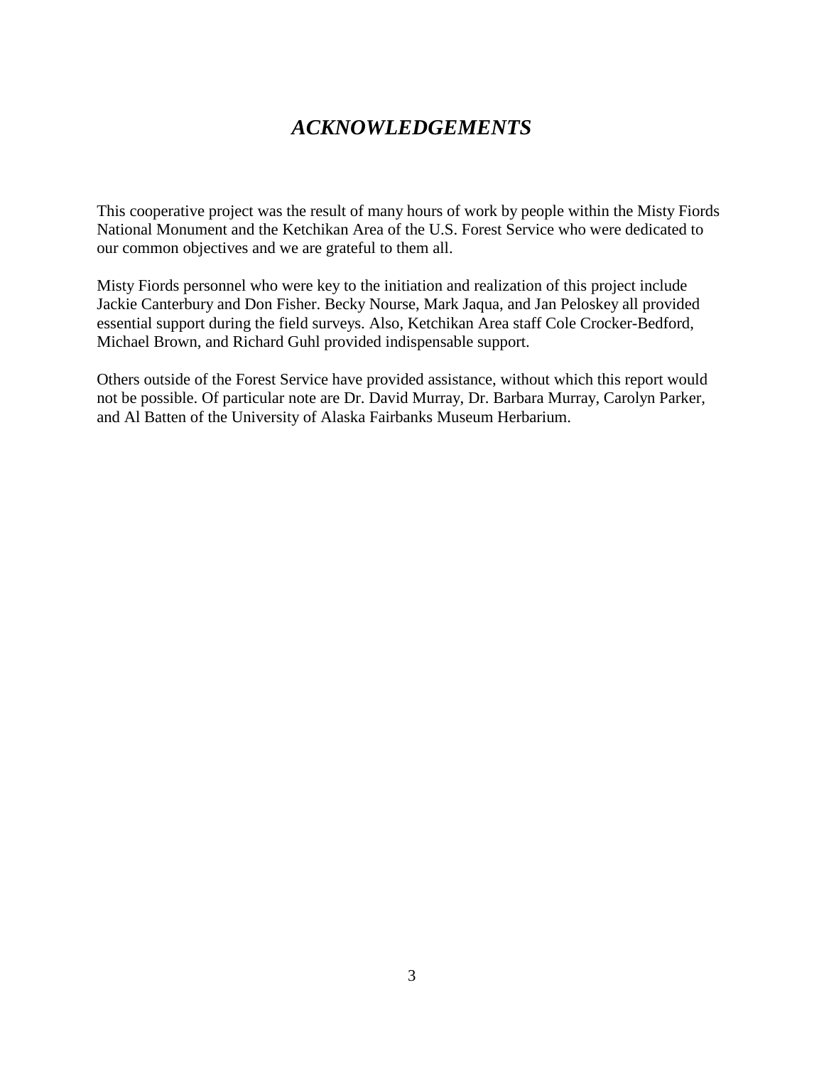# ***ACKNOWLEDGEMENTS***

This cooperative project was the result of many hours of work by people within the Misty Fiords National Monument and the Ketchikan Area of the U.S. Forest Service who were dedicated to our common objectives and we are grateful to them all.

Misty Fiords personnel who were key to the initiation and realization of this project include Jackie Canterbury and Don Fisher. Becky Nourse, Mark Jaqua, and Jan Peloskey all provided essential support during the field surveys. Also, Ketchikan Area staff Cole Crocker-Bedford, Michael Brown, and Richard Guhl provided indispensable support.

Others outside of the Forest Service have provided assistance, without which this report would not be possible. Of particular note are Dr. David Murray, Dr. Barbara Murray, Carolyn Parker, and Al Batten of the University of Alaska Fairbanks Museum Herbarium.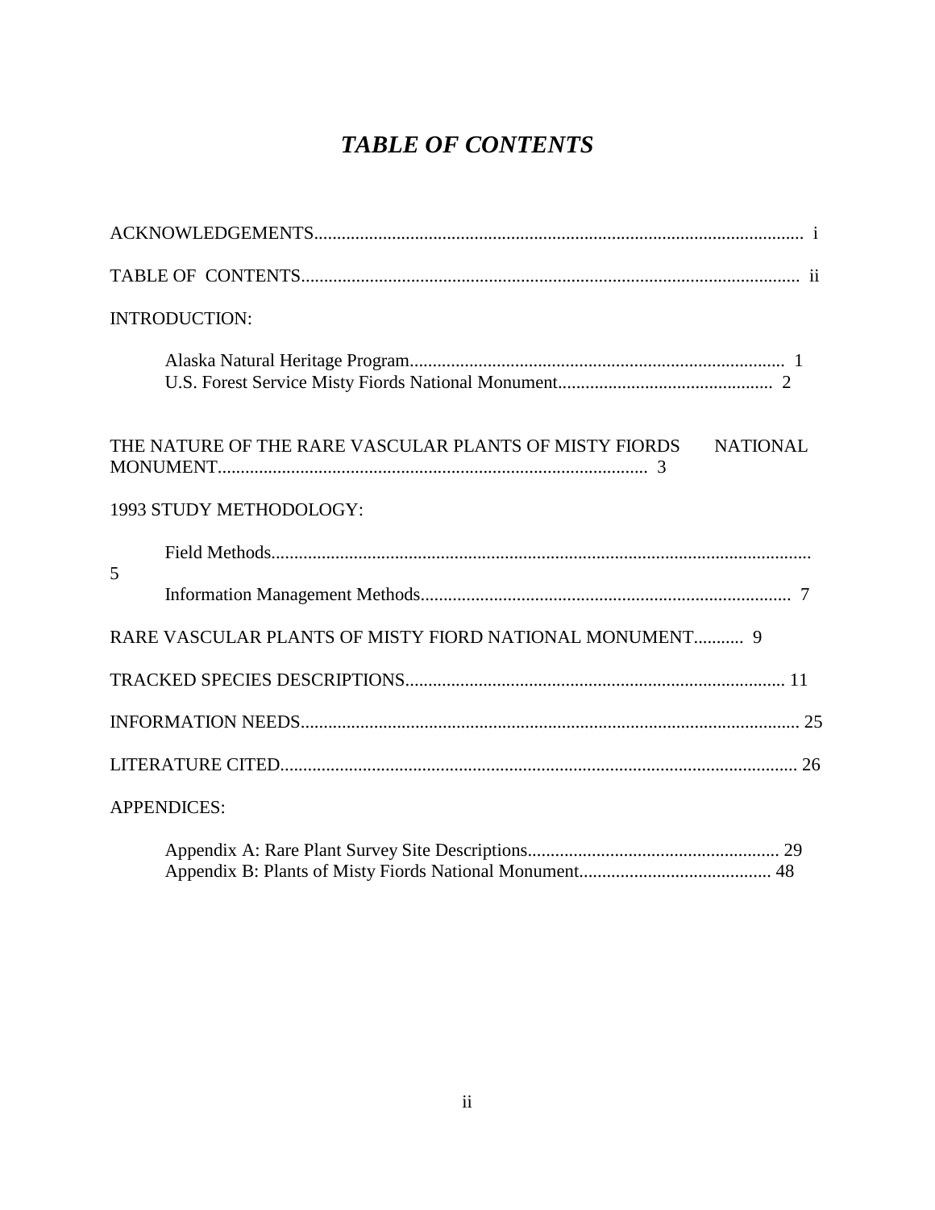# *TABLE OF CONTENTS*

ACKNOWLEDGEMENTS........................................................................................................... i

TABLE OF CONTENTS............................................................................................................ ii

INTRODUCTION:

Alaska Natural Heritage Program.................................................................................. 1
U.S. Forest Service Misty Fiords National Monument............................................... 2

THE NATURE OF THE RARE VASCULAR PLANTS OF MISTY FIORDS NATIONAL MONUMENT............................................................................................. 3

1993 STUDY METHODOLOGY:

Field Methods..................................................................................................................... 5

Information Management Methods................................................................................. 7

RARE VASCULAR PLANTS OF MISTY FIORD NATIONAL MONUMENT........... 9

TRACKED SPECIES DESCRIPTIONS................................................................................... 11

INFORMATION NEEDS............................................................................................................. 25

LITERATURE CITED.................................................................................................................. 26

APPENDICES:

Appendix A: Rare Plant Survey Site Descriptions....................................................... 29
Appendix B: Plants of Misty Fiords National Monument.......................................... 48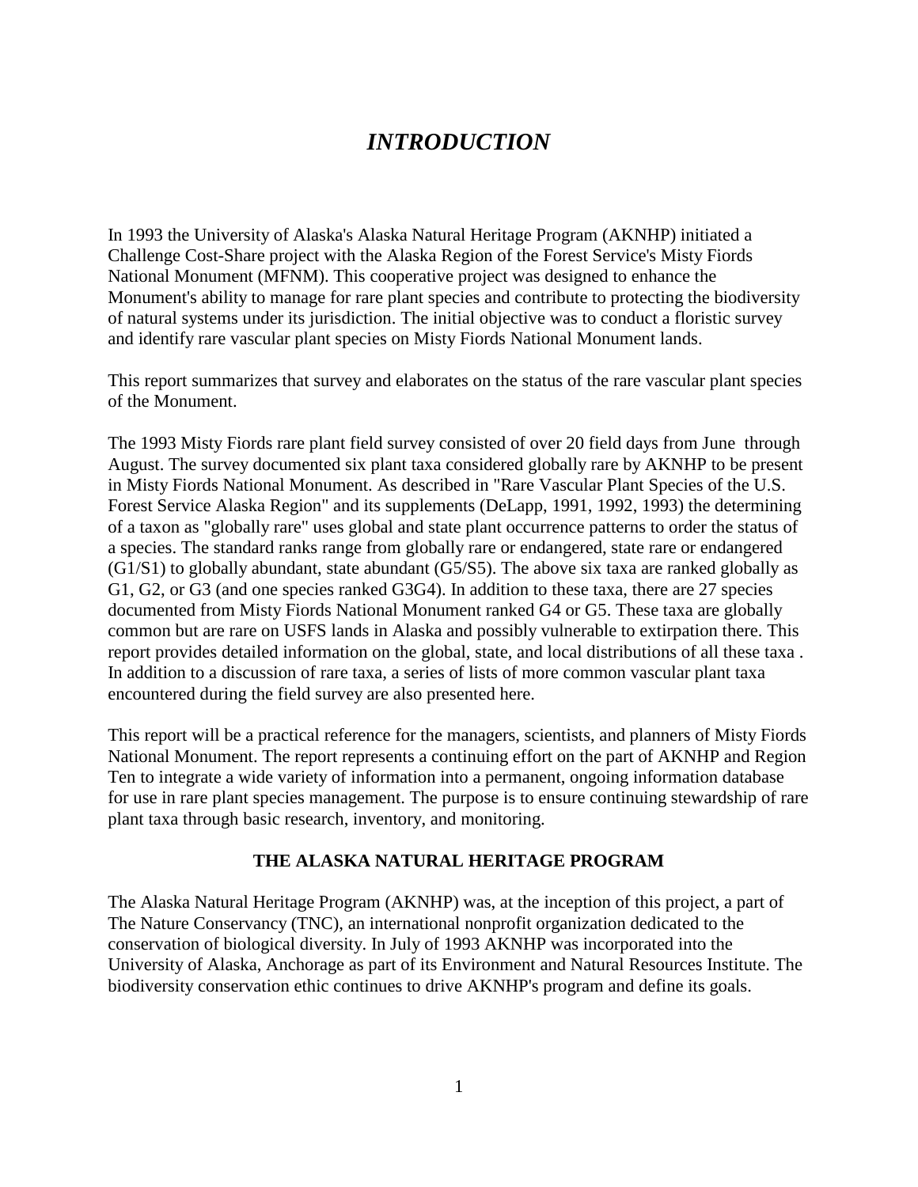# *INTRODUCTION*

In 1993 the University of Alaska's Alaska Natural Heritage Program (AKNHP) initiated a Challenge Cost-Share project with the Alaska Region of the Forest Service's Misty Fiords National Monument (MFNM). This cooperative project was designed to enhance the Monument's ability to manage for rare plant species and contribute to protecting the biodiversity of natural systems under its jurisdiction. The initial objective was to conduct a floristic survey and identify rare vascular plant species on Misty Fiords National Monument lands.

This report summarizes that survey and elaborates on the status of the rare vascular plant species of the Monument.

The 1993 Misty Fiords rare plant field survey consisted of over 20 field days from June through August. The survey documented six plant taxa considered globally rare by AKNHP to be present in Misty Fiords National Monument. As described in "Rare Vascular Plant Species of the U.S. Forest Service Alaska Region" and its supplements (DeLapp, 1991, 1992, 1993) the determining of a taxon as "globally rare" uses global and state plant occurrence patterns to order the status of a species. The standard ranks range from globally rare or endangered, state rare or endangered (G1/S1) to globally abundant, state abundant (G5/S5). The above six taxa are ranked globally as G1, G2, or G3 (and one species ranked G3G4). In addition to these taxa, there are 27 species documented from Misty Fiords National Monument ranked G4 or G5. These taxa are globally common but are rare on USFS lands in Alaska and possibly vulnerable to extirpation there. This report provides detailed information on the global, state, and local distributions of all these taxa . In addition to a discussion of rare taxa, a series of lists of more common vascular plant taxa encountered during the field survey are also presented here.

This report will be a practical reference for the managers, scientists, and planners of Misty Fiords National Monument. The report represents a continuing effort on the part of AKNHP and Region Ten to integrate a wide variety of information into a permanent, ongoing information database for use in rare plant species management. The purpose is to ensure continuing stewardship of rare plant taxa through basic research, inventory, and monitoring.

## THE ALASKA NATURAL HERITAGE PROGRAM

The Alaska Natural Heritage Program (AKNHP) was, at the inception of this project, a part of The Nature Conservancy (TNC), an international nonprofit organization dedicated to the conservation of biological diversity. In July of 1993 AKNHP was incorporated into the University of Alaska, Anchorage as part of its Environment and Natural Resources Institute. The biodiversity conservation ethic continues to drive AKNHP's program and define its goals.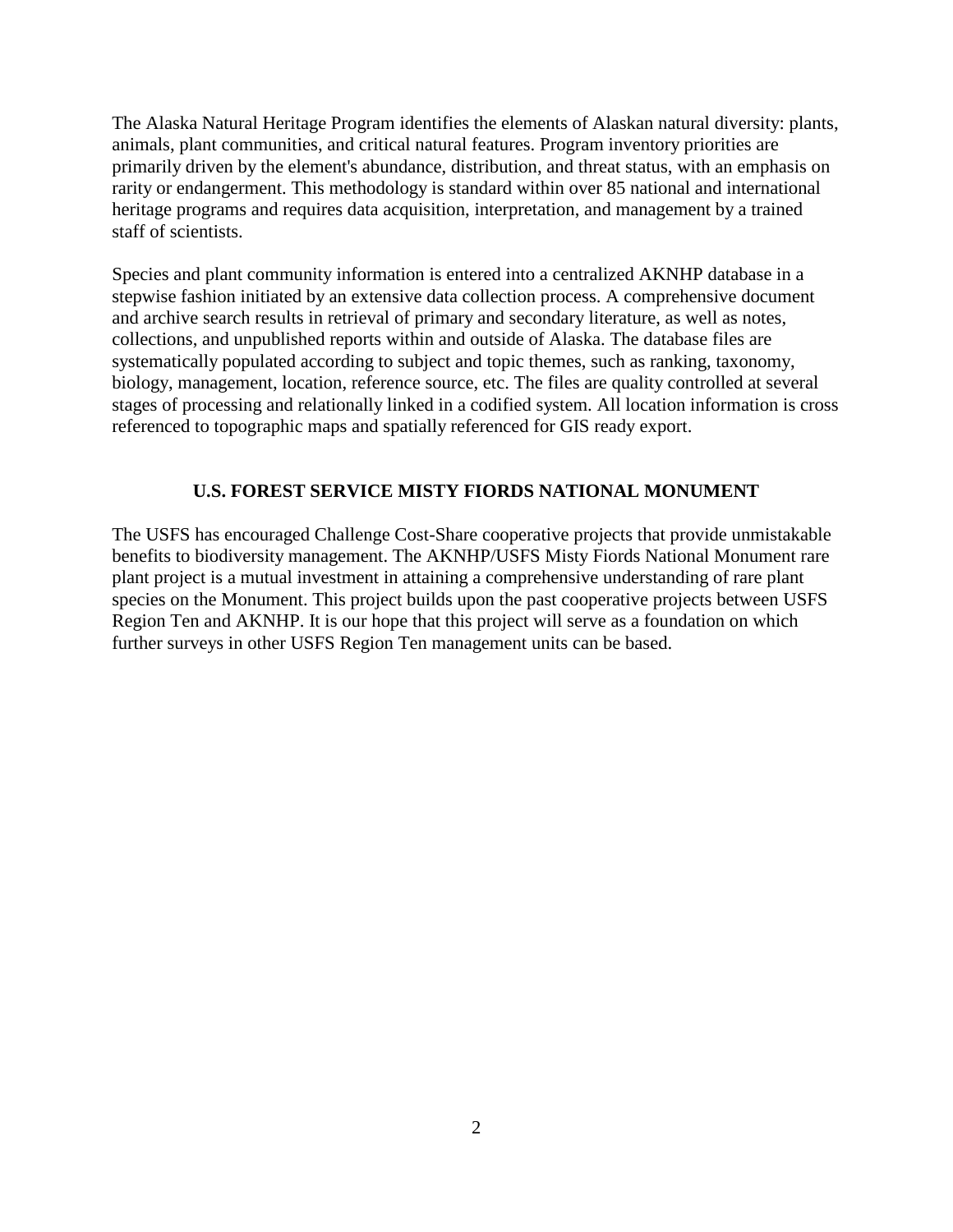The Alaska Natural Heritage Program identifies the elements of Alaskan natural diversity: plants, animals, plant communities, and critical natural features. Program inventory priorities are primarily driven by the element's abundance, distribution, and threat status, with an emphasis on rarity or endangerment. This methodology is standard within over 85 national and international heritage programs and requires data acquisition, interpretation, and management by a trained staff of scientists.

Species and plant community information is entered into a centralized AKNHP database in a stepwise fashion initiated by an extensive data collection process. A comprehensive document and archive search results in retrieval of primary and secondary literature, as well as notes, collections, and unpublished reports within and outside of Alaska. The database files are systematically populated according to subject and topic themes, such as ranking, taxonomy, biology, management, location, reference source, etc. The files are quality controlled at several stages of processing and relationally linked in a codified system. All location information is cross referenced to topographic maps and spatially referenced for GIS ready export.

## U.S. FOREST SERVICE MISTY FIORDS NATIONAL MONUMENT

The USFS has encouraged Challenge Cost-Share cooperative projects that provide unmistakable benefits to biodiversity management. The AKNHP/USFS Misty Fiords National Monument rare plant project is a mutual investment in attaining a comprehensive understanding of rare plant species on the Monument. This project builds upon the past cooperative projects between USFS Region Ten and AKNHP. It is our hope that this project will serve as a foundation on which further surveys in other USFS Region Ten management units can be based.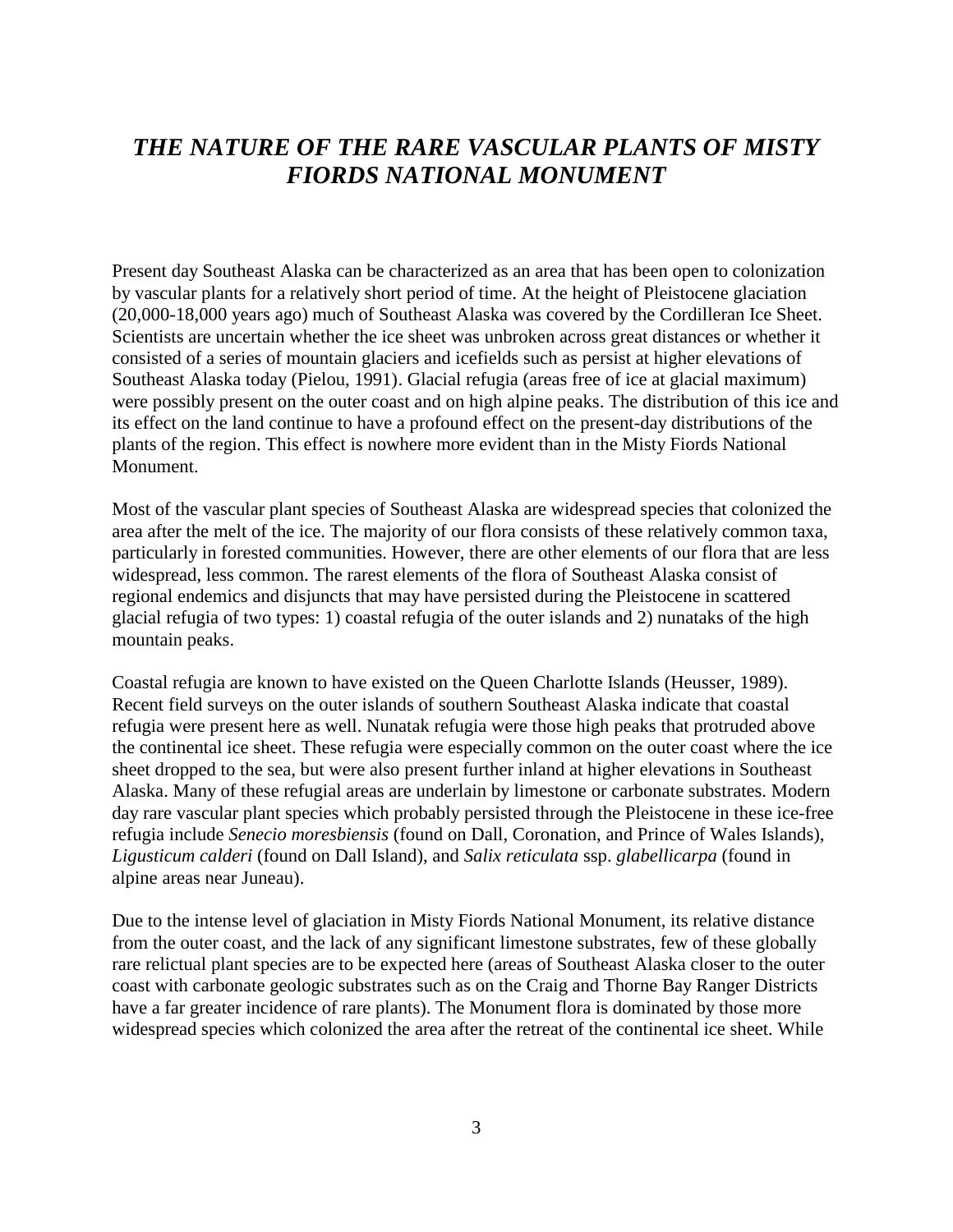# *THE NATURE OF THE RARE VASCULAR PLANTS OF MISTY FIORDS NATIONAL MONUMENT*

Present day Southeast Alaska can be characterized as an area that has been open to colonization by vascular plants for a relatively short period of time. At the height of Pleistocene glaciation (20,000-18,000 years ago) much of Southeast Alaska was covered by the Cordilleran Ice Sheet. Scientists are uncertain whether the ice sheet was unbroken across great distances or whether it consisted of a series of mountain glaciers and icefields such as persist at higher elevations of Southeast Alaska today (Pielou, 1991). Glacial refugia (areas free of ice at glacial maximum) were possibly present on the outer coast and on high alpine peaks. The distribution of this ice and its effect on the land continue to have a profound effect on the present-day distributions of the plants of the region. This effect is nowhere more evident than in the Misty Fiords National Monument.

Most of the vascular plant species of Southeast Alaska are widespread species that colonized the area after the melt of the ice. The majority of our flora consists of these relatively common taxa, particularly in forested communities. However, there are other elements of our flora that are less widespread, less common. The rarest elements of the flora of Southeast Alaska consist of regional endemics and disjuncts that may have persisted during the Pleistocene in scattered glacial refugia of two types: 1) coastal refugia of the outer islands and 2) nunataks of the high mountain peaks.

Coastal refugia are known to have existed on the Queen Charlotte Islands (Heusser, 1989). Recent field surveys on the outer islands of southern Southeast Alaska indicate that coastal refugia were present here as well. Nunatak refugia were those high peaks that protruded above the continental ice sheet. These refugia were especially common on the outer coast where the ice sheet dropped to the sea, but were also present further inland at higher elevations in Southeast Alaska. Many of these refugial areas are underlain by limestone or carbonate substrates. Modern day rare vascular plant species which probably persisted through the Pleistocene in these ice-free refugia include *Senecio moresbiensis* (found on Dall, Coronation, and Prince of Wales Islands), *Ligusticum calderi* (found on Dall Island), and *Salix reticulata* ssp. *glabellicarpa* (found in alpine areas near Juneau).

Due to the intense level of glaciation in Misty Fiords National Monument, its relative distance from the outer coast, and the lack of any significant limestone substrates, few of these globally rare relictual plant species are to be expected here (areas of Southeast Alaska closer to the outer coast with carbonate geologic substrates such as on the Craig and Thorne Bay Ranger Districts have a far greater incidence of rare plants). The Monument flora is dominated by those more widespread species which colonized the area after the retreat of the continental ice sheet. While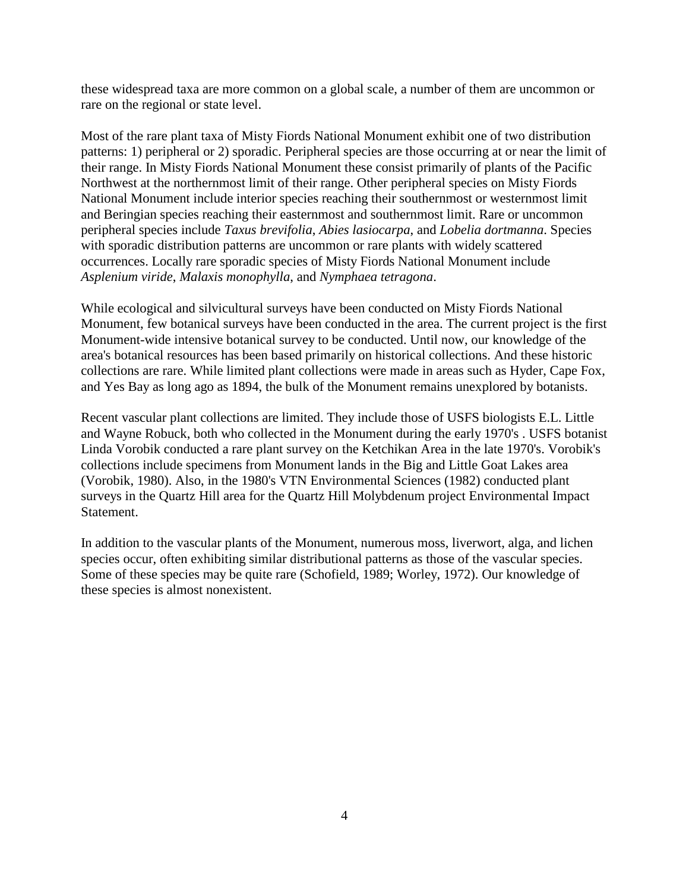these widespread taxa are more common on a global scale, a number of them are uncommon or rare on the regional or state level.

Most of the rare plant taxa of Misty Fiords National Monument exhibit one of two distribution patterns: 1) peripheral or 2) sporadic. Peripheral species are those occurring at or near the limit of their range. In Misty Fiords National Monument these consist primarily of plants of the Pacific Northwest at the northernmost limit of their range. Other peripheral species on Misty Fiords National Monument include interior species reaching their southernmost or westernmost limit and Beringian species reaching their easternmost and southernmost limit. Rare or uncommon peripheral species include *Taxus brevifolia*, *Abies lasiocarpa*, and *Lobelia dortmanna*. Species with sporadic distribution patterns are uncommon or rare plants with widely scattered occurrences. Locally rare sporadic species of Misty Fiords National Monument include *Asplenium viride*, *Malaxis monophylla,* and *Nymphaea tetragona*.

While ecological and silvicultural surveys have been conducted on Misty Fiords National Monument, few botanical surveys have been conducted in the area. The current project is the first Monument-wide intensive botanical survey to be conducted. Until now, our knowledge of the area's botanical resources has been based primarily on historical collections. And these historic collections are rare. While limited plant collections were made in areas such as Hyder, Cape Fox, and Yes Bay as long ago as 1894, the bulk of the Monument remains unexplored by botanists.

Recent vascular plant collections are limited. They include those of USFS biologists E.L. Little and Wayne Robuck, both who collected in the Monument during the early 1970's . USFS botanist Linda Vorobik conducted a rare plant survey on the Ketchikan Area in the late 1970's. Vorobik's collections include specimens from Monument lands in the Big and Little Goat Lakes area (Vorobik, 1980). Also, in the 1980's VTN Environmental Sciences (1982) conducted plant surveys in the Quartz Hill area for the Quartz Hill Molybdenum project Environmental Impact Statement.

In addition to the vascular plants of the Monument, numerous moss, liverwort, alga, and lichen species occur, often exhibiting similar distributional patterns as those of the vascular species. Some of these species may be quite rare (Schofield, 1989; Worley, 1972). Our knowledge of these species is almost nonexistent.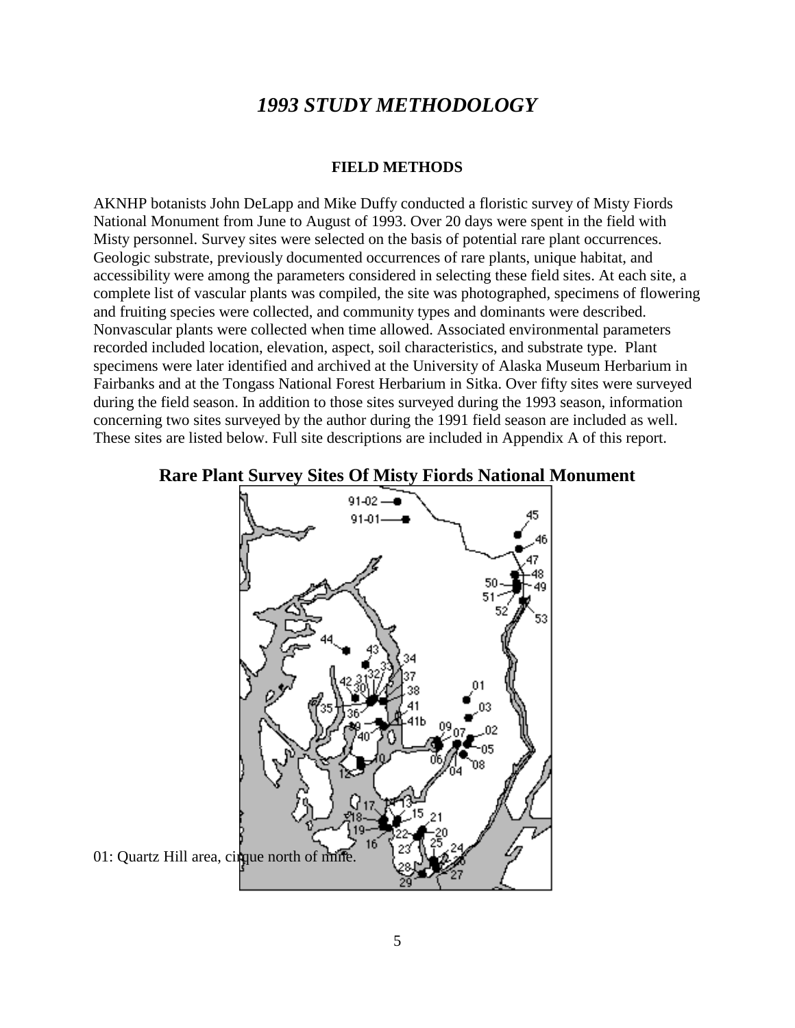# *1993 STUDY METHODOLOGY*

### FIELD METHODS

AKNHP botanists John DeLapp and Mike Duffy conducted a floristic survey of Misty Fiords National Monument from June to August of 1993. Over 20 days were spent in the field with Misty personnel. Survey sites were selected on the basis of potential rare plant occurrences. Geologic substrate, previously documented occurrences of rare plants, unique habitat, and accessibility were among the parameters considered in selecting these field sites. At each site, a complete list of vascular plants was compiled, the site was photographed, specimens of flowering and fruiting species were collected, and community types and dominants were described. Nonvascular plants were collected when time allowed. Associated environmental parameters recorded included location, elevation, aspect, soil characteristics, and substrate type. Plant specimens were later identified and archived at the University of Alaska Museum Herbarium in Fairbanks and at the Tongass National Forest Herbarium in Sitka. Over fifty sites were surveyed during the field season. In addition to those sites surveyed during the 1993 season, information concerning two sites surveyed by the author during the 1991 field season are included as well. These sites are listed below. Full site descriptions are included in Appendix A of this report.

**Rare Plant Survey Sites Of Misty Fiords National Monument**

01: Quartz Hill area, cirque north of mine.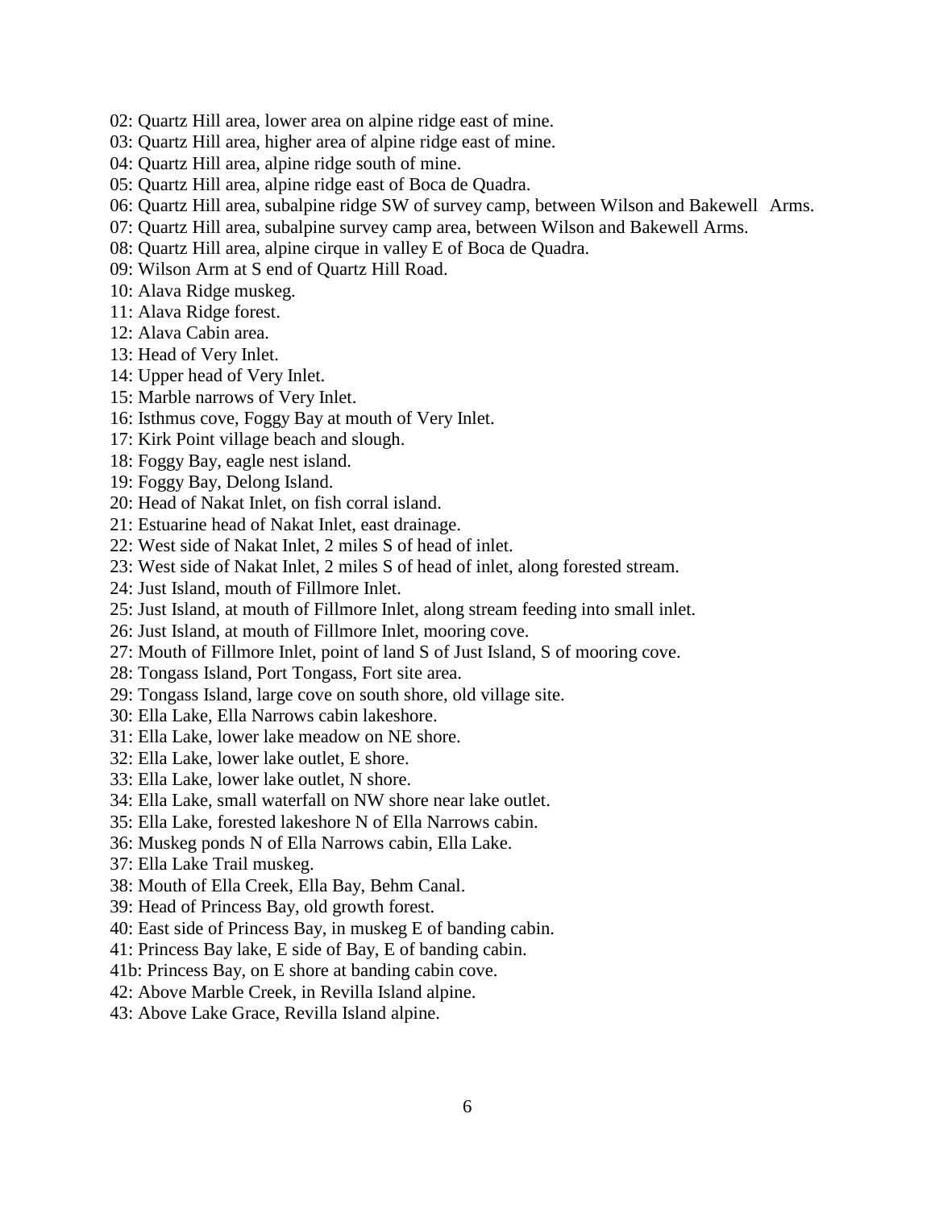02: Quartz Hill area, lower area on alpine ridge east of mine.
03: Quartz Hill area, higher area of alpine ridge east of mine.
04: Quartz Hill area, alpine ridge south of mine.
05: Quartz Hill area, alpine ridge east of Boca de Quadra.
06: Quartz Hill area, subalpine ridge SW of survey camp, between Wilson and Bakewell Arms.
07: Quartz Hill area, subalpine survey camp area, between Wilson and Bakewell Arms.
08: Quartz Hill area, alpine cirque in valley E of Boca de Quadra.
09: Wilson Arm at S end of Quartz Hill Road.
10: Alava Ridge muskeg.
11: Alava Ridge forest.
12: Alava Cabin area.
13: Head of Very Inlet.
14: Upper head of Very Inlet.
15: Marble narrows of Very Inlet.
16: Isthmus cove, Foggy Bay at mouth of Very Inlet.
17: Kirk Point village beach and slough.
18: Foggy Bay, eagle nest island.
19: Foggy Bay, Delong Island.
20: Head of Nakat Inlet, on fish corral island.
21: Estuarine head of Nakat Inlet, east drainage.
22: West side of Nakat Inlet, 2 miles S of head of inlet.
23: West side of Nakat Inlet, 2 miles S of head of inlet, along forested stream.
24: Just Island, mouth of Fillmore Inlet.
25: Just Island, at mouth of Fillmore Inlet, along stream feeding into small inlet.
26: Just Island, at mouth of Fillmore Inlet, mooring cove.
27: Mouth of Fillmore Inlet, point of land S of Just Island, S of mooring cove.
28: Tongass Island, Port Tongass, Fort site area.
29: Tongass Island, large cove on south shore, old village site.
30: Ella Lake, Ella Narrows cabin lakeshore.
31: Ella Lake, lower lake meadow on NE shore.
32: Ella Lake, lower lake outlet, E shore.
33: Ella Lake, lower lake outlet, N shore.
34: Ella Lake, small waterfall on NW shore near lake outlet.
35: Ella Lake, forested lakeshore N of Ella Narrows cabin.
36: Muskeg ponds N of Ella Narrows cabin, Ella Lake.
37: Ella Lake Trail muskeg.
38: Mouth of Ella Creek, Ella Bay, Behm Canal.
39: Head of Princess Bay, old growth forest.
40: East side of Princess Bay, in muskeg E of banding cabin.
41: Princess Bay lake, E side of Bay, E of banding cabin.
41b: Princess Bay, on E shore at banding cabin cove.
42: Above Marble Creek, in Revilla Island alpine.
43: Above Lake Grace, Revilla Island alpine.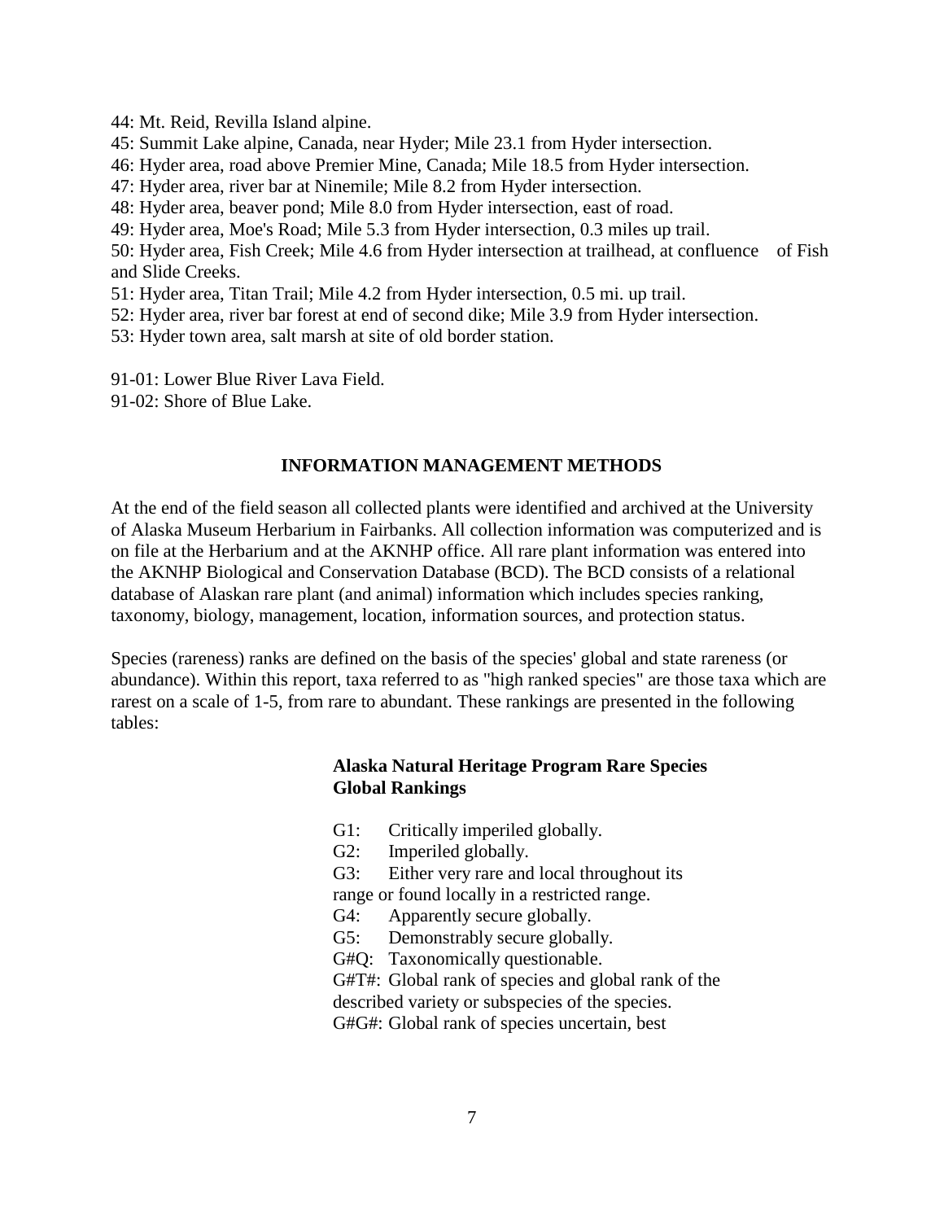44: Mt. Reid, Revilla Island alpine.
45: Summit Lake alpine, Canada, near Hyder; Mile 23.1 from Hyder intersection.
46: Hyder area, road above Premier Mine, Canada; Mile 18.5 from Hyder intersection.
47: Hyder area, river bar at Ninemile; Mile 8.2 from Hyder intersection.
48: Hyder area, beaver pond; Mile 8.0 from Hyder intersection, east of road.
49: Hyder area, Moe's Road; Mile 5.3 from Hyder intersection, 0.3 miles up trail.
50: Hyder area, Fish Creek; Mile 4.6 from Hyder intersection at trailhead, at confluence of Fish and Slide Creeks.
51: Hyder area, Titan Trail; Mile 4.2 from Hyder intersection, 0.5 mi. up trail.
52: Hyder area, river bar forest at end of second dike; Mile 3.9 from Hyder intersection.
53: Hyder town area, salt marsh at site of old border station.

91-01: Lower Blue River Lava Field.
91-02: Shore of Blue Lake.

## INFORMATION MANAGEMENT METHODS

At the end of the field season all collected plants were identified and archived at the University of Alaska Museum Herbarium in Fairbanks. All collection information was computerized and is on file at the Herbarium and at the AKNHP office. All rare plant information was entered into the AKNHP Biological and Conservation Database (BCD). The BCD consists of a relational database of Alaskan rare plant (and animal) information which includes species ranking, taxonomy, biology, management, location, information sources, and protection status.

Species (rareness) ranks are defined on the basis of the species' global and state rareness (or abundance). Within this report, taxa referred to as "high ranked species" are those taxa which are rarest on a scale of 1-5, from rare to abundant. These rankings are presented in the following tables:

**Alaska Natural Heritage Program Rare Species Global Rankings**

G1: Critically imperiled globally.
G2: Imperiled globally.
G3: Either very rare and local throughout its range or found locally in a restricted range.
G4: Apparently secure globally.
G5: Demonstrably secure globally.
G#Q: Taxonomically questionable.
G#T#: Global rank of species and global rank of the described variety or subspecies of the species.
G#G#: Global rank of species uncertain, best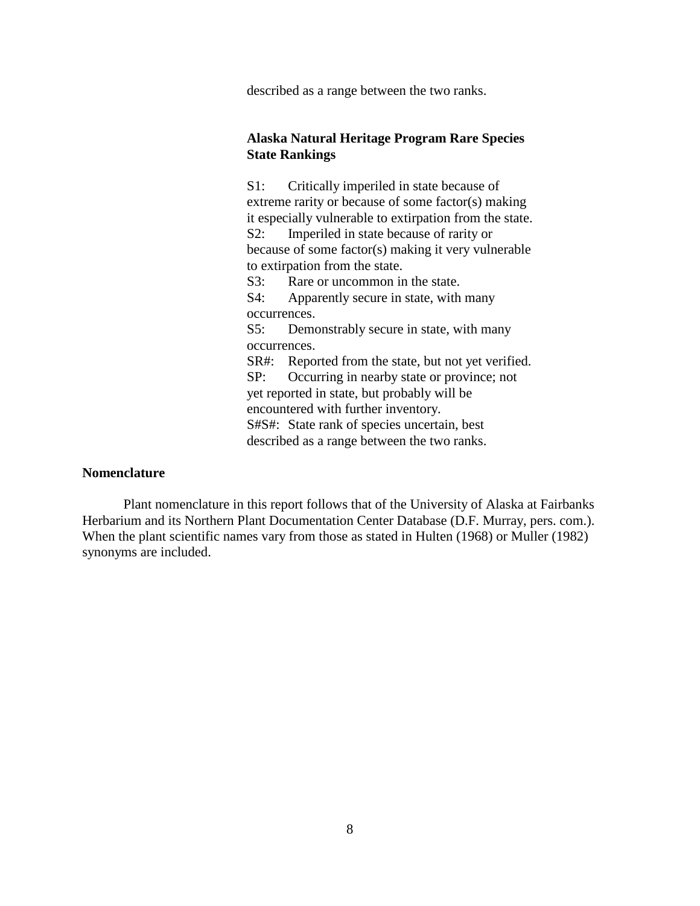described as a range between the two ranks.

**Alaska Natural Heritage Program Rare Species State Rankings**

S1: Critically imperiled in state because of extreme rarity or because of some factor(s) making it especially vulnerable to extirpation from the state.
S2: Imperiled in state because of rarity or because of some factor(s) making it very vulnerable to extirpation from the state.
S3: Rare or uncommon in the state.
S4: Apparently secure in state, with many occurrences.
S5: Demonstrably secure in state, with many occurrences.
SR#: Reported from the state, but not yet verified.
SP: Occurring in nearby state or province; not yet reported in state, but probably will be encountered with further inventory.
S#S#: State rank of species uncertain, best described as a range between the two ranks.

## Nomenclature

Plant nomenclature in this report follows that of the University of Alaska at Fairbanks Herbarium and its Northern Plant Documentation Center Database (D.F. Murray, pers. com.). When the plant scientific names vary from those as stated in Hulten (1968) or Muller (1982) synonyms are included.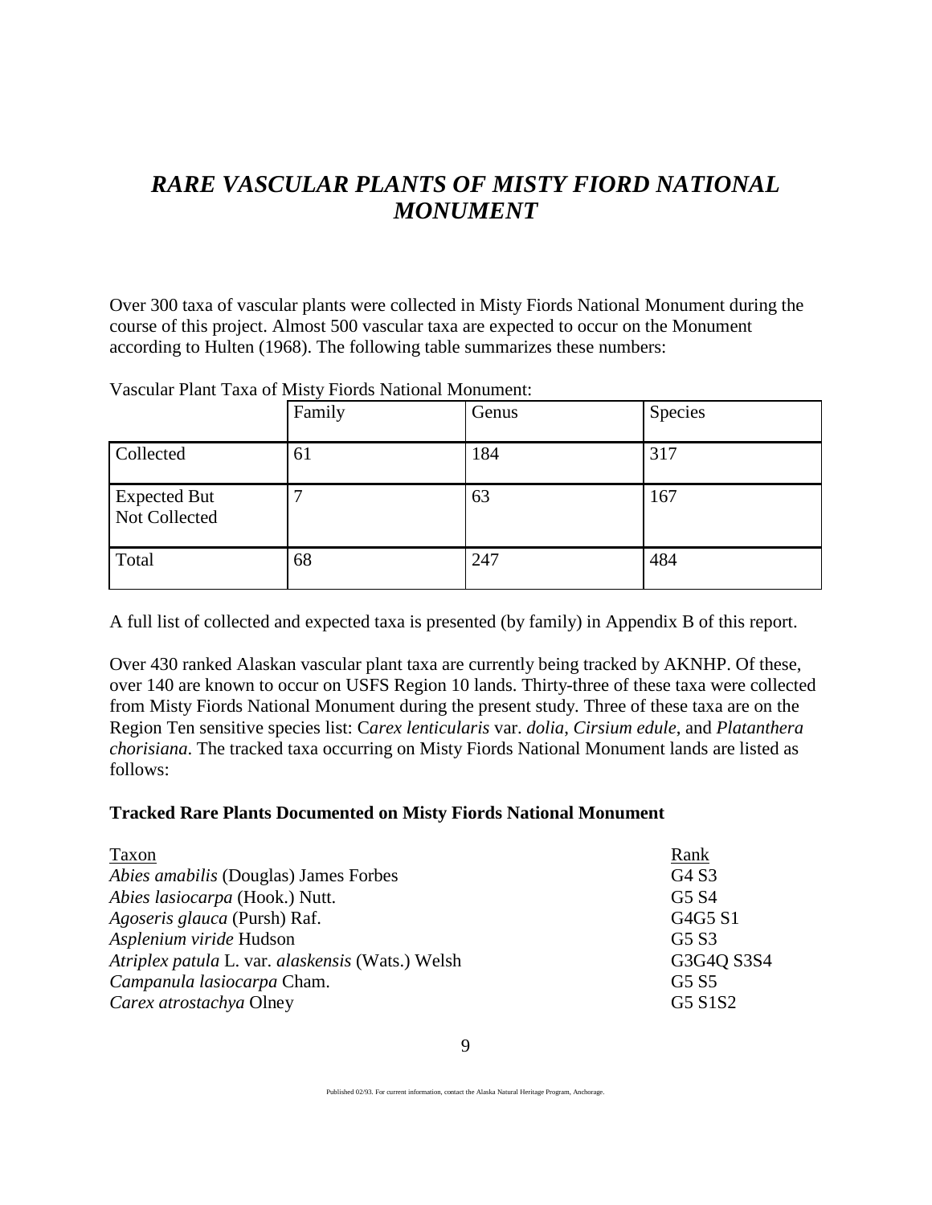# *RARE VASCULAR PLANTS OF MISTY FIORD NATIONAL MONUMENT*

Over 300 taxa of vascular plants were collected in Misty Fiords National Monument during the course of this project. Almost 500 vascular taxa are expected to occur on the Monument according to Hulten (1968). The following table summarizes these numbers:

Vascular Plant Taxa of Misty Fiords National Monument:

| | Family | Genus | Species |
|---|---|---|---|
| Collected | 61 | 184 | 317 |
| Expected But Not Collected | 7 | 63 | 167 |
| Total | 68 | 247 | 484 |

A full list of collected and expected taxa is presented (by family) in Appendix B of this report.

Over 430 ranked Alaskan vascular plant taxa are currently being tracked by AKNHP. Of these, over 140 are known to occur on USFS Region 10 lands. Thirty-three of these taxa were collected from Misty Fiords National Monument during the present study. Three of these taxa are on the Region Ten sensitive species list: C*arex lenticularis* var. *dolia*, *Cirsium edule*, and *Platanthera chorisiana*. The tracked taxa occurring on Misty Fiords National Monument lands are listed as follows:

**Tracked Rare Plants Documented on Misty Fiords National Monument**

| Taxon | Rank |
|---|---|
| *Abies amabilis* (Douglas) James Forbes | G4 S3 |
| *Abies lasiocarpa* (Hook.) Nutt. | G5 S4 |
| *Agoseris glauca* (Pursh) Raf. | G4G5 S1 |
| *Asplenium viride* Hudson | G5 S3 |
| *Atriplex patula* L. var. *alaskensis* (Wats.) Welsh | G3G4Q S3S4 |
| *Campanula lasiocarpa* Cham. | G5 S5 |
| *Carex atrostachya* Olney | G5 S1S2 |

Published 02/93. For current information, contact the Alaska Natural Heritage Program, Anchorage.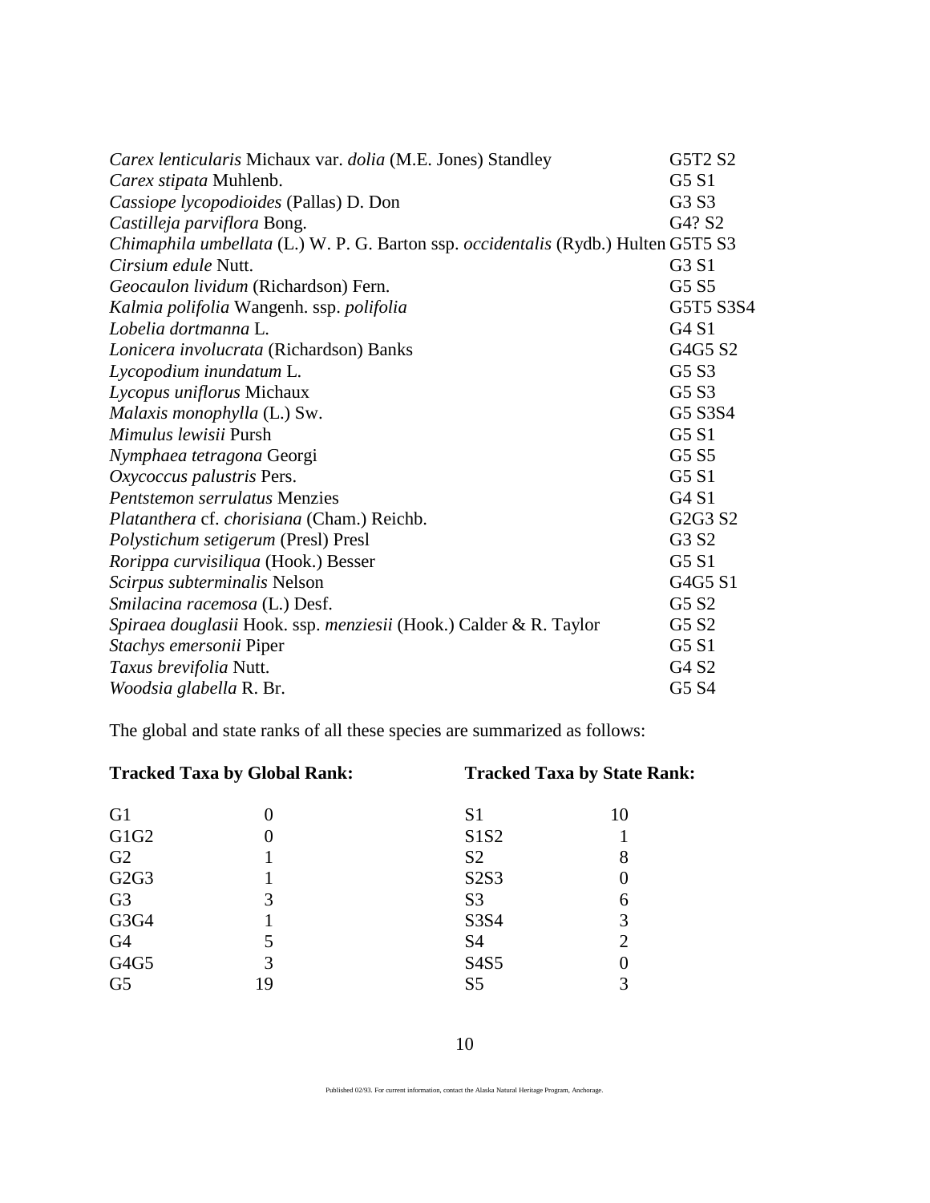| | |
|---|---|
| *Carex lenticularis* Michaux var. *dolia* (M.E. Jones) Standley | G5T2 S2 |
| *Carex stipata* Muhlenb. | G5 S1 |
| *Cassiope lycopodioides* (Pallas) D. Don | G3 S3 |
| *Castilleja parviflora* Bong. | G4? S2 |
| *Chimaphila umbellata* (L.) W. P. G. Barton ssp. *occidentalis* (Rydb.) Hulten | G5T5 S3 |
| *Cirsium edule* Nutt. | G3 S1 |
| *Geocaulon lividum* (Richardson) Fern. | G5 S5 |
| *Kalmia polifolia* Wangenh. ssp. *polifolia* | G5T5 S3S4 |
| *Lobelia dortmanna* L. | G4 S1 |
| *Lonicera involucrata* (Richardson) Banks | G4G5 S2 |
| *Lycopodium inundatum* L. | G5 S3 |
| *Lycopus uniflorus* Michaux | G5 S3 |
| *Malaxis monophylla* (L.) Sw. | G5 S3S4 |
| *Mimulus lewisii* Pursh | G5 S1 |
| *Nymphaea tetragona* Georgi | G5 S5 |
| *Oxycoccus palustris* Pers. | G5 S1 |
| *Pentstemon serrulatus* Menzies | G4 S1 |
| *Platanthera* cf. *chorisiana* (Cham.) Reichb. | G2G3 S2 |
| *Polystichum setigerum* (Presl) Presl | G3 S2 |
| *Rorippa curvisiliqua* (Hook.) Besser | G5 S1 |
| *Scirpus subterminalis* Nelson | G4G5 S1 |
| *Smilacina racemosa* (L.) Desf. | G5 S2 |
| *Spiraea douglasii* Hook. ssp. *menziesii* (Hook.) Calder & R. Taylor | G5 S2 |
| *Stachys emersonii* Piper | G5 S1 |
| *Taxus brevifolia* Nutt. | G4 S2 |
| *Woodsia glabella* R. Br. | G5 S4 |

The global and state ranks of all these species are summarized as follows:

| **Tracked Taxa by Global Rank:** | | **Tracked Taxa by State Rank:** | |
|---|---|---|---|
| G1 | 0 | S1 | 10 |
| G1G2 | 0 | S1S2 | 1 |
| G2 | 1 | S2 | 8 |
| G2G3 | 1 | S2S3 | 0 |
| G3 | 3 | S3 | 6 |
| G3G4 | 1 | S3S4 | 3 |
| G4 | 5 | S4 | 2 |
| G4G5 | 3 | S4S5 | 0 |
| G5 | 19 | S5 | 3 |

Published 02/93. For current information, contact the Alaska Natural Heritage Program, Anchorage.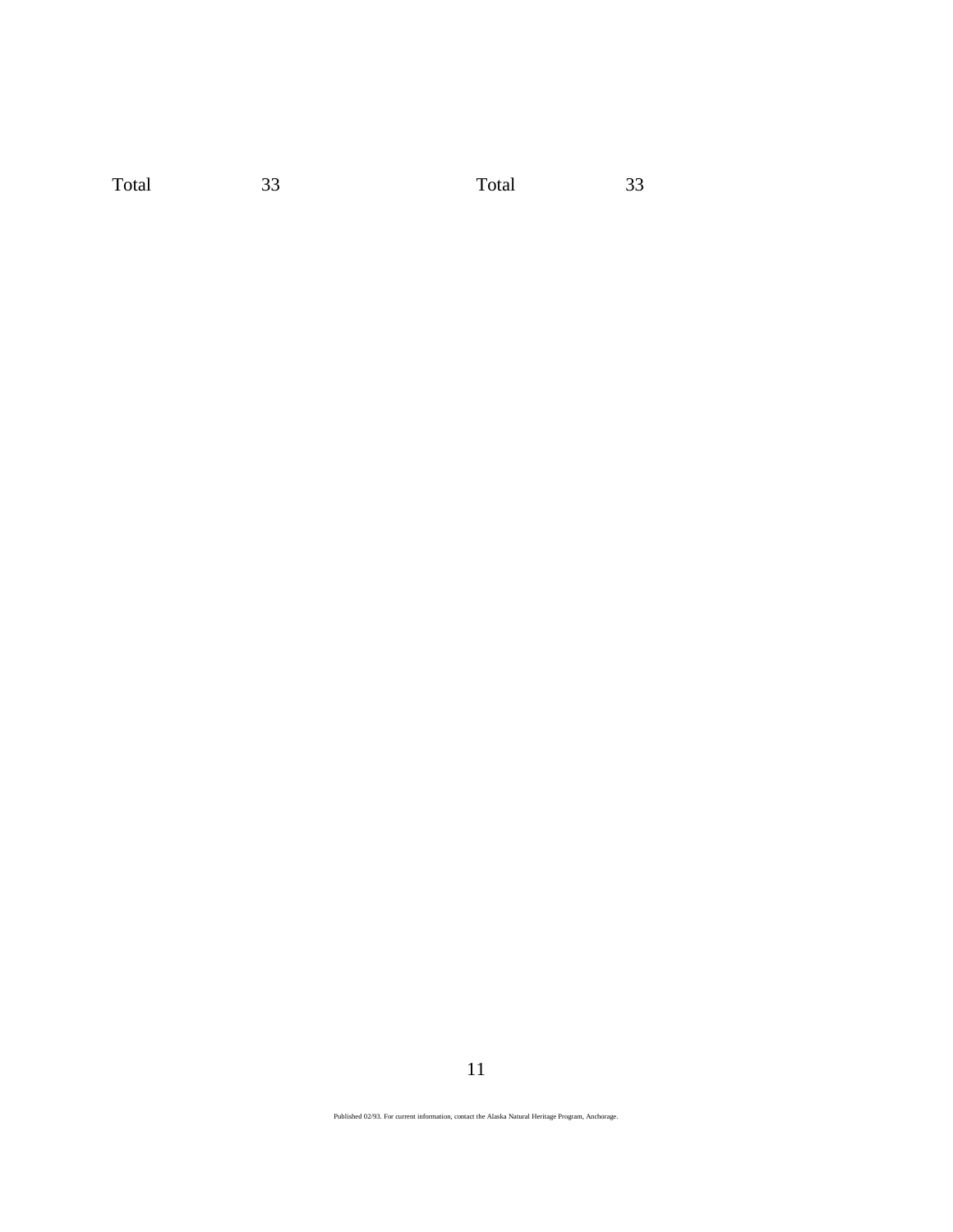| Total | 33 | Total | 33 |
|---|---|---|---|

Published 02/93. For current information, contact the Alaska Natural Heritage Program, Anchorage.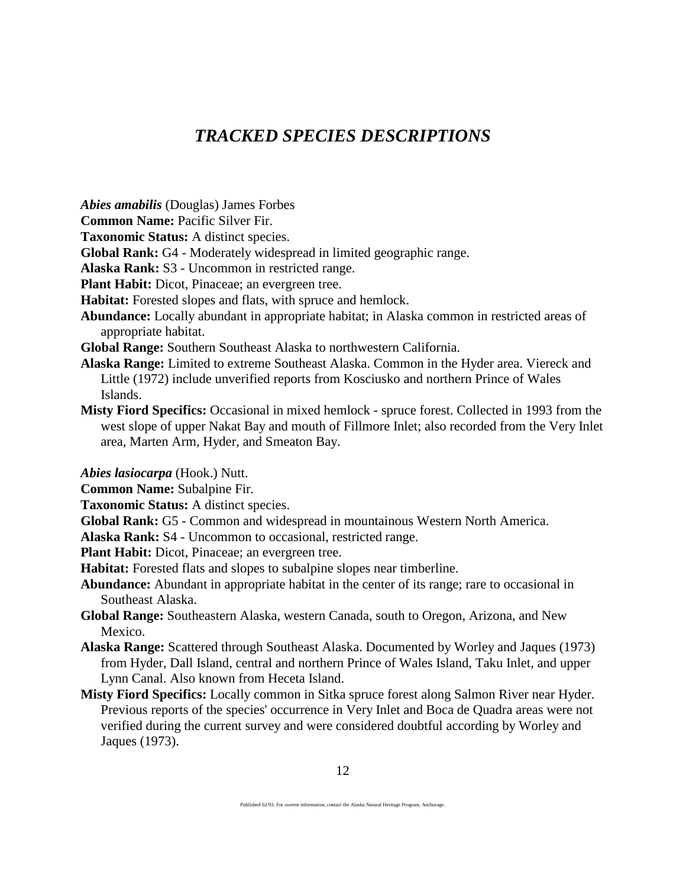# *TRACKED SPECIES DESCRIPTIONS*

***Abies amabilis*** (Douglas) James Forbes

**Common Name:** Pacific Silver Fir.

**Taxonomic Status:** A distinct species.

**Global Rank:** G4 - Moderately widespread in limited geographic range.

**Alaska Rank:** S3 - Uncommon in restricted range.

**Plant Habit:** Dicot, Pinaceae; an evergreen tree.

**Habitat:** Forested slopes and flats, with spruce and hemlock.

**Abundance:** Locally abundant in appropriate habitat; in Alaska common in restricted areas of appropriate habitat.

**Global Range:** Southern Southeast Alaska to northwestern California.

**Alaska Range:** Limited to extreme Southeast Alaska. Common in the Hyder area. Viereck and Little (1972) include unverified reports from Kosciusko and northern Prince of Wales Islands.

**Misty Fiord Specifics:** Occasional in mixed hemlock - spruce forest. Collected in 1993 from the west slope of upper Nakat Bay and mouth of Fillmore Inlet; also recorded from the Very Inlet area, Marten Arm, Hyder, and Smeaton Bay.

***Abies lasiocarpa*** (Hook.) Nutt.

**Common Name:** Subalpine Fir.

**Taxonomic Status:** A distinct species.

**Global Rank:** G5 - Common and widespread in mountainous Western North America.

**Alaska Rank:** S4 - Uncommon to occasional, restricted range.

**Plant Habit:** Dicot, Pinaceae; an evergreen tree.

**Habitat:** Forested flats and slopes to subalpine slopes near timberline.

**Abundance:** Abundant in appropriate habitat in the center of its range; rare to occasional in Southeast Alaska.

**Global Range:** Southeastern Alaska, western Canada, south to Oregon, Arizona, and New Mexico.

**Alaska Range:** Scattered through Southeast Alaska. Documented by Worley and Jaques (1973) from Hyder, Dall Island, central and northern Prince of Wales Island, Taku Inlet, and upper Lynn Canal. Also known from Heceta Island.

**Misty Fiord Specifics:** Locally common in Sitka spruce forest along Salmon River near Hyder. Previous reports of the species' occurrence in Very Inlet and Boca de Quadra areas were not verified during the current survey and were considered doubtful according by Worley and Jaques (1973).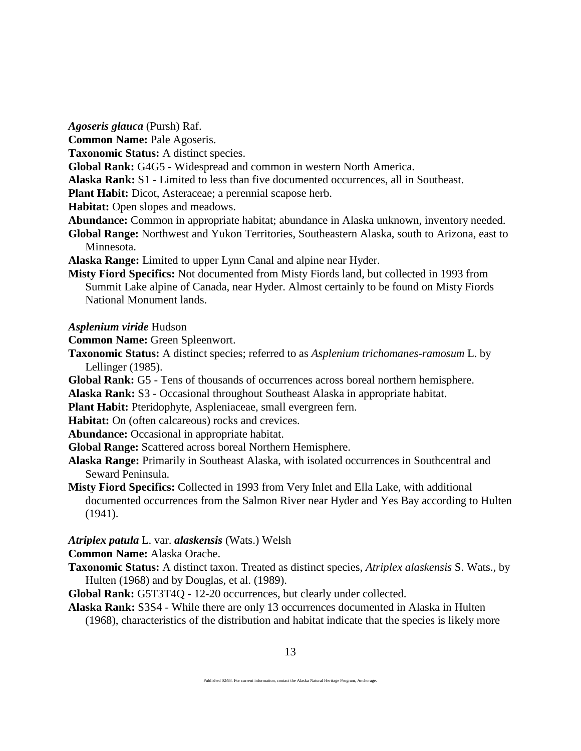***Agoseris glauca*** (Pursh) Raf.

**Common Name:** Pale Agoseris.

**Taxonomic Status:** A distinct species.

**Global Rank:** G4G5 - Widespread and common in western North America.

**Alaska Rank:** S1 - Limited to less than five documented occurrences, all in Southeast.

**Plant Habit:** Dicot, Asteraceae; a perennial scapose herb.

**Habitat:** Open slopes and meadows.

**Abundance:** Common in appropriate habitat; abundance in Alaska unknown, inventory needed.

**Global Range:** Northwest and Yukon Territories, Southeastern Alaska, south to Arizona, east to Minnesota.

**Alaska Range:** Limited to upper Lynn Canal and alpine near Hyder.

**Misty Fiord Specifics:** Not documented from Misty Fiords land, but collected in 1993 from Summit Lake alpine of Canada, near Hyder. Almost certainly to be found on Misty Fiords National Monument lands.

***Asplenium viride*** Hudson

**Common Name:** Green Spleenwort.

**Taxonomic Status:** A distinct species; referred to as *Asplenium trichomanes-ramosum* L. by Lellinger (1985).

**Global Rank:** G5 - Tens of thousands of occurrences across boreal northern hemisphere.

**Alaska Rank:** S3 - Occasional throughout Southeast Alaska in appropriate habitat.

**Plant Habit:** Pteridophyte, Aspleniaceae, small evergreen fern.

**Habitat:** On (often calcareous) rocks and crevices.

**Abundance:** Occasional in appropriate habitat.

**Global Range:** Scattered across boreal Northern Hemisphere.

**Alaska Range:** Primarily in Southeast Alaska, with isolated occurrences in Southcentral and Seward Peninsula.

**Misty Fiord Specifics:** Collected in 1993 from Very Inlet and Ella Lake, with additional documented occurrences from the Salmon River near Hyder and Yes Bay according to Hulten (1941).

***Atriplex patula*** L. var. ***alaskensis*** (Wats.) Welsh

**Common Name:** Alaska Orache.

**Taxonomic Status:** A distinct taxon. Treated as distinct species, *Atriplex alaskensis* S. Wats., by Hulten (1968) and by Douglas, et al. (1989).

**Global Rank:** G5T3T4Q - 12-20 occurrences, but clearly under collected.

**Alaska Rank:** S3S4 - While there are only 13 occurrences documented in Alaska in Hulten (1968), characteristics of the distribution and habitat indicate that the species is likely more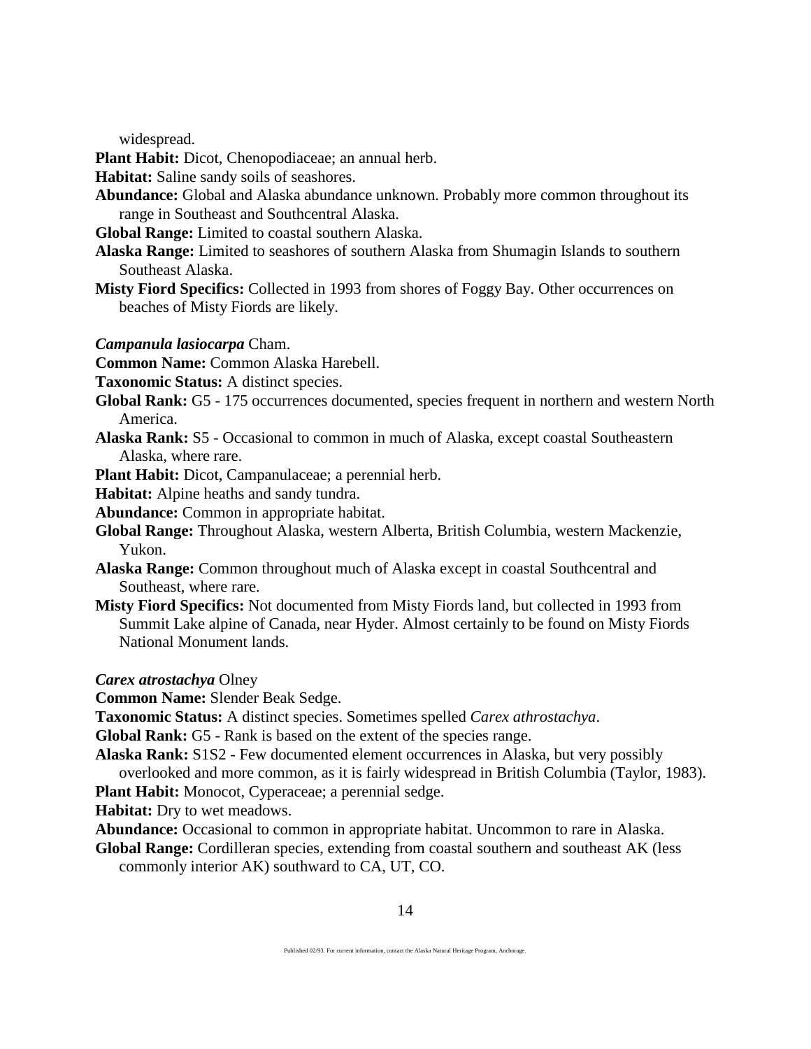widespread.

**Plant Habit:** Dicot, Chenopodiaceae; an annual herb.

**Habitat:** Saline sandy soils of seashores.

**Abundance:** Global and Alaska abundance unknown. Probably more common throughout its range in Southeast and Southcentral Alaska.

**Global Range:** Limited to coastal southern Alaska.

**Alaska Range:** Limited to seashores of southern Alaska from Shumagin Islands to southern Southeast Alaska.

**Misty Fiord Specifics:** Collected in 1993 from shores of Foggy Bay. Other occurrences on beaches of Misty Fiords are likely.

***Campanula lasiocarpa*** Cham.

**Common Name:** Common Alaska Harebell.

**Taxonomic Status:** A distinct species.

**Global Rank:** G5 - 175 occurrences documented, species frequent in northern and western North America.

**Alaska Rank:** S5 - Occasional to common in much of Alaska, except coastal Southeastern Alaska, where rare.

**Plant Habit:** Dicot, Campanulaceae; a perennial herb.

**Habitat:** Alpine heaths and sandy tundra.

**Abundance:** Common in appropriate habitat.

**Global Range:** Throughout Alaska, western Alberta, British Columbia, western Mackenzie, Yukon.

**Alaska Range:** Common throughout much of Alaska except in coastal Southcentral and Southeast, where rare.

**Misty Fiord Specifics:** Not documented from Misty Fiords land, but collected in 1993 from Summit Lake alpine of Canada, near Hyder. Almost certainly to be found on Misty Fiords National Monument lands.

***Carex atrostachya*** Olney

**Common Name:** Slender Beak Sedge.

**Taxonomic Status:** A distinct species. Sometimes spelled *Carex athrostachya*.

**Global Rank:** G5 - Rank is based on the extent of the species range.

**Alaska Rank:** S1S2 - Few documented element occurrences in Alaska, but very possibly overlooked and more common, as it is fairly widespread in British Columbia (Taylor, 1983).

**Plant Habit:** Monocot, Cyperaceae; a perennial sedge.

**Habitat:** Dry to wet meadows.

**Abundance:** Occasional to common in appropriate habitat. Uncommon to rare in Alaska.

**Global Range:** Cordilleran species, extending from coastal southern and southeast AK (less commonly interior AK) southward to CA, UT, CO.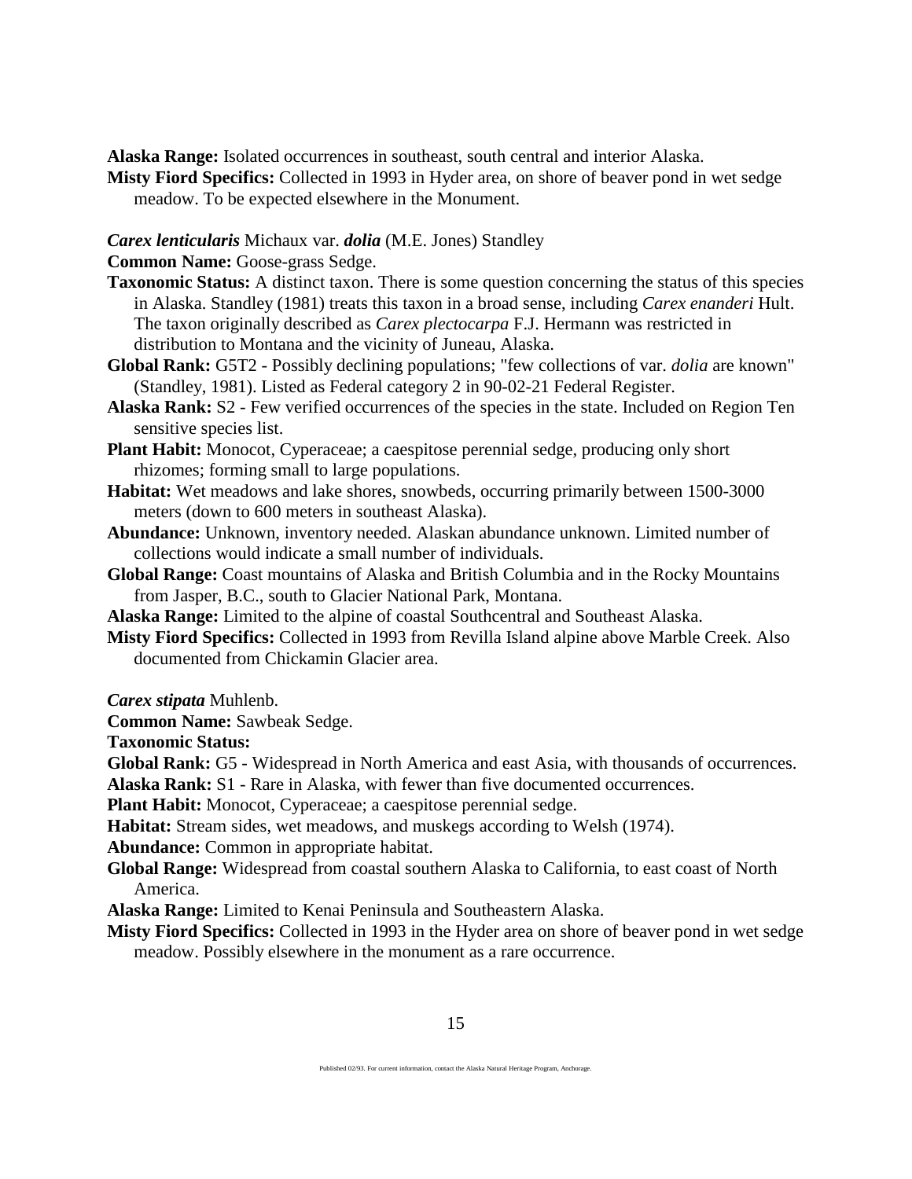**Alaska Range:** Isolated occurrences in southeast, south central and interior Alaska.

**Misty Fiord Specifics:** Collected in 1993 in Hyder area, on shore of beaver pond in wet sedge meadow. To be expected elsewhere in the Monument.

***Carex lenticularis*** Michaux var. ***dolia*** (M.E. Jones) Standley

**Common Name:** Goose-grass Sedge.

**Taxonomic Status:** A distinct taxon. There is some question concerning the status of this species in Alaska. Standley (1981) treats this taxon in a broad sense, including *Carex enanderi* Hult. The taxon originally described as *Carex plectocarpa* F.J. Hermann was restricted in distribution to Montana and the vicinity of Juneau, Alaska.

**Global Rank:** G5T2 - Possibly declining populations; "few collections of var. *dolia* are known" (Standley, 1981). Listed as Federal category 2 in 90-02-21 Federal Register.

**Alaska Rank:** S2 - Few verified occurrences of the species in the state. Included on Region Ten sensitive species list.

**Plant Habit:** Monocot, Cyperaceae; a caespitose perennial sedge, producing only short rhizomes; forming small to large populations.

**Habitat:** Wet meadows and lake shores, snowbeds, occurring primarily between 1500-3000 meters (down to 600 meters in southeast Alaska).

**Abundance:** Unknown, inventory needed. Alaskan abundance unknown. Limited number of collections would indicate a small number of individuals.

**Global Range:** Coast mountains of Alaska and British Columbia and in the Rocky Mountains from Jasper, B.C., south to Glacier National Park, Montana.

**Alaska Range:** Limited to the alpine of coastal Southcentral and Southeast Alaska.

**Misty Fiord Specifics:** Collected in 1993 from Revilla Island alpine above Marble Creek. Also documented from Chickamin Glacier area.

***Carex stipata*** Muhlenb.

**Common Name:** Sawbeak Sedge.

**Taxonomic Status:**

**Global Rank:** G5 - Widespread in North America and east Asia, with thousands of occurrences.

**Alaska Rank:** S1 - Rare in Alaska, with fewer than five documented occurrences.

**Plant Habit:** Monocot, Cyperaceae; a caespitose perennial sedge.

**Habitat:** Stream sides, wet meadows, and muskegs according to Welsh (1974).

**Abundance:** Common in appropriate habitat.

**Global Range:** Widespread from coastal southern Alaska to California, to east coast of North America.

**Alaska Range:** Limited to Kenai Peninsula and Southeastern Alaska.

**Misty Fiord Specifics:** Collected in 1993 in the Hyder area on shore of beaver pond in wet sedge meadow. Possibly elsewhere in the monument as a rare occurrence.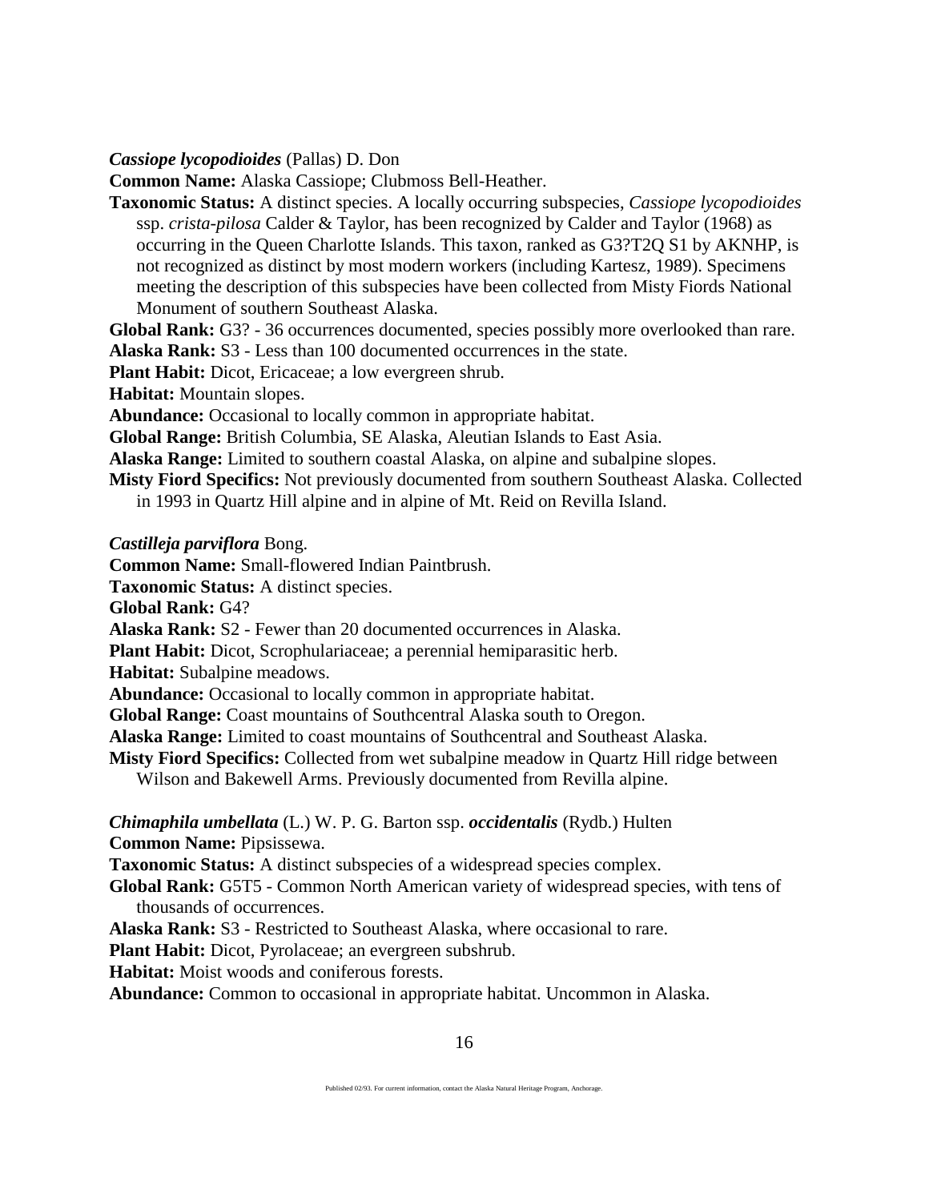*Cassiope lycopodioides* (Pallas) D. Don

**Common Name:** Alaska Cassiope; Clubmoss Bell-Heather.

**Taxonomic Status:** A distinct species. A locally occurring subspecies, *Cassiope lycopodioides* ssp. *crista-pilosa* Calder & Taylor, has been recognized by Calder and Taylor (1968) as occurring in the Queen Charlotte Islands. This taxon, ranked as G3?T2Q S1 by AKNHP, is not recognized as distinct by most modern workers (including Kartesz, 1989). Specimens meeting the description of this subspecies have been collected from Misty Fiords National Monument of southern Southeast Alaska.

**Global Rank:** G3? - 36 occurrences documented, species possibly more overlooked than rare.

**Alaska Rank:** S3 - Less than 100 documented occurrences in the state.

**Plant Habit:** Dicot, Ericaceae; a low evergreen shrub.

**Habitat:** Mountain slopes.

**Abundance:** Occasional to locally common in appropriate habitat.

**Global Range:** British Columbia, SE Alaska, Aleutian Islands to East Asia.

**Alaska Range:** Limited to southern coastal Alaska, on alpine and subalpine slopes.

**Misty Fiord Specifics:** Not previously documented from southern Southeast Alaska. Collected in 1993 in Quartz Hill alpine and in alpine of Mt. Reid on Revilla Island.

*Castilleja parviflora* Bong.

**Common Name:** Small-flowered Indian Paintbrush.

**Taxonomic Status:** A distinct species.

**Global Rank:** G4?

**Alaska Rank:** S2 - Fewer than 20 documented occurrences in Alaska.

**Plant Habit:** Dicot, Scrophulariaceae; a perennial hemiparasitic herb.

**Habitat:** Subalpine meadows.

**Abundance:** Occasional to locally common in appropriate habitat.

**Global Range:** Coast mountains of Southcentral Alaska south to Oregon.

**Alaska Range:** Limited to coast mountains of Southcentral and Southeast Alaska.

**Misty Fiord Specifics:** Collected from wet subalpine meadow in Quartz Hill ridge between Wilson and Bakewell Arms. Previously documented from Revilla alpine.

*Chimaphila umbellata* (L.) W. P. G. Barton ssp. ***occidentalis*** (Rydb.) Hulten

**Common Name:** Pipsissewa.

**Taxonomic Status:** A distinct subspecies of a widespread species complex.

**Global Rank:** G5T5 - Common North American variety of widespread species, with tens of thousands of occurrences.

**Alaska Rank:** S3 - Restricted to Southeast Alaska, where occasional to rare.

**Plant Habit:** Dicot, Pyrolaceae; an evergreen subshrub.

**Habitat:** Moist woods and coniferous forests.

**Abundance:** Common to occasional in appropriate habitat. Uncommon in Alaska.

Published 02/93. For current information, contact the Alaska Natural Heritage Program, Anchorage.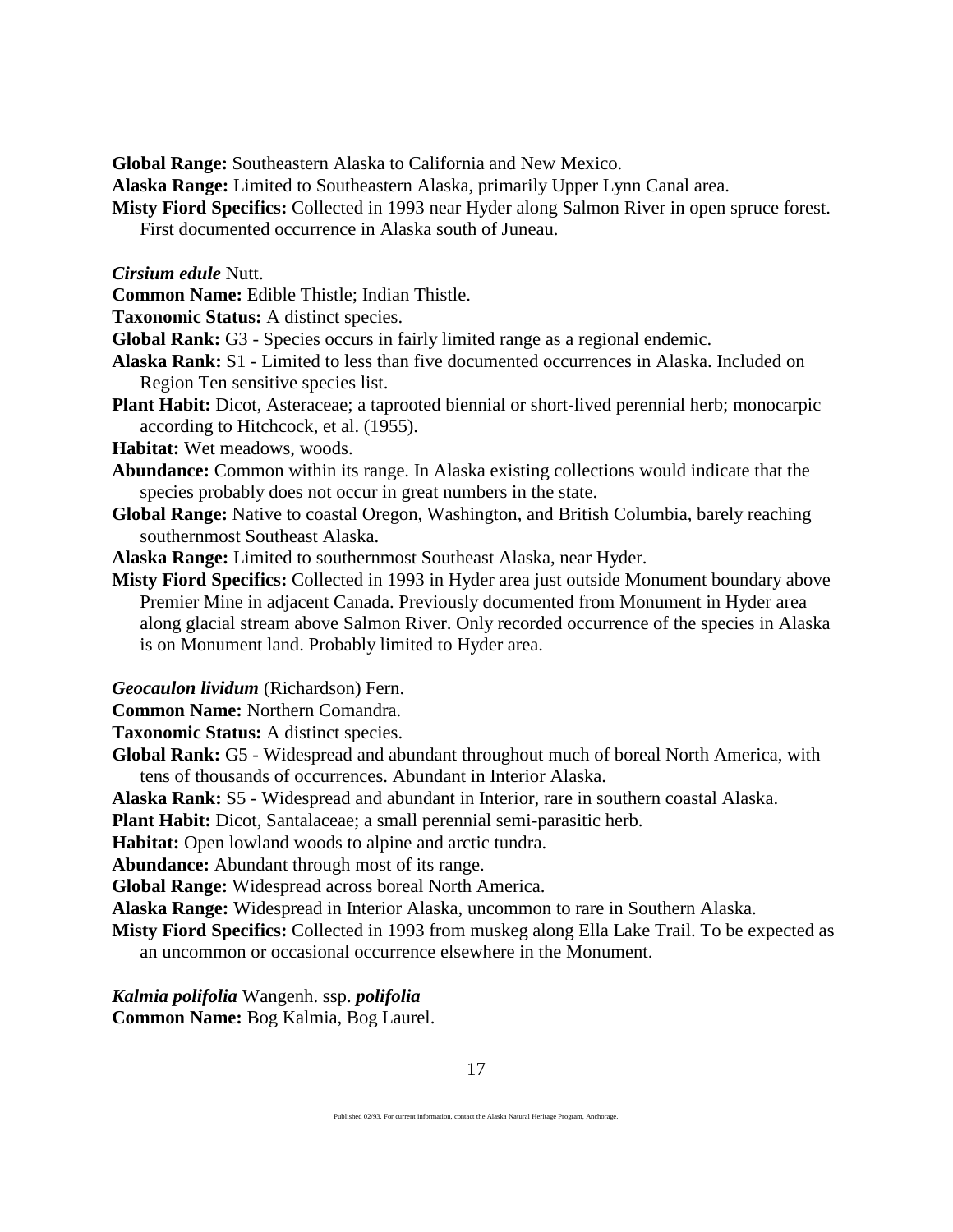**Global Range:** Southeastern Alaska to California and New Mexico.

**Alaska Range:** Limited to Southeastern Alaska, primarily Upper Lynn Canal area.

**Misty Fiord Specifics:** Collected in 1993 near Hyder along Salmon River in open spruce forest. First documented occurrence in Alaska south of Juneau.

***Cirsium edule*** Nutt.

**Common Name:** Edible Thistle; Indian Thistle.

**Taxonomic Status:** A distinct species.

**Global Rank:** G3 - Species occurs in fairly limited range as a regional endemic.

**Alaska Rank:** S1 - Limited to less than five documented occurrences in Alaska. Included on Region Ten sensitive species list.

**Plant Habit:** Dicot, Asteraceae; a taprooted biennial or short-lived perennial herb; monocarpic according to Hitchcock, et al. (1955).

**Habitat:** Wet meadows, woods.

**Abundance:** Common within its range. In Alaska existing collections would indicate that the species probably does not occur in great numbers in the state.

**Global Range:** Native to coastal Oregon, Washington, and British Columbia, barely reaching southernmost Southeast Alaska.

**Alaska Range:** Limited to southernmost Southeast Alaska, near Hyder.

**Misty Fiord Specifics:** Collected in 1993 in Hyder area just outside Monument boundary above Premier Mine in adjacent Canada. Previously documented from Monument in Hyder area along glacial stream above Salmon River. Only recorded occurrence of the species in Alaska is on Monument land. Probably limited to Hyder area.

***Geocaulon lividum*** (Richardson) Fern.

**Common Name:** Northern Comandra.

**Taxonomic Status:** A distinct species.

**Global Rank:** G5 - Widespread and abundant throughout much of boreal North America, with tens of thousands of occurrences. Abundant in Interior Alaska.

**Alaska Rank:** S5 - Widespread and abundant in Interior, rare in southern coastal Alaska.

**Plant Habit:** Dicot, Santalaceae; a small perennial semi-parasitic herb.

**Habitat:** Open lowland woods to alpine and arctic tundra.

**Abundance:** Abundant through most of its range.

**Global Range:** Widespread across boreal North America.

**Alaska Range:** Widespread in Interior Alaska, uncommon to rare in Southern Alaska.

**Misty Fiord Specifics:** Collected in 1993 from muskeg along Ella Lake Trail. To be expected as an uncommon or occasional occurrence elsewhere in the Monument.

***Kalmia polifolia*** Wangenh. ssp. ***polifolia***

**Common Name:** Bog Kalmia, Bog Laurel.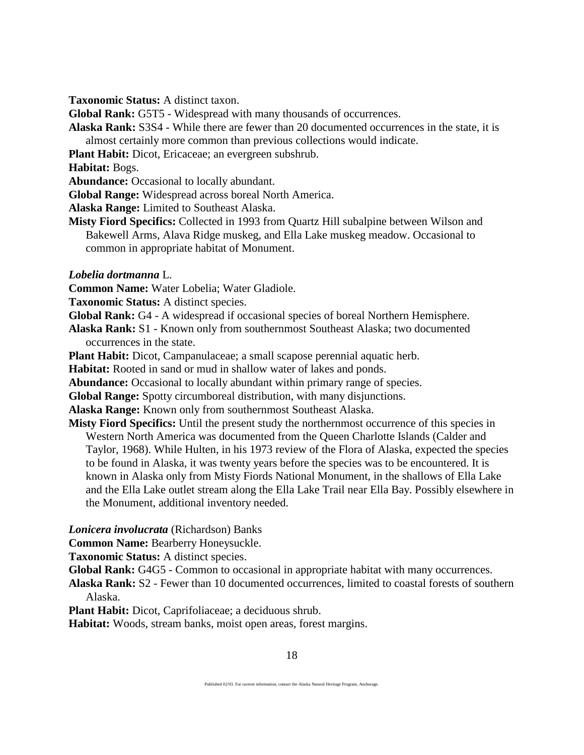**Taxonomic Status:** A distinct taxon.

**Global Rank:** G5T5 - Widespread with many thousands of occurrences.

**Alaska Rank:** S3S4 - While there are fewer than 20 documented occurrences in the state, it is almost certainly more common than previous collections would indicate.

**Plant Habit:** Dicot, Ericaceae; an evergreen subshrub.

**Habitat:** Bogs.

**Abundance:** Occasional to locally abundant.

**Global Range:** Widespread across boreal North America.

**Alaska Range:** Limited to Southeast Alaska.

**Misty Fiord Specifics:** Collected in 1993 from Quartz Hill subalpine between Wilson and Bakewell Arms, Alava Ridge muskeg, and Ella Lake muskeg meadow. Occasional to common in appropriate habitat of Monument.

***Lobelia dortmanna*** L.

**Common Name:** Water Lobelia; Water Gladiole.

**Taxonomic Status:** A distinct species.

**Global Rank:** G4 - A widespread if occasional species of boreal Northern Hemisphere.

**Alaska Rank:** S1 - Known only from southernmost Southeast Alaska; two documented occurrences in the state.

**Plant Habit:** Dicot, Campanulaceae; a small scapose perennial aquatic herb.

**Habitat:** Rooted in sand or mud in shallow water of lakes and ponds.

**Abundance:** Occasional to locally abundant within primary range of species.

**Global Range:** Spotty circumboreal distribution, with many disjunctions.

**Alaska Range:** Known only from southernmost Southeast Alaska.

**Misty Fiord Specifics:** Until the present study the northernmost occurrence of this species in Western North America was documented from the Queen Charlotte Islands (Calder and Taylor, 1968). While Hulten, in his 1973 review of the Flora of Alaska, expected the species to be found in Alaska, it was twenty years before the species was to be encountered. It is known in Alaska only from Misty Fiords National Monument, in the shallows of Ella Lake and the Ella Lake outlet stream along the Ella Lake Trail near Ella Bay. Possibly elsewhere in the Monument, additional inventory needed.

***Lonicera involucrata*** (Richardson) Banks

**Common Name:** Bearberry Honeysuckle.

**Taxonomic Status:** A distinct species.

**Global Rank:** G4G5 - Common to occasional in appropriate habitat with many occurrences.

**Alaska Rank:** S2 - Fewer than 10 documented occurrences, limited to coastal forests of southern Alaska.

**Plant Habit:** Dicot, Caprifoliaceae; a deciduous shrub.

**Habitat:** Woods, stream banks, moist open areas, forest margins.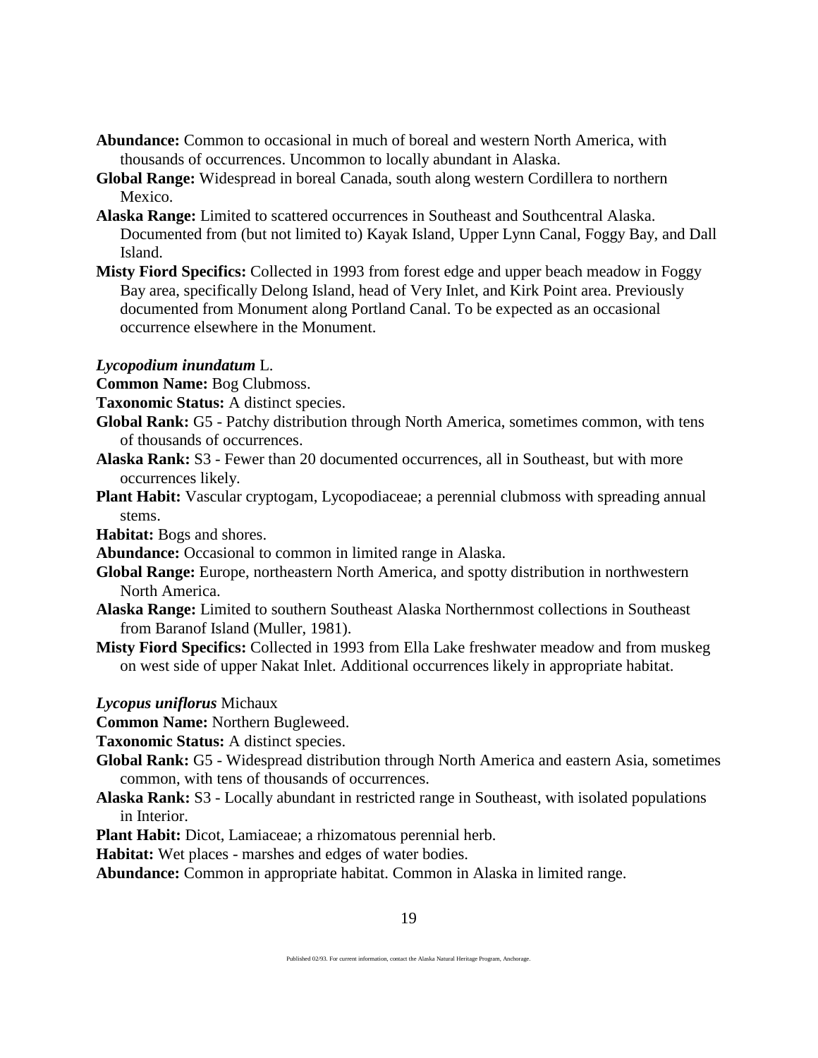**Abundance:** Common to occasional in much of boreal and western North America, with thousands of occurrences. Uncommon to locally abundant in Alaska.

**Global Range:** Widespread in boreal Canada, south along western Cordillera to northern Mexico.

**Alaska Range:** Limited to scattered occurrences in Southeast and Southcentral Alaska. Documented from (but not limited to) Kayak Island, Upper Lynn Canal, Foggy Bay, and Dall Island.

**Misty Fiord Specifics:** Collected in 1993 from forest edge and upper beach meadow in Foggy Bay area, specifically Delong Island, head of Very Inlet, and Kirk Point area. Previously documented from Monument along Portland Canal. To be expected as an occasional occurrence elsewhere in the Monument.

***Lycopodium inundatum*** L.

**Common Name:** Bog Clubmoss.

**Taxonomic Status:** A distinct species.

**Global Rank:** G5 - Patchy distribution through North America, sometimes common, with tens of thousands of occurrences.

**Alaska Rank:** S3 - Fewer than 20 documented occurrences, all in Southeast, but with more occurrences likely.

**Plant Habit:** Vascular cryptogam, Lycopodiaceae; a perennial clubmoss with spreading annual stems.

**Habitat:** Bogs and shores.

**Abundance:** Occasional to common in limited range in Alaska.

**Global Range:** Europe, northeastern North America, and spotty distribution in northwestern North America.

**Alaska Range:** Limited to southern Southeast Alaska Northernmost collections in Southeast from Baranof Island (Muller, 1981).

**Misty Fiord Specifics:** Collected in 1993 from Ella Lake freshwater meadow and from muskeg on west side of upper Nakat Inlet. Additional occurrences likely in appropriate habitat.

***Lycopus uniflorus*** Michaux

**Common Name:** Northern Bugleweed.

**Taxonomic Status:** A distinct species.

**Global Rank:** G5 - Widespread distribution through North America and eastern Asia, sometimes common, with tens of thousands of occurrences.

**Alaska Rank:** S3 - Locally abundant in restricted range in Southeast, with isolated populations in Interior.

**Plant Habit:** Dicot, Lamiaceae; a rhizomatous perennial herb.

**Habitat:** Wet places - marshes and edges of water bodies.

**Abundance:** Common in appropriate habitat. Common in Alaska in limited range.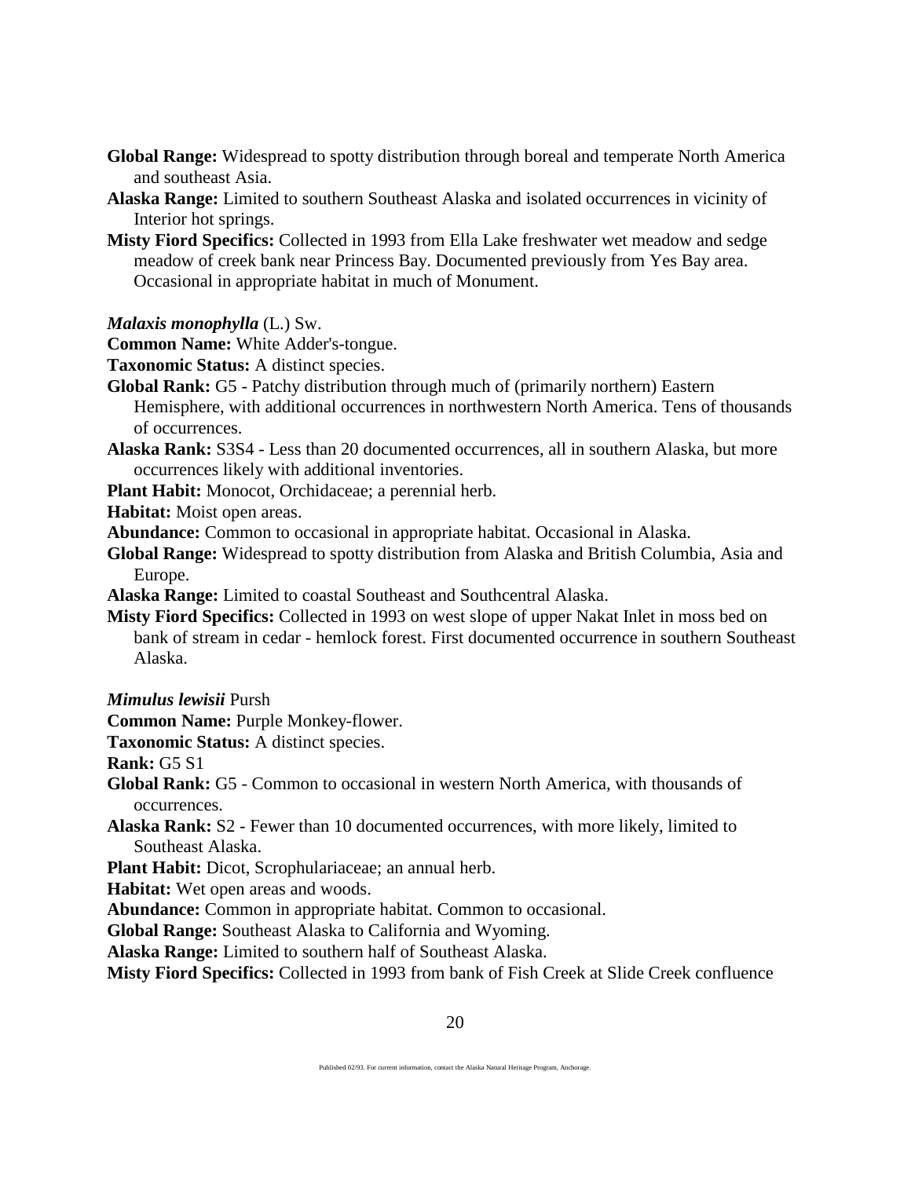**Global Range:** Widespread to spotty distribution through boreal and temperate North America and southeast Asia.

**Alaska Range:** Limited to southern Southeast Alaska and isolated occurrences in vicinity of Interior hot springs.

**Misty Fiord Specifics:** Collected in 1993 from Ella Lake freshwater wet meadow and sedge meadow of creek bank near Princess Bay. Documented previously from Yes Bay area. Occasional in appropriate habitat in much of Monument.

***Malaxis monophylla*** (L.) Sw.

**Common Name:** White Adder's-tongue.

**Taxonomic Status:** A distinct species.

**Global Rank:** G5 - Patchy distribution through much of (primarily northern) Eastern Hemisphere, with additional occurrences in northwestern North America. Tens of thousands of occurrences.

**Alaska Rank:** S3S4 - Less than 20 documented occurrences, all in southern Alaska, but more occurrences likely with additional inventories.

**Plant Habit:** Monocot, Orchidaceae; a perennial herb.

**Habitat:** Moist open areas.

**Abundance:** Common to occasional in appropriate habitat. Occasional in Alaska.

**Global Range:** Widespread to spotty distribution from Alaska and British Columbia, Asia and Europe.

**Alaska Range:** Limited to coastal Southeast and Southcentral Alaska.

**Misty Fiord Specifics:** Collected in 1993 on west slope of upper Nakat Inlet in moss bed on bank of stream in cedar - hemlock forest. First documented occurrence in southern Southeast Alaska.

***Mimulus lewisii*** Pursh

**Common Name:** Purple Monkey-flower.

**Taxonomic Status:** A distinct species.

**Rank:** G5 S1

**Global Rank:** G5 - Common to occasional in western North America, with thousands of occurrences.

**Alaska Rank:** S2 - Fewer than 10 documented occurrences, with more likely, limited to Southeast Alaska.

**Plant Habit:** Dicot, Scrophulariaceae; an annual herb.

**Habitat:** Wet open areas and woods.

**Abundance:** Common in appropriate habitat. Common to occasional.

**Global Range:** Southeast Alaska to California and Wyoming.

**Alaska Range:** Limited to southern half of Southeast Alaska.

**Misty Fiord Specifics:** Collected in 1993 from bank of Fish Creek at Slide Creek confluence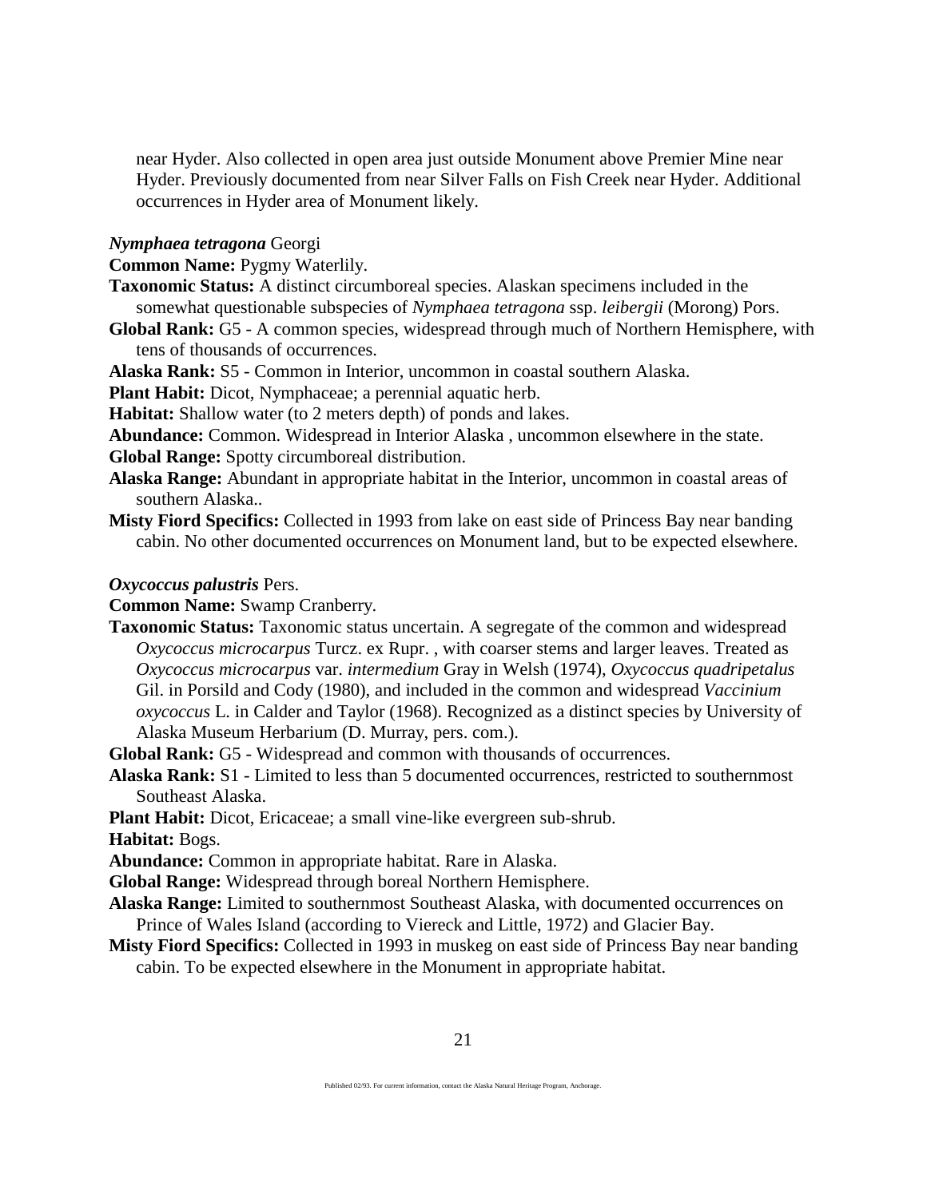near Hyder. Also collected in open area just outside Monument above Premier Mine near Hyder. Previously documented from near Silver Falls on Fish Creek near Hyder. Additional occurrences in Hyder area of Monument likely.

***Nymphaea tetragona*** Georgi

**Common Name:** Pygmy Waterlily.

**Taxonomic Status:** A distinct circumboreal species. Alaskan specimens included in the somewhat questionable subspecies of *Nymphaea tetragona* ssp. *leibergii* (Morong) Pors.

**Global Rank:** G5 - A common species, widespread through much of Northern Hemisphere, with tens of thousands of occurrences.

**Alaska Rank:** S5 - Common in Interior, uncommon in coastal southern Alaska.

**Plant Habit:** Dicot, Nymphaceae; a perennial aquatic herb.

**Habitat:** Shallow water (to 2 meters depth) of ponds and lakes.

**Abundance:** Common. Widespread in Interior Alaska , uncommon elsewhere in the state.

**Global Range:** Spotty circumboreal distribution.

**Alaska Range:** Abundant in appropriate habitat in the Interior, uncommon in coastal areas of southern Alaska..

**Misty Fiord Specifics:** Collected in 1993 from lake on east side of Princess Bay near banding cabin. No other documented occurrences on Monument land, but to be expected elsewhere.

***Oxycoccus palustris*** Pers.

**Common Name:** Swamp Cranberry.

**Taxonomic Status:** Taxonomic status uncertain. A segregate of the common and widespread *Oxycoccus microcarpus* Turcz. ex Rupr. , with coarser stems and larger leaves. Treated as *Oxycoccus microcarpus* var. *intermedium* Gray in Welsh (1974), *Oxycoccus quadripetalus* Gil. in Porsild and Cody (1980), and included in the common and widespread *Vaccinium oxycoccus* L. in Calder and Taylor (1968). Recognized as a distinct species by University of Alaska Museum Herbarium (D. Murray, pers. com.).

**Global Rank:** G5 - Widespread and common with thousands of occurrences.

**Alaska Rank:** S1 - Limited to less than 5 documented occurrences, restricted to southernmost Southeast Alaska.

**Plant Habit:** Dicot, Ericaceae; a small vine-like evergreen sub-shrub.

**Habitat:** Bogs.

**Abundance:** Common in appropriate habitat. Rare in Alaska.

**Global Range:** Widespread through boreal Northern Hemisphere.

**Alaska Range:** Limited to southernmost Southeast Alaska, with documented occurrences on Prince of Wales Island (according to Viereck and Little, 1972) and Glacier Bay.

**Misty Fiord Specifics:** Collected in 1993 in muskeg on east side of Princess Bay near banding cabin. To be expected elsewhere in the Monument in appropriate habitat.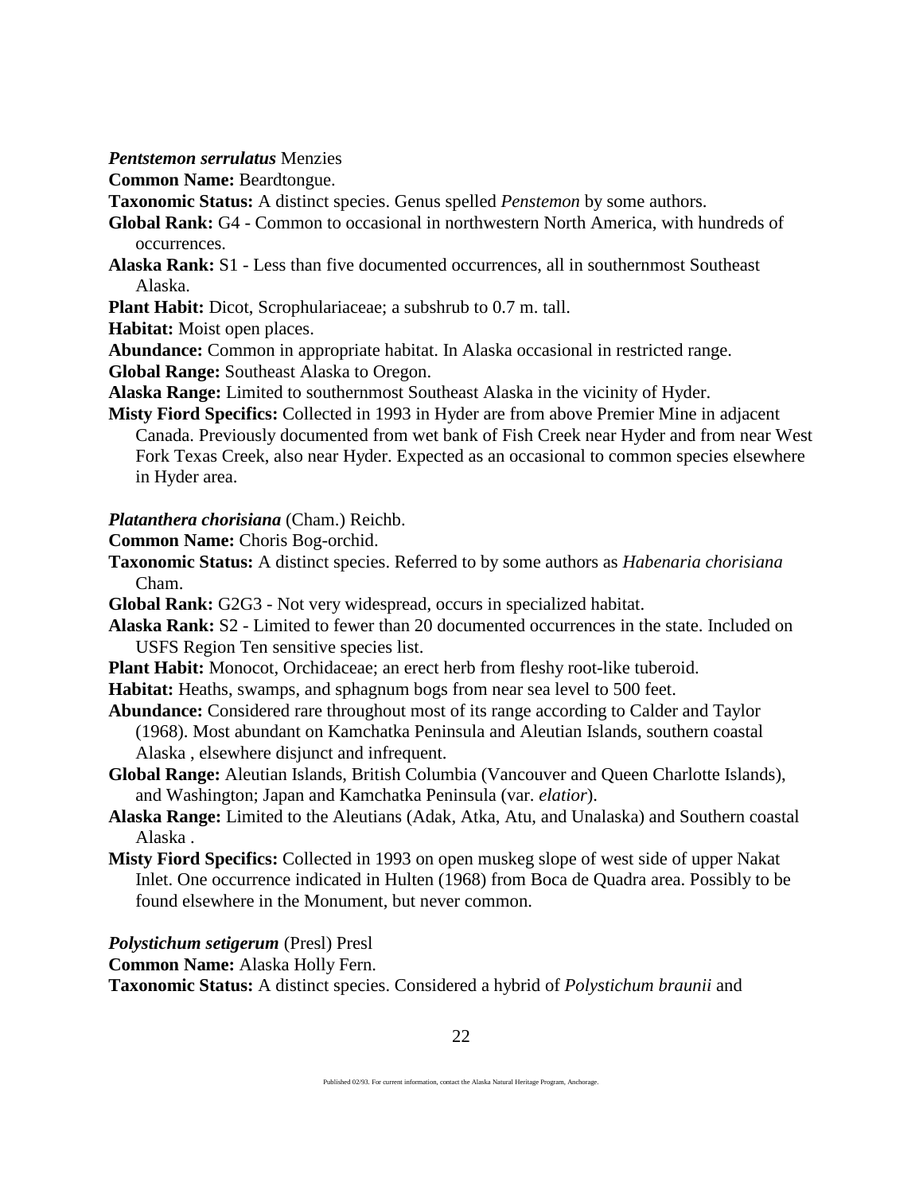***Pentstemon serrulatus*** Menzies

**Common Name:** Beardtongue.

**Taxonomic Status:** A distinct species. Genus spelled *Penstemon* by some authors.

**Global Rank:** G4 - Common to occasional in northwestern North America, with hundreds of occurrences.

**Alaska Rank:** S1 - Less than five documented occurrences, all in southernmost Southeast Alaska.

**Plant Habit:** Dicot, Scrophulariaceae; a subshrub to 0.7 m. tall.

**Habitat:** Moist open places.

**Abundance:** Common in appropriate habitat. In Alaska occasional in restricted range.

**Global Range:** Southeast Alaska to Oregon.

**Alaska Range:** Limited to southernmost Southeast Alaska in the vicinity of Hyder.

**Misty Fiord Specifics:** Collected in 1993 in Hyder are from above Premier Mine in adjacent Canada. Previously documented from wet bank of Fish Creek near Hyder and from near West Fork Texas Creek, also near Hyder. Expected as an occasional to common species elsewhere in Hyder area.

***Platanthera chorisiana*** (Cham.) Reichb.

**Common Name:** Choris Bog-orchid.

**Taxonomic Status:** A distinct species. Referred to by some authors as *Habenaria chorisiana* Cham.

**Global Rank:** G2G3 - Not very widespread, occurs in specialized habitat.

**Alaska Rank:** S2 - Limited to fewer than 20 documented occurrences in the state. Included on USFS Region Ten sensitive species list.

**Plant Habit:** Monocot, Orchidaceae; an erect herb from fleshy root-like tuberoid.

**Habitat:** Heaths, swamps, and sphagnum bogs from near sea level to 500 feet.

**Abundance:** Considered rare throughout most of its range according to Calder and Taylor (1968). Most abundant on Kamchatka Peninsula and Aleutian Islands, southern coastal Alaska , elsewhere disjunct and infrequent.

**Global Range:** Aleutian Islands, British Columbia (Vancouver and Queen Charlotte Islands), and Washington; Japan and Kamchatka Peninsula (var. *elatior*).

**Alaska Range:** Limited to the Aleutians (Adak, Atka, Atu, and Unalaska) and Southern coastal Alaska .

**Misty Fiord Specifics:** Collected in 1993 on open muskeg slope of west side of upper Nakat Inlet. One occurrence indicated in Hulten (1968) from Boca de Quadra area. Possibly to be found elsewhere in the Monument, but never common.

***Polystichum setigerum*** (Presl) Presl

**Common Name:** Alaska Holly Fern.

**Taxonomic Status:** A distinct species. Considered a hybrid of *Polystichum braunii* and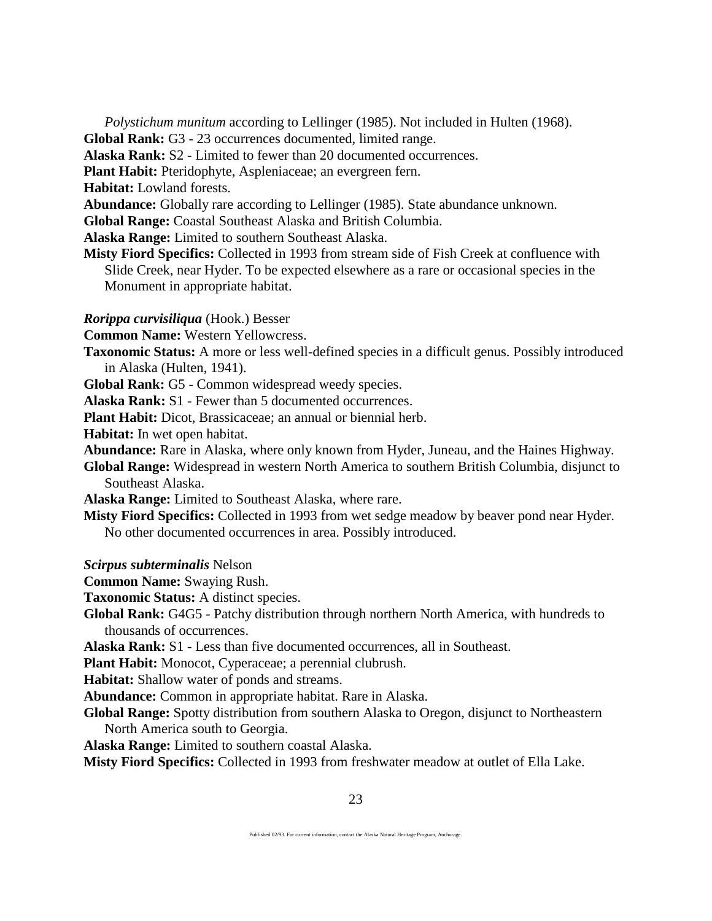*Polystichum munitum* according to Lellinger (1985). Not included in Hulten (1968).

**Global Rank:** G3 - 23 occurrences documented, limited range.

**Alaska Rank:** S2 - Limited to fewer than 20 documented occurrences.

**Plant Habit:** Pteridophyte, Aspleniaceae; an evergreen fern.

**Habitat:** Lowland forests.

**Abundance:** Globally rare according to Lellinger (1985). State abundance unknown.

**Global Range:** Coastal Southeast Alaska and British Columbia.

**Alaska Range:** Limited to southern Southeast Alaska.

**Misty Fiord Specifics:** Collected in 1993 from stream side of Fish Creek at confluence with Slide Creek, near Hyder. To be expected elsewhere as a rare or occasional species in the Monument in appropriate habitat.

***Rorippa curvisiliqua*** (Hook.) Besser

**Common Name:** Western Yellowcress.

**Taxonomic Status:** A more or less well-defined species in a difficult genus. Possibly introduced in Alaska (Hulten, 1941).

**Global Rank:** G5 - Common widespread weedy species.

**Alaska Rank:** S1 - Fewer than 5 documented occurrences.

**Plant Habit:** Dicot, Brassicaceae; an annual or biennial herb.

**Habitat:** In wet open habitat.

**Abundance:** Rare in Alaska, where only known from Hyder, Juneau, and the Haines Highway.

**Global Range:** Widespread in western North America to southern British Columbia, disjunct to Southeast Alaska.

**Alaska Range:** Limited to Southeast Alaska, where rare.

**Misty Fiord Specifics:** Collected in 1993 from wet sedge meadow by beaver pond near Hyder. No other documented occurrences in area. Possibly introduced.

***Scirpus subterminalis*** Nelson

**Common Name:** Swaying Rush.

**Taxonomic Status:** A distinct species.

**Global Rank:** G4G5 - Patchy distribution through northern North America, with hundreds to thousands of occurrences.

**Alaska Rank:** S1 - Less than five documented occurrences, all in Southeast.

**Plant Habit:** Monocot, Cyperaceae; a perennial clubrush.

**Habitat:** Shallow water of ponds and streams.

**Abundance:** Common in appropriate habitat. Rare in Alaska.

**Global Range:** Spotty distribution from southern Alaska to Oregon, disjunct to Northeastern North America south to Georgia.

**Alaska Range:** Limited to southern coastal Alaska.

**Misty Fiord Specifics:** Collected in 1993 from freshwater meadow at outlet of Ella Lake.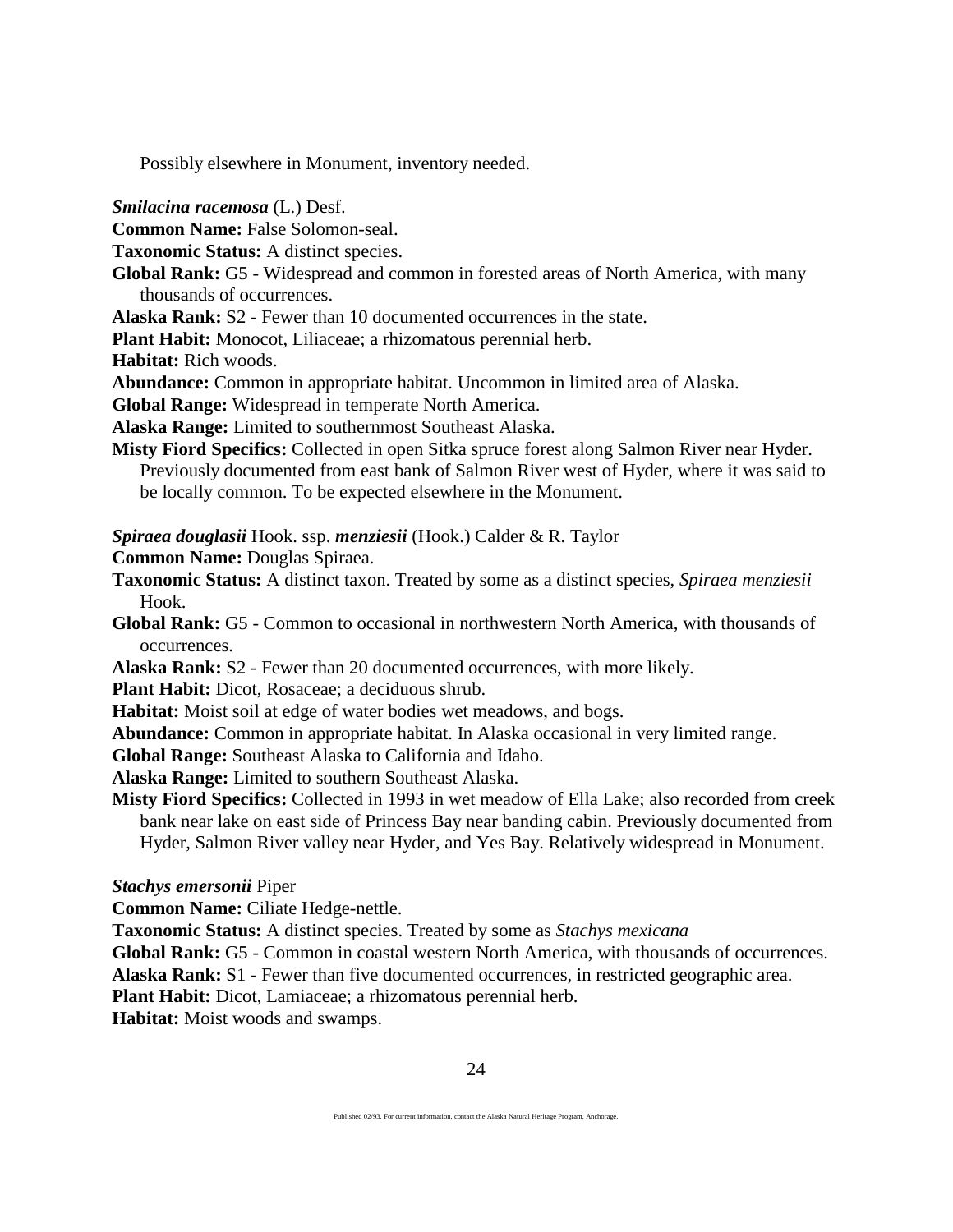Possibly elsewhere in Monument, inventory needed.

***Smilacina racemosa*** (L.) Desf.

**Common Name:** False Solomon-seal.

**Taxonomic Status:** A distinct species.

**Global Rank:** G5 - Widespread and common in forested areas of North America, with many thousands of occurrences.

**Alaska Rank:** S2 - Fewer than 10 documented occurrences in the state.

**Plant Habit:** Monocot, Liliaceae; a rhizomatous perennial herb.

**Habitat:** Rich woods.

**Abundance:** Common in appropriate habitat. Uncommon in limited area of Alaska.

**Global Range:** Widespread in temperate North America.

**Alaska Range:** Limited to southernmost Southeast Alaska.

**Misty Fiord Specifics:** Collected in open Sitka spruce forest along Salmon River near Hyder. Previously documented from east bank of Salmon River west of Hyder, where it was said to be locally common. To be expected elsewhere in the Monument.

***Spiraea douglasii*** Hook. ssp. ***menziesii*** (Hook.) Calder & R. Taylor

**Common Name:** Douglas Spiraea.

**Taxonomic Status:** A distinct taxon. Treated by some as a distinct species, *Spiraea menziesii* Hook.

**Global Rank:** G5 - Common to occasional in northwestern North America, with thousands of occurrences.

**Alaska Rank:** S2 - Fewer than 20 documented occurrences, with more likely.

**Plant Habit:** Dicot, Rosaceae; a deciduous shrub.

**Habitat:** Moist soil at edge of water bodies wet meadows, and bogs.

**Abundance:** Common in appropriate habitat. In Alaska occasional in very limited range.

**Global Range:** Southeast Alaska to California and Idaho.

**Alaska Range:** Limited to southern Southeast Alaska.

**Misty Fiord Specifics:** Collected in 1993 in wet meadow of Ella Lake; also recorded from creek bank near lake on east side of Princess Bay near banding cabin. Previously documented from Hyder, Salmon River valley near Hyder, and Yes Bay. Relatively widespread in Monument.

***Stachys emersonii*** Piper

**Common Name:** Ciliate Hedge-nettle.

**Taxonomic Status:** A distinct species. Treated by some as *Stachys mexicana*

**Global Rank:** G5 - Common in coastal western North America, with thousands of occurrences.

**Alaska Rank:** S1 - Fewer than five documented occurrences, in restricted geographic area.

**Plant Habit:** Dicot, Lamiaceae; a rhizomatous perennial herb.

**Habitat:** Moist woods and swamps.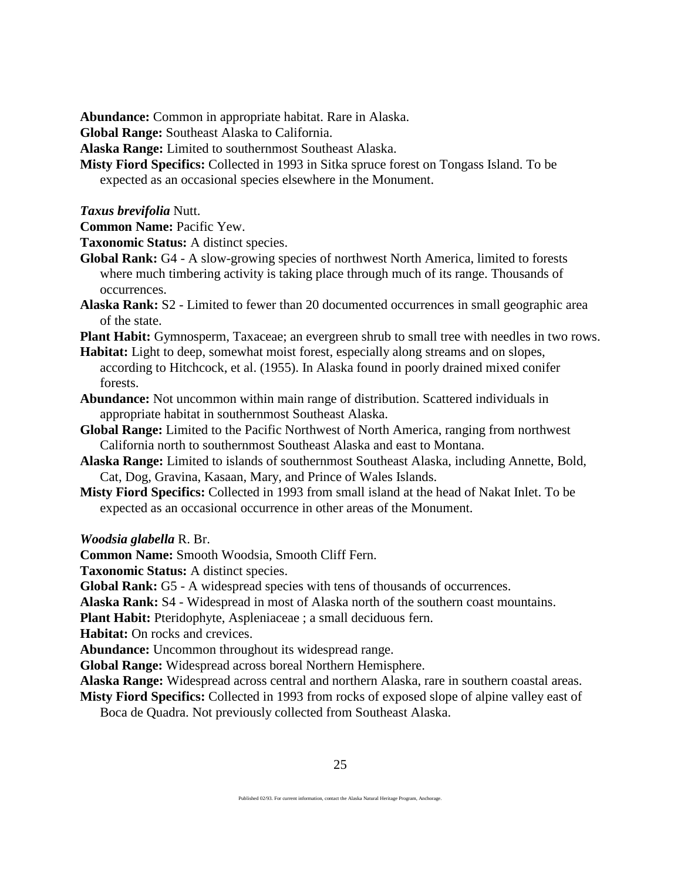**Abundance:** Common in appropriate habitat. Rare in Alaska.

**Global Range:** Southeast Alaska to California.

**Alaska Range:** Limited to southernmost Southeast Alaska.

**Misty Fiord Specifics:** Collected in 1993 in Sitka spruce forest on Tongass Island. To be expected as an occasional species elsewhere in the Monument.

***Taxus brevifolia*** Nutt.

**Common Name:** Pacific Yew.

**Taxonomic Status:** A distinct species.

**Global Rank:** G4 - A slow-growing species of northwest North America, limited to forests where much timbering activity is taking place through much of its range. Thousands of occurrences.

**Alaska Rank:** S2 - Limited to fewer than 20 documented occurrences in small geographic area of the state.

**Plant Habit:** Gymnosperm, Taxaceae; an evergreen shrub to small tree with needles in two rows.

**Habitat:** Light to deep, somewhat moist forest, especially along streams and on slopes, according to Hitchcock, et al. (1955). In Alaska found in poorly drained mixed conifer forests.

**Abundance:** Not uncommon within main range of distribution. Scattered individuals in appropriate habitat in southernmost Southeast Alaska.

**Global Range:** Limited to the Pacific Northwest of North America, ranging from northwest California north to southernmost Southeast Alaska and east to Montana.

**Alaska Range:** Limited to islands of southernmost Southeast Alaska, including Annette, Bold, Cat, Dog, Gravina, Kasaan, Mary, and Prince of Wales Islands.

**Misty Fiord Specifics:** Collected in 1993 from small island at the head of Nakat Inlet. To be expected as an occasional occurrence in other areas of the Monument.

***Woodsia glabella*** R. Br.

**Common Name:** Smooth Woodsia, Smooth Cliff Fern.

**Taxonomic Status:** A distinct species.

**Global Rank:** G5 - A widespread species with tens of thousands of occurrences.

**Alaska Rank:** S4 - Widespread in most of Alaska north of the southern coast mountains.

**Plant Habit:** Pteridophyte, Aspleniaceae ; a small deciduous fern.

**Habitat:** On rocks and crevices.

**Abundance:** Uncommon throughout its widespread range.

**Global Range:** Widespread across boreal Northern Hemisphere.

**Alaska Range:** Widespread across central and northern Alaska, rare in southern coastal areas.

**Misty Fiord Specifics:** Collected in 1993 from rocks of exposed slope of alpine valley east of Boca de Quadra. Not previously collected from Southeast Alaska.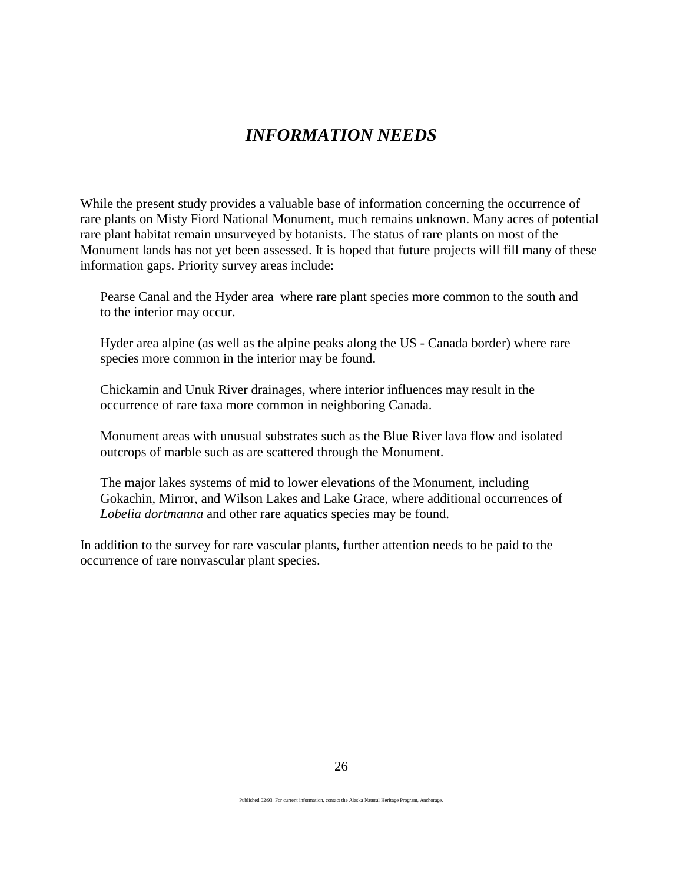# *INFORMATION NEEDS*

While the present study provides a valuable base of information concerning the occurrence of rare plants on Misty Fiord National Monument, much remains unknown. Many acres of potential rare plant habitat remain unsurveyed by botanists. The status of rare plants on most of the Monument lands has not yet been assessed. It is hoped that future projects will fill many of these information gaps. Priority survey areas include:

Pearse Canal and the Hyder area where rare plant species more common to the south and to the interior may occur.

Hyder area alpine (as well as the alpine peaks along the US - Canada border) where rare species more common in the interior may be found.

Chickamin and Unuk River drainages, where interior influences may result in the occurrence of rare taxa more common in neighboring Canada.

Monument areas with unusual substrates such as the Blue River lava flow and isolated outcrops of marble such as are scattered through the Monument.

The major lakes systems of mid to lower elevations of the Monument, including Gokachin, Mirror, and Wilson Lakes and Lake Grace, where additional occurrences of *Lobelia dortmanna* and other rare aquatics species may be found.

In addition to the survey for rare vascular plants, further attention needs to be paid to the occurrence of rare nonvascular plant species.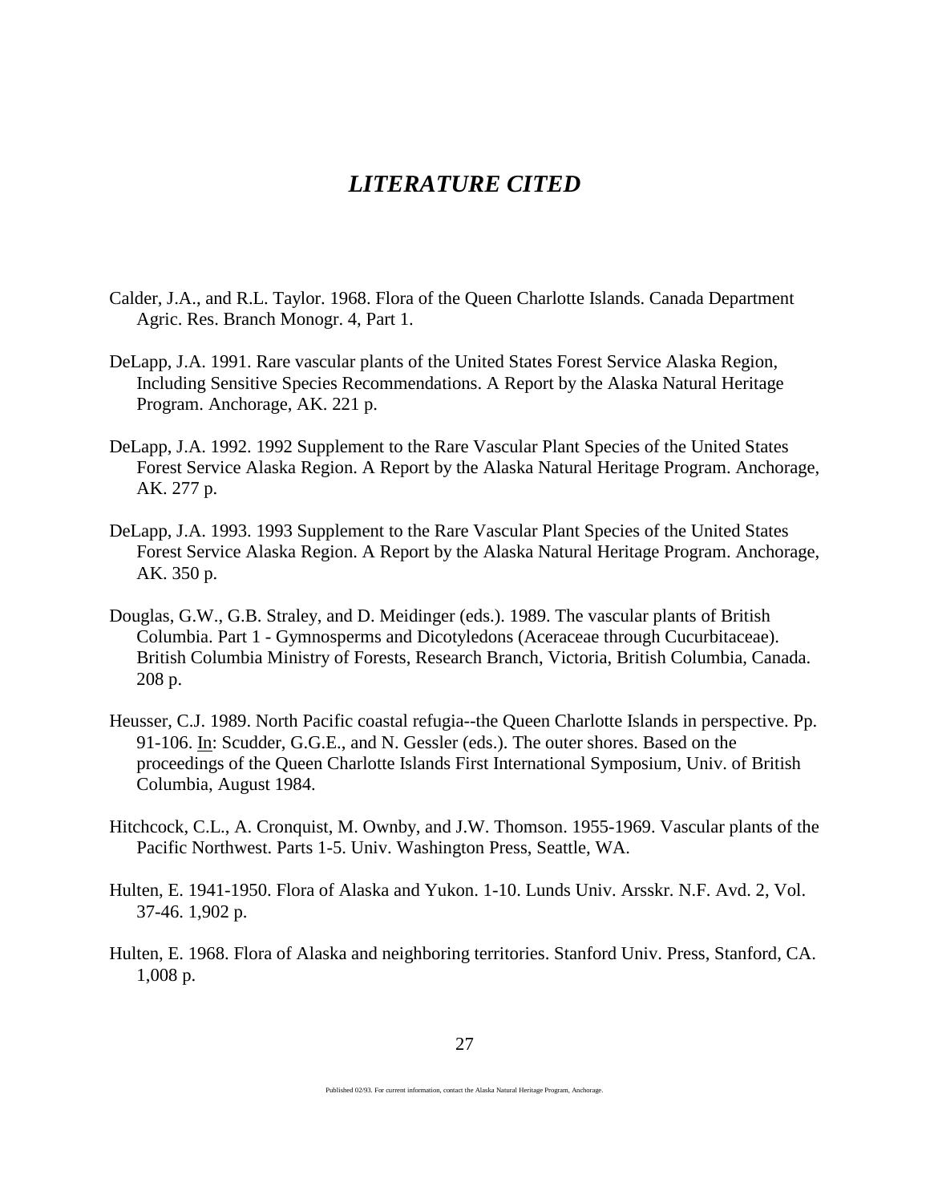# *LITERATURE CITED*

Calder, J.A., and R.L. Taylor. 1968. Flora of the Queen Charlotte Islands. Canada Department Agric. Res. Branch Monogr. 4, Part 1.

DeLapp, J.A. 1991. Rare vascular plants of the United States Forest Service Alaska Region, Including Sensitive Species Recommendations. A Report by the Alaska Natural Heritage Program. Anchorage, AK. 221 p.

DeLapp, J.A. 1992. 1992 Supplement to the Rare Vascular Plant Species of the United States Forest Service Alaska Region. A Report by the Alaska Natural Heritage Program. Anchorage, AK. 277 p.

DeLapp, J.A. 1993. 1993 Supplement to the Rare Vascular Plant Species of the United States Forest Service Alaska Region. A Report by the Alaska Natural Heritage Program. Anchorage, AK. 350 p.

Douglas, G.W., G.B. Straley, and D. Meidinger (eds.). 1989. The vascular plants of British Columbia. Part 1 - Gymnosperms and Dicotyledons (Aceraceae through Cucurbitaceae). British Columbia Ministry of Forests, Research Branch, Victoria, British Columbia, Canada. 208 p.

Heusser, C.J. 1989. North Pacific coastal refugia--the Queen Charlotte Islands in perspective. Pp. 91-106. In: Scudder, G.G.E., and N. Gessler (eds.). The outer shores. Based on the proceedings of the Queen Charlotte Islands First International Symposium, Univ. of British Columbia, August 1984.

Hitchcock, C.L., A. Cronquist, M. Ownby, and J.W. Thomson. 1955-1969. Vascular plants of the Pacific Northwest. Parts 1-5. Univ. Washington Press, Seattle, WA.

Hulten, E. 1941-1950. Flora of Alaska and Yukon. 1-10. Lunds Univ. Arsskr. N.F. Avd. 2, Vol. 37-46. 1,902 p.

Hulten, E. 1968. Flora of Alaska and neighboring territories. Stanford Univ. Press, Stanford, CA. 1,008 p.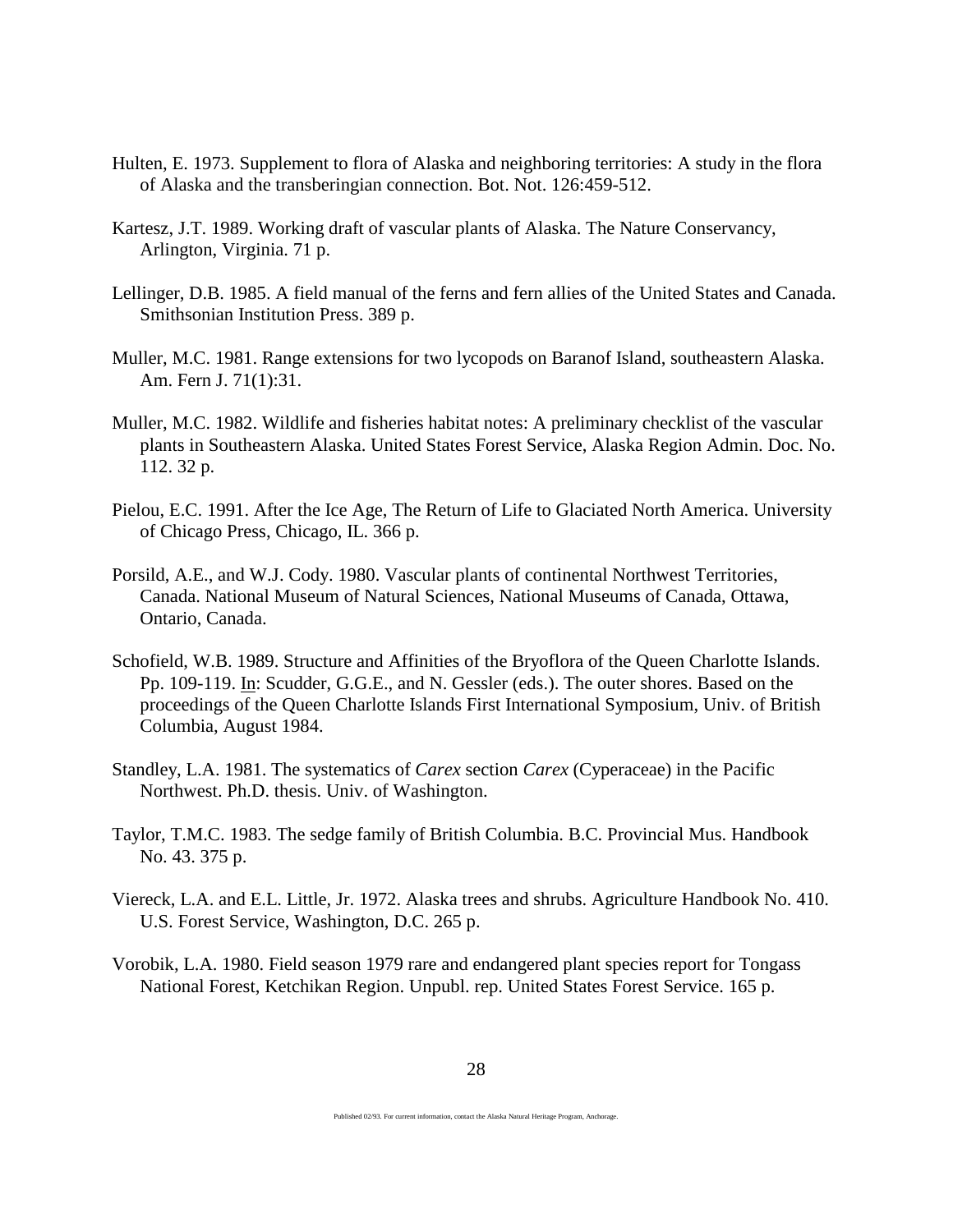Hulten, E. 1973. Supplement to flora of Alaska and neighboring territories: A study in the flora of Alaska and the transberingian connection. Bot. Not. 126:459-512.

Kartesz, J.T. 1989. Working draft of vascular plants of Alaska. The Nature Conservancy, Arlington, Virginia. 71 p.

Lellinger, D.B. 1985. A field manual of the ferns and fern allies of the United States and Canada. Smithsonian Institution Press. 389 p.

Muller, M.C. 1981. Range extensions for two lycopods on Baranof Island, southeastern Alaska. Am. Fern J. 71(1):31.

Muller, M.C. 1982. Wildlife and fisheries habitat notes: A preliminary checklist of the vascular plants in Southeastern Alaska. United States Forest Service, Alaska Region Admin. Doc. No. 112. 32 p.

Pielou, E.C. 1991. After the Ice Age, The Return of Life to Glaciated North America. University of Chicago Press, Chicago, IL. 366 p.

Porsild, A.E., and W.J. Cody. 1980. Vascular plants of continental Northwest Territories, Canada. National Museum of Natural Sciences, National Museums of Canada, Ottawa, Ontario, Canada.

Schofield, W.B. 1989. Structure and Affinities of the Bryoflora of the Queen Charlotte Islands. Pp. 109-119. In: Scudder, G.G.E., and N. Gessler (eds.). The outer shores. Based on the proceedings of the Queen Charlotte Islands First International Symposium, Univ. of British Columbia, August 1984.

Standley, L.A. 1981. The systematics of *Carex* section *Carex* (Cyperaceae) in the Pacific Northwest. Ph.D. thesis. Univ. of Washington.

Taylor, T.M.C. 1983. The sedge family of British Columbia. B.C. Provincial Mus. Handbook No. 43. 375 p.

Viereck, L.A. and E.L. Little, Jr. 1972. Alaska trees and shrubs. Agriculture Handbook No. 410. U.S. Forest Service, Washington, D.C. 265 p.

Vorobik, L.A. 1980. Field season 1979 rare and endangered plant species report for Tongass National Forest, Ketchikan Region. Unpubl. rep. United States Forest Service. 165 p.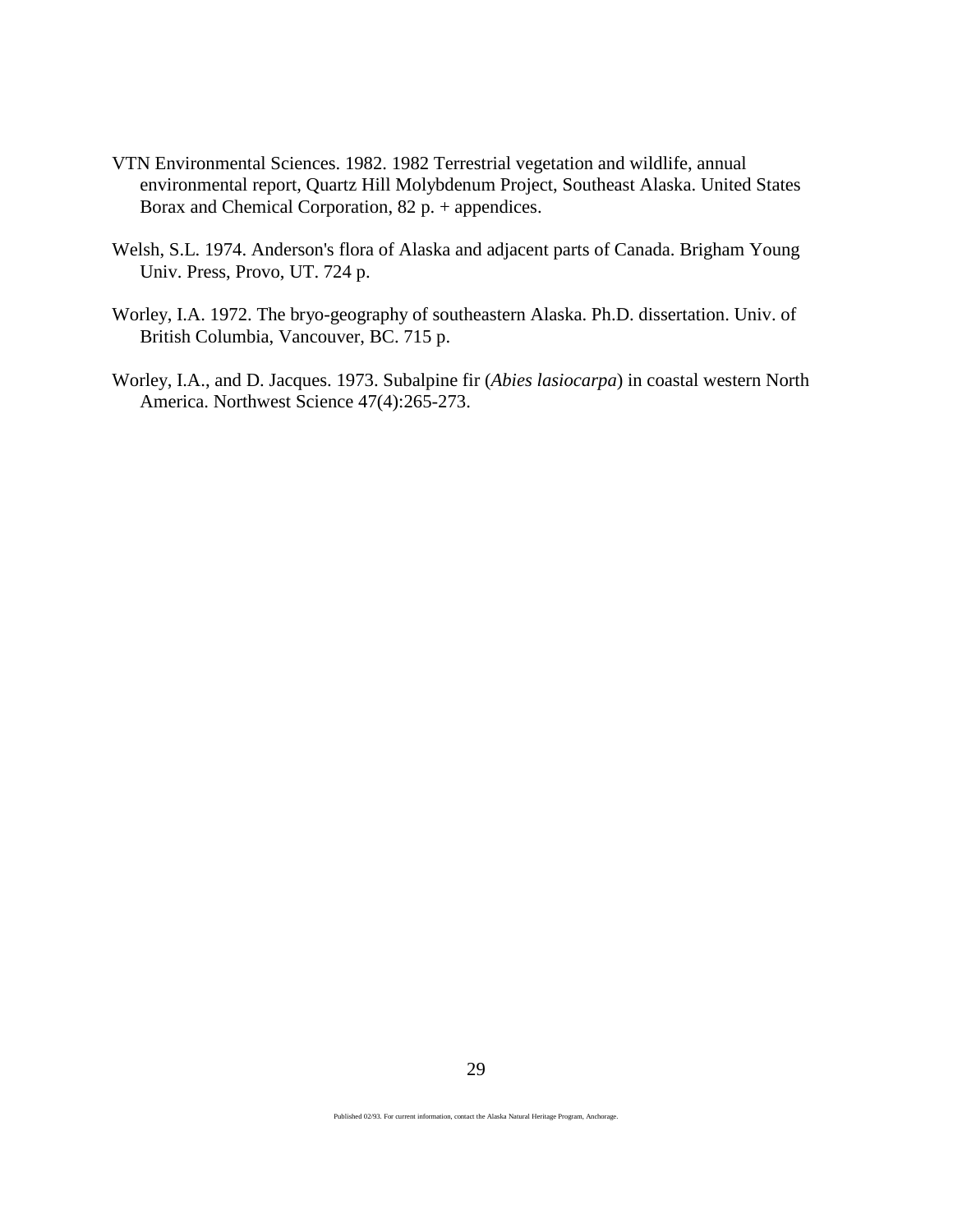VTN Environmental Sciences. 1982. 1982 Terrestrial vegetation and wildlife, annual environmental report, Quartz Hill Molybdenum Project, Southeast Alaska. United States Borax and Chemical Corporation, 82 p. + appendices.

Welsh, S.L. 1974. Anderson's flora of Alaska and adjacent parts of Canada. Brigham Young Univ. Press, Provo, UT. 724 p.

Worley, I.A. 1972. The bryo-geography of southeastern Alaska. Ph.D. dissertation. Univ. of British Columbia, Vancouver, BC. 715 p.

Worley, I.A., and D. Jacques. 1973. Subalpine fir (*Abies lasiocarpa*) in coastal western North America. Northwest Science 47(4):265-273.

Published 02/93. For current information, contact the Alaska Natural Heritage Program, Anchorage.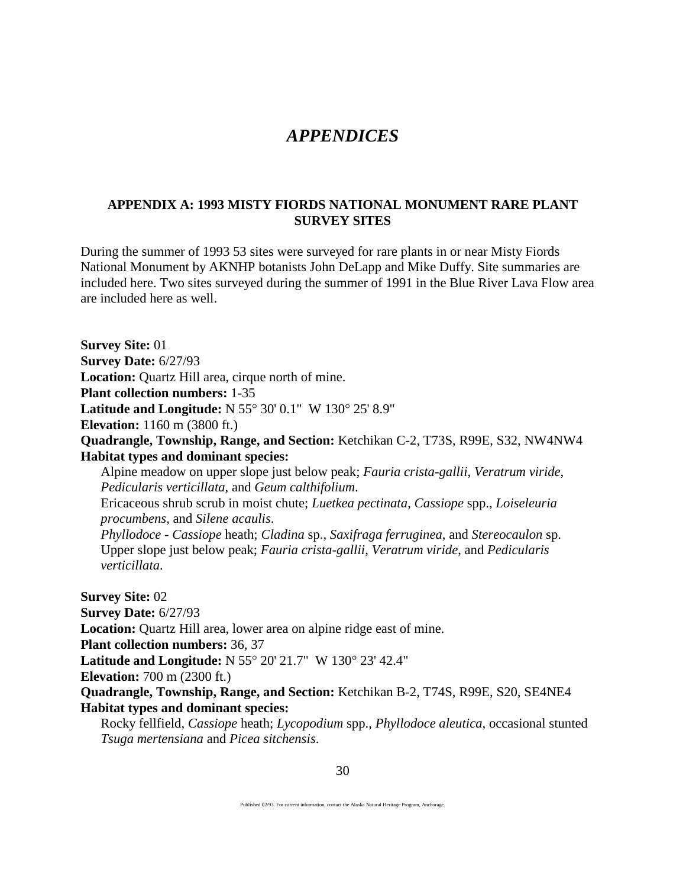# *APPENDICES*

## APPENDIX A: 1993 MISTY FIORDS NATIONAL MONUMENT RARE PLANT SURVEY SITES

During the summer of 1993 53 sites were surveyed for rare plants in or near Misty Fiords National Monument by AKNHP botanists John DeLapp and Mike Duffy. Site summaries are included here. Two sites surveyed during the summer of 1991 in the Blue River Lava Flow area are included here as well.

**Survey Site:** 01
**Survey Date:** 6/27/93
**Location:** Quartz Hill area, cirque north of mine.
**Plant collection numbers:** 1-35
**Latitude and Longitude:** N 55° 30' 0.1" W 130° 25' 8.9"
**Elevation:** 1160 m (3800 ft.)
**Quadrangle, Township, Range, and Section:** Ketchikan C-2, T73S, R99E, S32, NW4NW4
**Habitat types and dominant species:**

Alpine meadow on upper slope just below peak; *Fauria crista-gallii*, *Veratrum viride*, *Pedicularis verticillata*, and *Geum calthifolium*.
Ericaceous shrub scrub in moist chute; *Luetkea pectinata*, *Cassiope* spp., *Loiseleuria procumbens*, and *Silene acaulis*.
*Phyllodoce - Cassiope* heath; *Cladina* sp., *Saxifraga ferruginea*, and *Stereocaulon* sp.
Upper slope just below peak; *Fauria crista-gallii*, *Veratrum viride*, and *Pedicularis verticillata*.

**Survey Site:** 02
**Survey Date:** 6/27/93
**Location:** Quartz Hill area, lower area on alpine ridge east of mine.
**Plant collection numbers:** 36, 37
**Latitude and Longitude:** N 55° 20' 21.7" W 130° 23' 42.4"
**Elevation:** 700 m (2300 ft.)
**Quadrangle, Township, Range, and Section:** Ketchikan B-2, T74S, R99E, S20, SE4NE4
**Habitat types and dominant species:**

Rocky fellfield, *Cassiope* heath; *Lycopodium* spp., *Phyllodoce aleutica*, occasional stunted *Tsuga mertensiana* and *Picea sitchensis*.

Published 02/93. For current information, contact the Alaska Natural Heritage Program, Anchorage.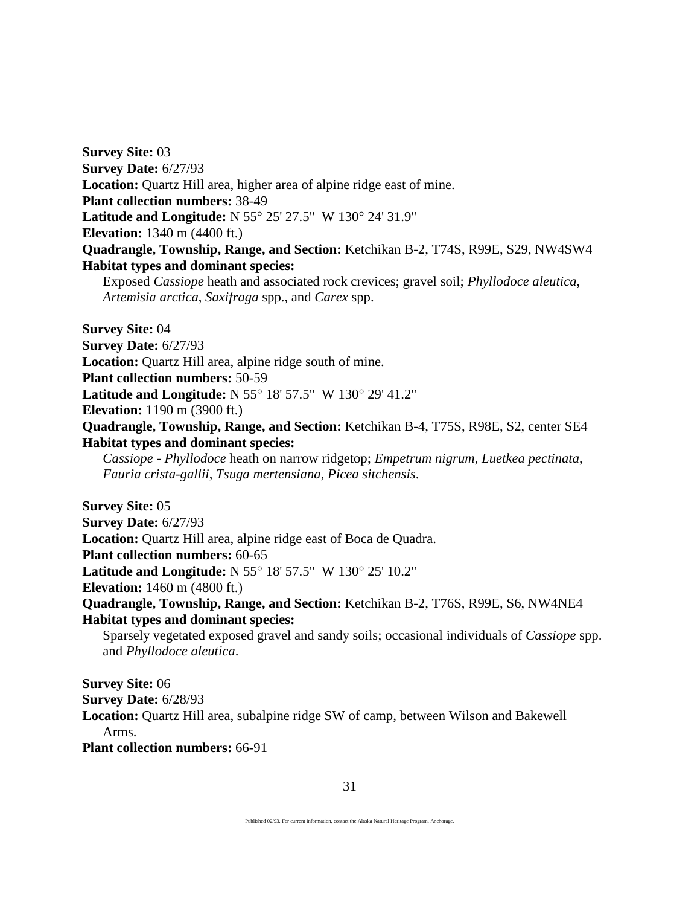**Survey Site:** 03
**Survey Date:** 6/27/93
**Location:** Quartz Hill area, higher area of alpine ridge east of mine.
**Plant collection numbers:** 38-49
**Latitude and Longitude:** N 55° 25' 27.5" W 130° 24' 31.9"
**Elevation:** 1340 m (4400 ft.)
**Quadrangle, Township, Range, and Section:** Ketchikan B-2, T74S, R99E, S29, NW4SW4
**Habitat types and dominant species:**
Exposed *Cassiope* heath and associated rock crevices; gravel soil; *Phyllodoce aleutica*, *Artemisia arctica*, *Saxifraga* spp., and *Carex* spp.

**Survey Site:** 04
**Survey Date:** 6/27/93
**Location:** Quartz Hill area, alpine ridge south of mine.
**Plant collection numbers:** 50-59
**Latitude and Longitude:** N 55° 18' 57.5" W 130° 29' 41.2"
**Elevation:** 1190 m (3900 ft.)
**Quadrangle, Township, Range, and Section:** Ketchikan B-4, T75S, R98E, S2, center SE4
**Habitat types and dominant species:**
*Cassiope - Phyllodoce* heath on narrow ridgetop; *Empetrum nigrum*, *Luetkea pectinata*, *Fauria crista-gallii*, *Tsuga mertensiana*, *Picea sitchensis*.

**Survey Site:** 05
**Survey Date:** 6/27/93
**Location:** Quartz Hill area, alpine ridge east of Boca de Quadra.
**Plant collection numbers:** 60-65
**Latitude and Longitude:** N 55° 18' 57.5" W 130° 25' 10.2"
**Elevation:** 1460 m (4800 ft.)
**Quadrangle, Township, Range, and Section:** Ketchikan B-2, T76S, R99E, S6, NW4NE4
**Habitat types and dominant species:**
Sparsely vegetated exposed gravel and sandy soils; occasional individuals of *Cassiope* spp. and *Phyllodoce aleutica*.

**Survey Site:** 06
**Survey Date:** 6/28/93
**Location:** Quartz Hill area, subalpine ridge SW of camp, between Wilson and Bakewell Arms.
**Plant collection numbers:** 66-91

Published 02/93. For current information, contact the Alaska Natural Heritage Program, Anchorage.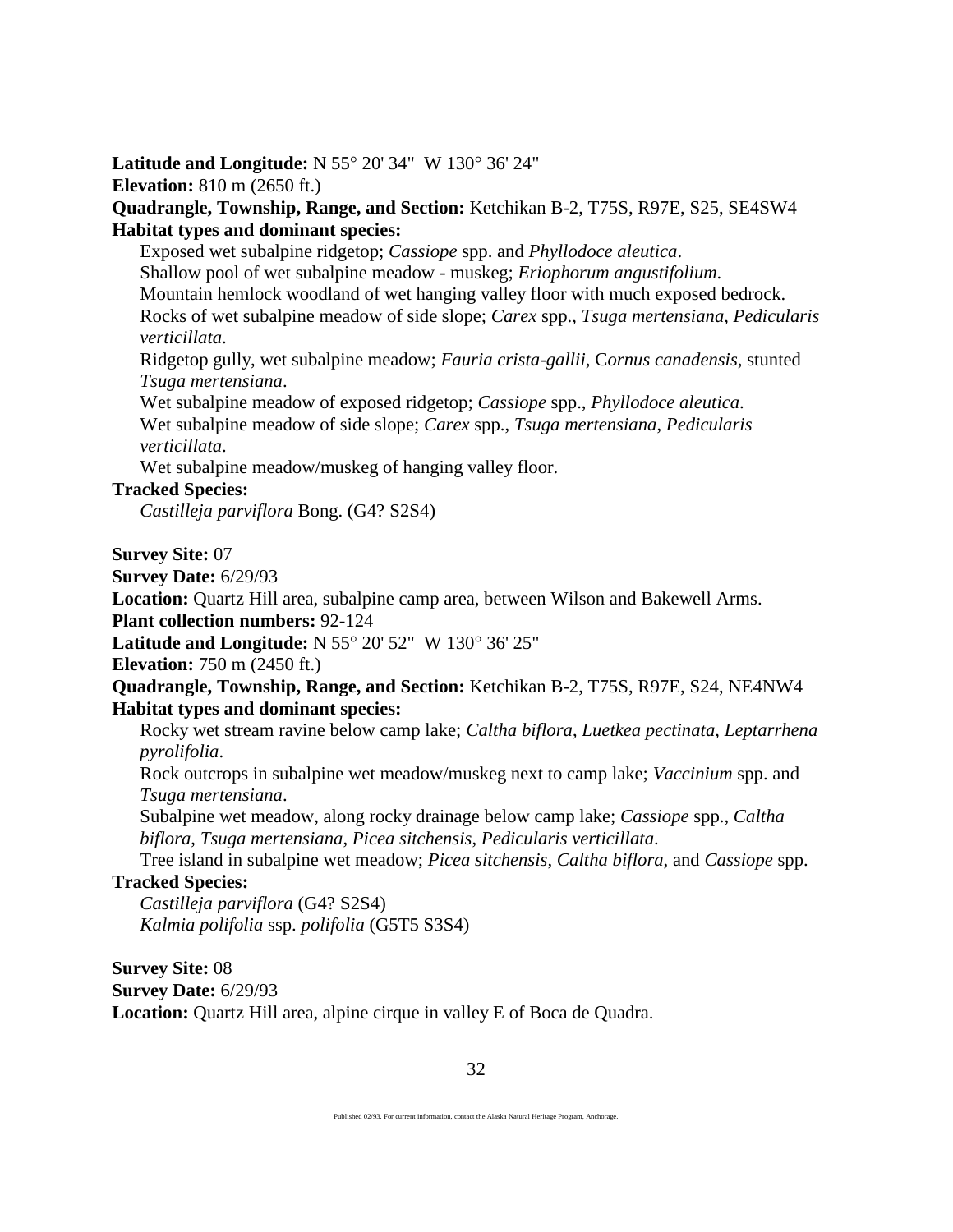**Latitude and Longitude:** N 55° 20' 34" W 130° 36' 24"

**Elevation:** 810 m (2650 ft.)

**Quadrangle, Township, Range, and Section:** Ketchikan B-2, T75S, R97E, S25, SE4SW4

**Habitat types and dominant species:**

Exposed wet subalpine ridgetop; *Cassiope* spp. and *Phyllodoce aleutica*.
Shallow pool of wet subalpine meadow - muskeg; *Eriophorum angustifolium*.
Mountain hemlock woodland of wet hanging valley floor with much exposed bedrock.
Rocks of wet subalpine meadow of side slope; *Carex* spp., *Tsuga mertensiana*, *Pedicularis verticillata*.
Ridgetop gully, wet subalpine meadow; *Fauria crista-gallii*, C*ornus canadensis*, stunted *Tsuga mertensiana*.
Wet subalpine meadow of exposed ridgetop; *Cassiope* spp., *Phyllodoce aleutica*.
Wet subalpine meadow of side slope; *Carex* spp., *Tsuga mertensiana*, *Pedicularis verticillata*.
Wet subalpine meadow/muskeg of hanging valley floor.

**Tracked Species:**

*Castilleja parviflora* Bong. (G4? S2S4)

**Survey Site:** 07

**Survey Date:** 6/29/93

**Location:** Quartz Hill area, subalpine camp area, between Wilson and Bakewell Arms.

**Plant collection numbers:** 92-124

**Latitude and Longitude:** N 55° 20' 52" W 130° 36' 25"

**Elevation:** 750 m (2450 ft.)

**Quadrangle, Township, Range, and Section:** Ketchikan B-2, T75S, R97E, S24, NE4NW4

**Habitat types and dominant species:**

Rocky wet stream ravine below camp lake; *Caltha biflora*, *Luetkea pectinata*, *Leptarrhena pyrolifolia*.
Rock outcrops in subalpine wet meadow/muskeg next to camp lake; *Vaccinium* spp. and *Tsuga mertensiana*.
Subalpine wet meadow, along rocky drainage below camp lake; *Cassiope* spp., *Caltha biflora*, *Tsuga mertensiana*, *Picea sitchensis*, *Pedicularis verticillata*.
Tree island in subalpine wet meadow; *Picea sitchensis*, *Caltha biflora*, and *Cassiope* spp.

**Tracked Species:**

*Castilleja parviflora* (G4? S2S4)
*Kalmia polifolia* ssp. *polifolia* (G5T5 S3S4)

**Survey Site:** 08

**Survey Date:** 6/29/93

**Location:** Quartz Hill area, alpine cirque in valley E of Boca de Quadra.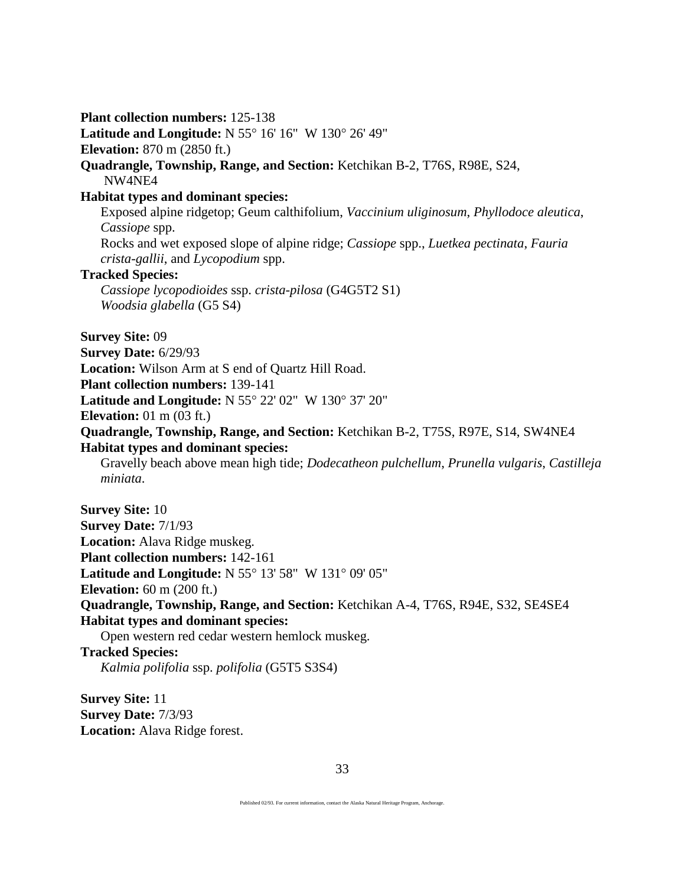**Plant collection numbers:** 125-138
**Latitude and Longitude:** N 55° 16' 16"  W 130° 26' 49"
**Elevation:** 870 m (2850 ft.)
**Quadrangle, Township, Range, and Section:** Ketchikan B-2, T76S, R98E, S24, NW4NE4
**Habitat types and dominant species:**

Exposed alpine ridgetop; Geum calthifolium, *Vaccinium uliginosum*, *Phyllodoce aleutica*, *Cassiope* spp.

Rocks and wet exposed slope of alpine ridge; *Cassiope* spp., *Luetkea pectinata*, *Fauria crista-gallii*, and *Lycopodium* spp.

**Tracked Species:**

*Cassiope lycopodioides* ssp. *crista-pilosa* (G4G5T2 S1)
*Woodsia glabella* (G5 S4)

**Survey Site:** 09
**Survey Date:** 6/29/93
**Location:** Wilson Arm at S end of Quartz Hill Road.
**Plant collection numbers:** 139-141
**Latitude and Longitude:** N 55° 22' 02"  W 130° 37' 20"
**Elevation:** 01 m (03 ft.)
**Quadrangle, Township, Range, and Section:** Ketchikan B-2, T75S, R97E, S14, SW4NE4
**Habitat types and dominant species:**

Gravelly beach above mean high tide; *Dodecatheon pulchellum*, *Prunella vulgaris*, *Castilleja miniata*.

**Survey Site:** 10
**Survey Date:** 7/1/93
**Location:** Alava Ridge muskeg.
**Plant collection numbers:** 142-161
**Latitude and Longitude:** N 55° 13' 58"  W 131° 09' 05"
**Elevation:** 60 m (200 ft.)
**Quadrangle, Township, Range, and Section:** Ketchikan A-4, T76S, R94E, S32, SE4SE4
**Habitat types and dominant species:**

Open western red cedar western hemlock muskeg.

**Tracked Species:**

*Kalmia polifolia* ssp. *polifolia* (G5T5 S3S4)

**Survey Site:** 11
**Survey Date:** 7/3/93
**Location:** Alava Ridge forest.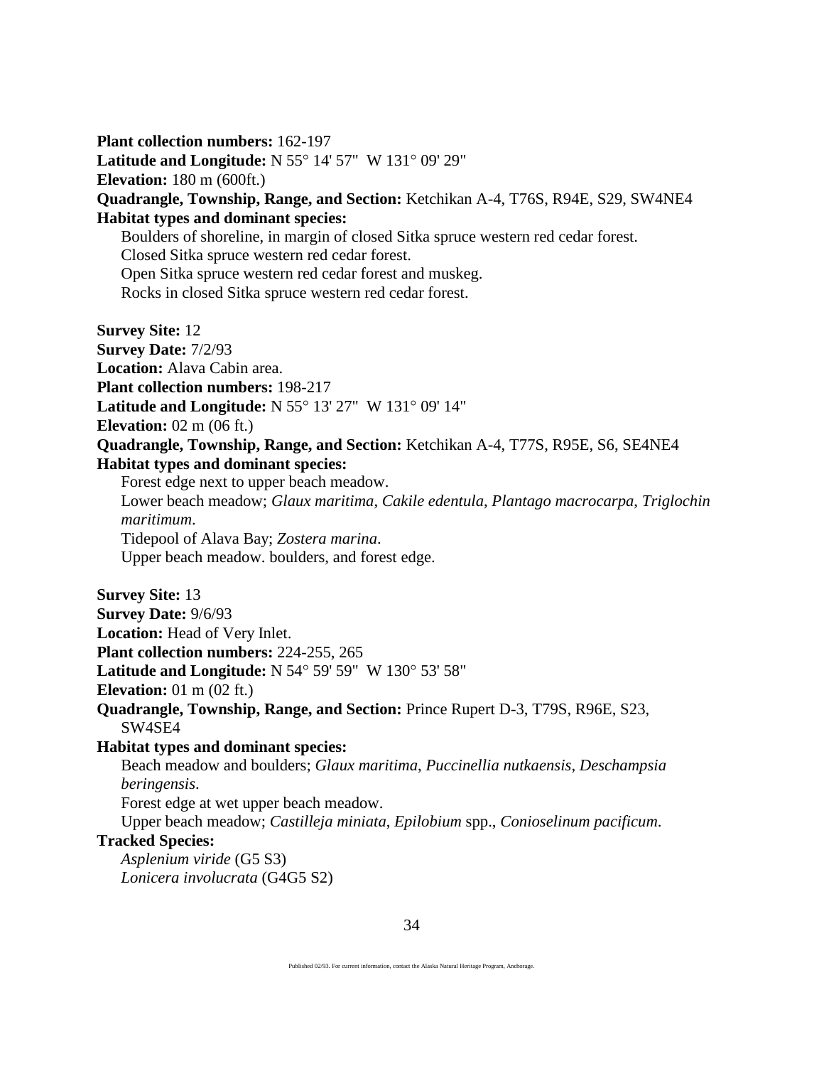**Plant collection numbers:** 162-197
**Latitude and Longitude:** N 55° 14' 57"  W 131° 09' 29"
**Elevation:** 180 m (600ft.)
**Quadrangle, Township, Range, and Section:** Ketchikan A-4, T76S, R94E, S29, SW4NE4
**Habitat types and dominant species:**

Boulders of shoreline, in margin of closed Sitka spruce western red cedar forest.
Closed Sitka spruce western red cedar forest.
Open Sitka spruce western red cedar forest and muskeg.
Rocks in closed Sitka spruce western red cedar forest.

**Survey Site:** 12
**Survey Date:** 7/2/93
**Location:** Alava Cabin area.
**Plant collection numbers:** 198-217
**Latitude and Longitude:** N 55° 13' 27"  W 131° 09' 14"
**Elevation:** 02 m (06 ft.)
**Quadrangle, Township, Range, and Section:** Ketchikan A-4, T77S, R95E, S6, SE4NE4
**Habitat types and dominant species:**

Forest edge next to upper beach meadow.
Lower beach meadow; *Glaux maritima*, *Cakile edentula*, *Plantago macrocarpa*, *Triglochin maritimum*.
Tidepool of Alava Bay; *Zostera marina*.
Upper beach meadow. boulders, and forest edge.

**Survey Site:** 13
**Survey Date:** 9/6/93
**Location:** Head of Very Inlet.
**Plant collection numbers:** 224-255, 265
**Latitude and Longitude:** N 54° 59' 59"  W 130° 53' 58"
**Elevation:** 01 m (02 ft.)
**Quadrangle, Township, Range, and Section:** Prince Rupert D-3, T79S, R96E, S23, SW4SE4
**Habitat types and dominant species:**

Beach meadow and boulders; *Glaux maritima*, *Puccinellia nutkaensis*, *Deschampsia beringensis*.
Forest edge at wet upper beach meadow.
Upper beach meadow; *Castilleja miniata*, *Epilobium* spp., *Conioselinum pacificum*.

**Tracked Species:**

*Asplenium viride* (G5 S3)
*Lonicera involucrata* (G4G5 S2)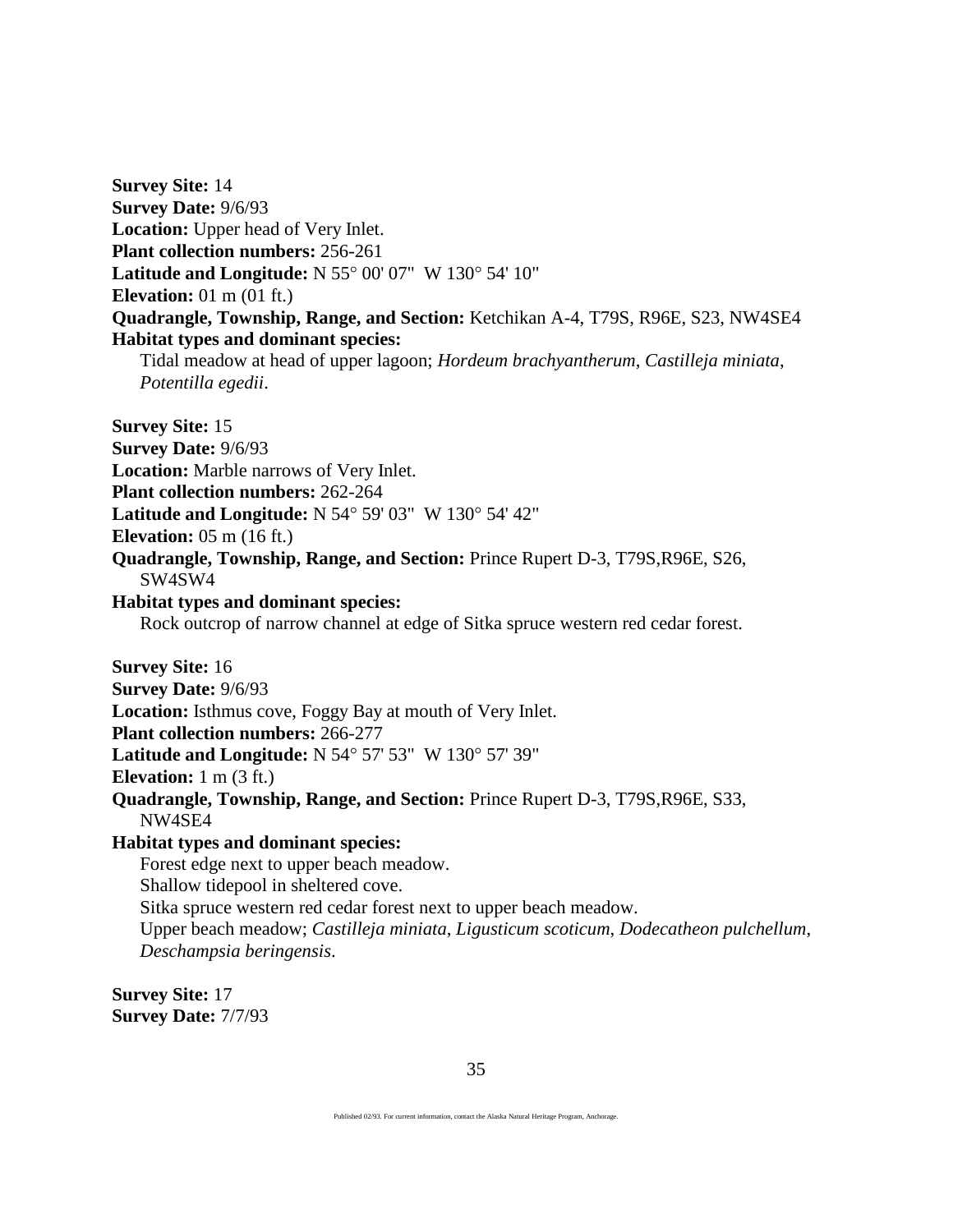**Survey Site:** 14

**Survey Date:** 9/6/93

**Location:** Upper head of Very Inlet.

**Plant collection numbers:** 256-261

**Latitude and Longitude:** N 55° 00' 07"  W 130° 54' 10"

**Elevation:** 01 m (01 ft.)

**Quadrangle, Township, Range, and Section:** Ketchikan A-4, T79S, R96E, S23, NW4SE4

**Habitat types and dominant species:**

Tidal meadow at head of upper lagoon; *Hordeum brachyantherum*, *Castilleja miniata*, *Potentilla egedii*.

**Survey Site:** 15

**Survey Date:** 9/6/93

**Location:** Marble narrows of Very Inlet.

**Plant collection numbers:** 262-264

**Latitude and Longitude:** N 54° 59' 03"  W 130° 54' 42"

**Elevation:** 05 m (16 ft.)

**Quadrangle, Township, Range, and Section:** Prince Rupert D-3, T79S,R96E, S26, SW4SW4

**Habitat types and dominant species:**

Rock outcrop of narrow channel at edge of Sitka spruce western red cedar forest.

**Survey Site:** 16

**Survey Date:** 9/6/93

**Location:** Isthmus cove, Foggy Bay at mouth of Very Inlet.

**Plant collection numbers:** 266-277

**Latitude and Longitude:** N 54° 57' 53"  W 130° 57' 39"

**Elevation:** 1 m (3 ft.)

**Quadrangle, Township, Range, and Section:** Prince Rupert D-3, T79S,R96E, S33, NW4SE4

**Habitat types and dominant species:**

Forest edge next to upper beach meadow.

Shallow tidepool in sheltered cove.

Sitka spruce western red cedar forest next to upper beach meadow.

Upper beach meadow; *Castilleja miniata*, *Ligusticum scoticum*, *Dodecatheon pulchellum*, *Deschampsia beringensis*.

**Survey Site:** 17

**Survey Date:** 7/7/93

Published 02/93. For current information, contact the Alaska Natural Heritage Program, Anchorage.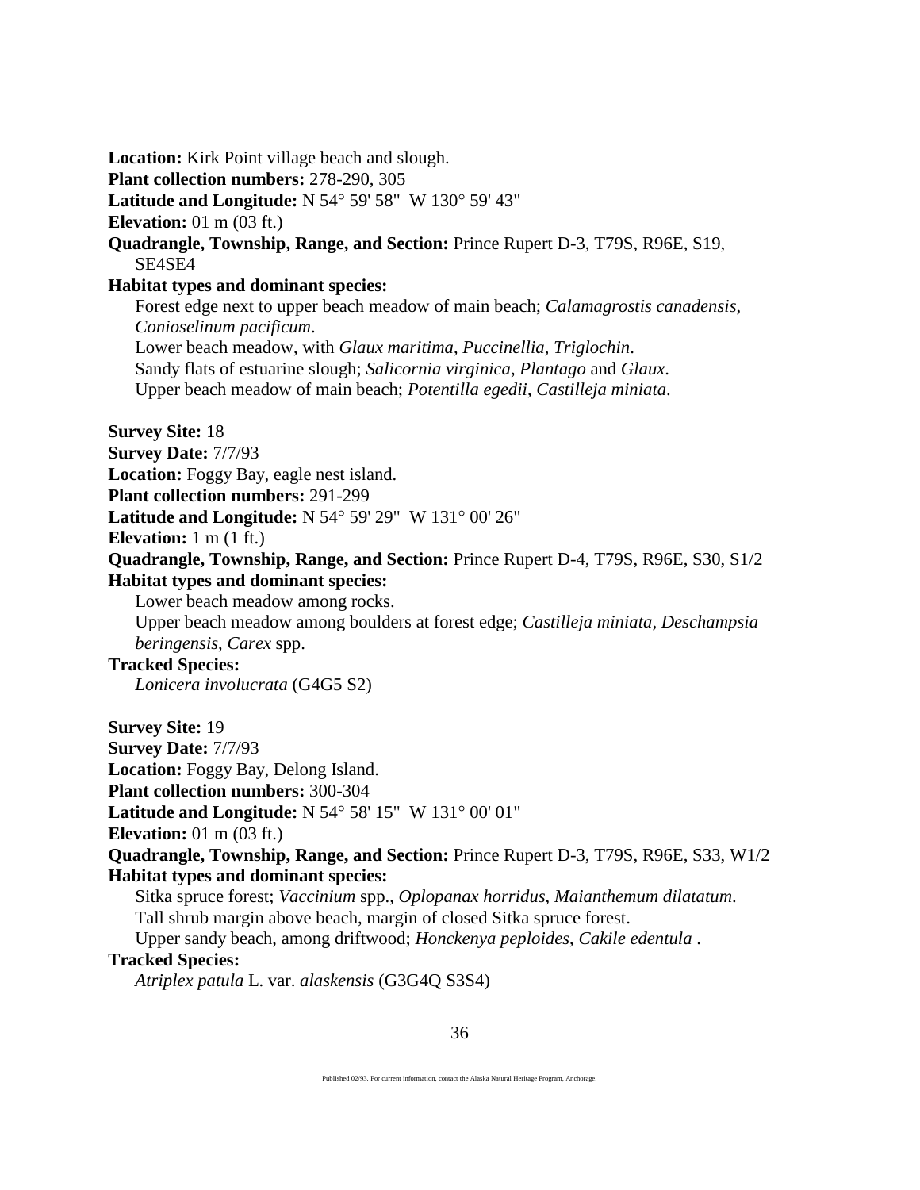**Location:** Kirk Point village beach and slough.
**Plant collection numbers:** 278-290, 305
**Latitude and Longitude:** N 54° 59' 58" W 130° 59' 43"
**Elevation:** 01 m (03 ft.)
**Quadrangle, Township, Range, and Section:** Prince Rupert D-3, T79S, R96E, S19, SE4SE4
**Habitat types and dominant species:**
Forest edge next to upper beach meadow of main beach; *Calamagrostis canadensis*, *Conioselinum pacificum*.
Lower beach meadow, with *Glaux maritima*, *Puccinellia*, *Triglochin*.
Sandy flats of estuarine slough; *Salicornia virginica*, *Plantago* and *Glaux*.
Upper beach meadow of main beach; *Potentilla egedii*, *Castilleja miniata*.

**Survey Site:** 18
**Survey Date:** 7/7/93
**Location:** Foggy Bay, eagle nest island.
**Plant collection numbers:** 291-299
**Latitude and Longitude:** N 54° 59' 29" W 131° 00' 26"
**Elevation:** 1 m (1 ft.)
**Quadrangle, Township, Range, and Section:** Prince Rupert D-4, T79S, R96E, S30, S1/2
**Habitat types and dominant species:**
Lower beach meadow among rocks.
Upper beach meadow among boulders at forest edge; *Castilleja miniata*, *Deschampsia beringensis*, *Carex* spp.
**Tracked Species:**
*Lonicera involucrata* (G4G5 S2)

**Survey Site:** 19
**Survey Date:** 7/7/93
**Location:** Foggy Bay, Delong Island.
**Plant collection numbers:** 300-304
**Latitude and Longitude:** N 54° 58' 15" W 131° 00' 01"
**Elevation:** 01 m (03 ft.)
**Quadrangle, Township, Range, and Section:** Prince Rupert D-3, T79S, R96E, S33, W1/2
**Habitat types and dominant species:**
Sitka spruce forest; *Vaccinium* spp., *Oplopanax horridus*, *Maianthemum dilatatum*.
Tall shrub margin above beach, margin of closed Sitka spruce forest.
Upper sandy beach, among driftwood; *Honckenya peploides*, *Cakile edentula* .
**Tracked Species:**
*Atriplex patula* L. var. *alaskensis* (G3G4Q S3S4)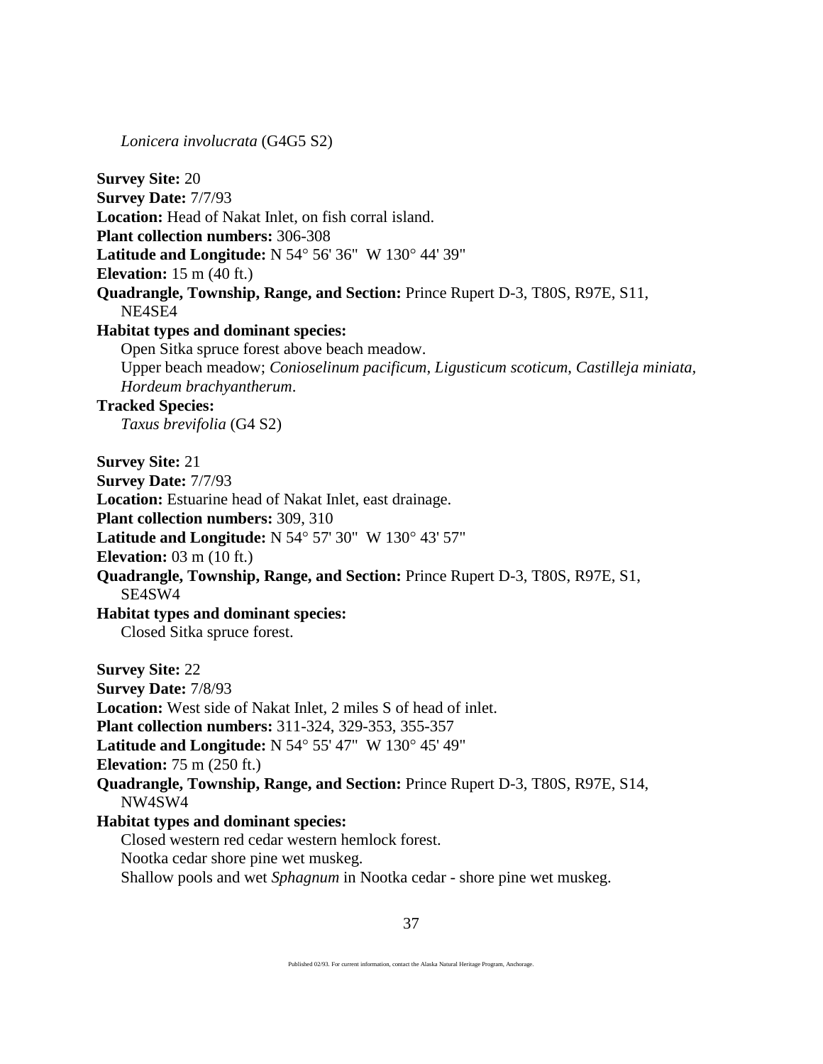*Lonicera involucrata* (G4G5 S2)

**Survey Site:** 20
**Survey Date:** 7/7/93
**Location:** Head of Nakat Inlet, on fish corral island.
**Plant collection numbers:** 306-308
**Latitude and Longitude:** N 54° 56' 36" W 130° 44' 39"
**Elevation:** 15 m (40 ft.)
**Quadrangle, Township, Range, and Section:** Prince Rupert D-3, T80S, R97E, S11, NE4SE4
**Habitat types and dominant species:**
Open Sitka spruce forest above beach meadow.
Upper beach meadow; *Conioselinum pacificum*, *Ligusticum scoticum*, *Castilleja miniata*, *Hordeum brachyantherum*.
**Tracked Species:**
*Taxus brevifolia* (G4 S2)

**Survey Site:** 21
**Survey Date:** 7/7/93
**Location:** Estuarine head of Nakat Inlet, east drainage.
**Plant collection numbers:** 309, 310
**Latitude and Longitude:** N 54° 57' 30" W 130° 43' 57"
**Elevation:** 03 m (10 ft.)
**Quadrangle, Township, Range, and Section:** Prince Rupert D-3, T80S, R97E, S1, SE4SW4
**Habitat types and dominant species:**
Closed Sitka spruce forest.

**Survey Site:** 22
**Survey Date:** 7/8/93
**Location:** West side of Nakat Inlet, 2 miles S of head of inlet.
**Plant collection numbers:** 311-324, 329-353, 355-357
**Latitude and Longitude:** N 54° 55' 47" W 130° 45' 49"
**Elevation:** 75 m (250 ft.)
**Quadrangle, Township, Range, and Section:** Prince Rupert D-3, T80S, R97E, S14, NW4SW4
**Habitat types and dominant species:**
Closed western red cedar western hemlock forest.
Nootka cedar shore pine wet muskeg.
Shallow pools and wet *Sphagnum* in Nootka cedar - shore pine wet muskeg.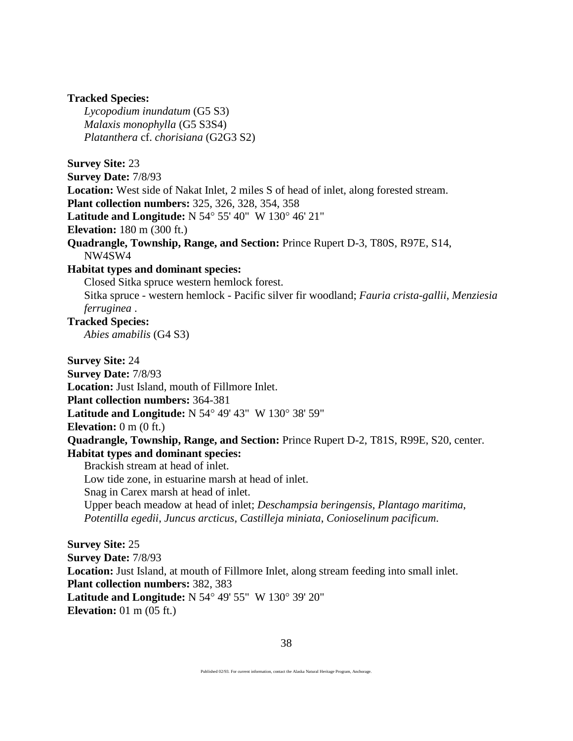**Tracked Species:**

*Lycopodium inundatum* (G5 S3)
*Malaxis monophylla* (G5 S3S4)
*Platanthera* cf. *chorisiana* (G2G3 S2)

**Survey Site:** 23
**Survey Date:** 7/8/93
**Location:** West side of Nakat Inlet, 2 miles S of head of inlet, along forested stream.
**Plant collection numbers:** 325, 326, 328, 354, 358
**Latitude and Longitude:** N 54° 55' 40" W 130° 46' 21"
**Elevation:** 180 m (300 ft.)
**Quadrangle, Township, Range, and Section:** Prince Rupert D-3, T80S, R97E, S14, NW4SW4
**Habitat types and dominant species:**

Closed Sitka spruce western hemlock forest.
Sitka spruce - western hemlock - Pacific silver fir woodland; *Fauria crista-gallii*, *Menziesia ferruginea* .

**Tracked Species:**

*Abies amabilis* (G4 S3)

**Survey Site:** 24
**Survey Date:** 7/8/93
**Location:** Just Island, mouth of Fillmore Inlet.
**Plant collection numbers:** 364-381
**Latitude and Longitude:** N 54° 49' 43" W 130° 38' 59"
**Elevation:** 0 m (0 ft.)
**Quadrangle, Township, Range, and Section:** Prince Rupert D-2, T81S, R99E, S20, center.
**Habitat types and dominant species:**

Brackish stream at head of inlet.
Low tide zone, in estuarine marsh at head of inlet.
Snag in Carex marsh at head of inlet.
Upper beach meadow at head of inlet; *Deschampsia beringensis*, *Plantago maritima*, *Potentilla egedii*, *Juncus arcticus*, *Castilleja miniata*, *Conioselinum pacificum*.

**Survey Site:** 25
**Survey Date:** 7/8/93
**Location:** Just Island, at mouth of Fillmore Inlet, along stream feeding into small inlet.
**Plant collection numbers:** 382, 383
**Latitude and Longitude:** N 54° 49' 55" W 130° 39' 20"
**Elevation:** 01 m (05 ft.)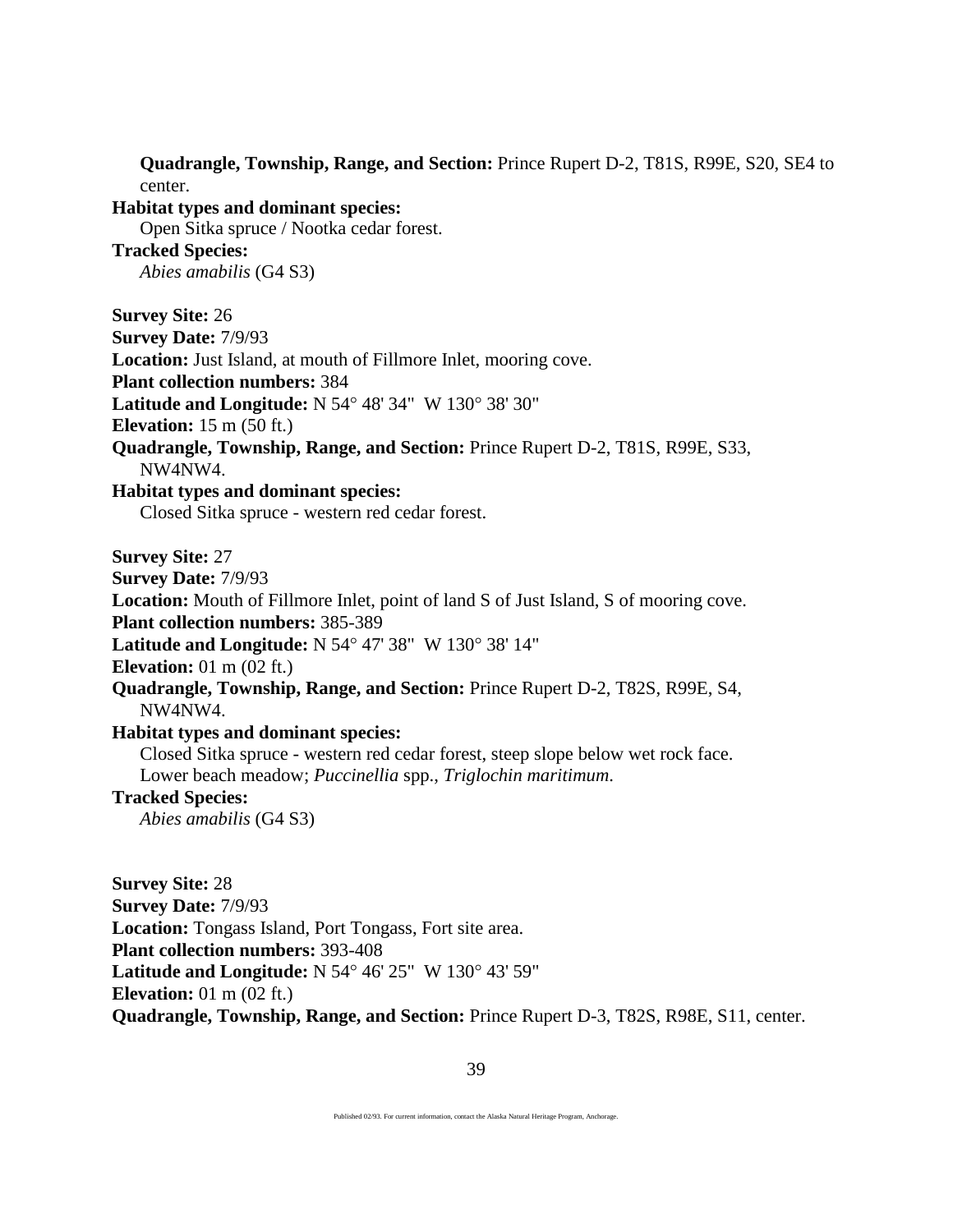**Quadrangle, Township, Range, and Section:** Prince Rupert D-2, T81S, R99E, S20, SE4 to center.

**Habitat types and dominant species:**
Open Sitka spruce / Nootka cedar forest.

**Tracked Species:**
*Abies amabilis* (G4 S3)

**Survey Site:** 26
**Survey Date:** 7/9/93
**Location:** Just Island, at mouth of Fillmore Inlet, mooring cove.
**Plant collection numbers:** 384
**Latitude and Longitude:** N 54° 48' 34" W 130° 38' 30"
**Elevation:** 15 m (50 ft.)
**Quadrangle, Township, Range, and Section:** Prince Rupert D-2, T81S, R99E, S33, NW4NW4.
**Habitat types and dominant species:**
Closed Sitka spruce - western red cedar forest.

**Survey Site:** 27
**Survey Date:** 7/9/93
**Location:** Mouth of Fillmore Inlet, point of land S of Just Island, S of mooring cove.
**Plant collection numbers:** 385-389
**Latitude and Longitude:** N 54° 47' 38" W 130° 38' 14"
**Elevation:** 01 m (02 ft.)
**Quadrangle, Township, Range, and Section:** Prince Rupert D-2, T82S, R99E, S4, NW4NW4.
**Habitat types and dominant species:**
Closed Sitka spruce - western red cedar forest, steep slope below wet rock face.
Lower beach meadow; *Puccinellia* spp., *Triglochin maritimum*.
**Tracked Species:**
*Abies amabilis* (G4 S3)

**Survey Site:** 28
**Survey Date:** 7/9/93
**Location:** Tongass Island, Port Tongass, Fort site area.
**Plant collection numbers:** 393-408
**Latitude and Longitude:** N 54° 46' 25" W 130° 43' 59"
**Elevation:** 01 m (02 ft.)
**Quadrangle, Township, Range, and Section:** Prince Rupert D-3, T82S, R98E, S11, center.

Published 02/93. For current information, contact the Alaska Natural Heritage Program, Anchorage.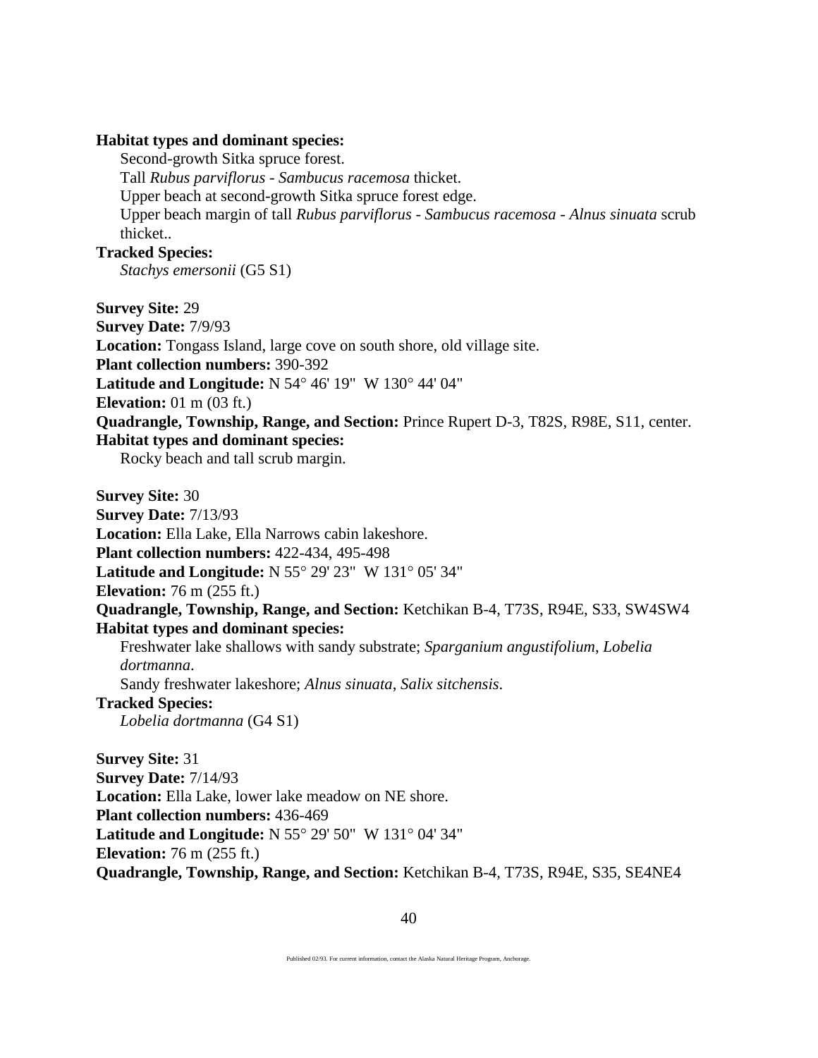**Habitat types and dominant species:**

Second-growth Sitka spruce forest.
Tall *Rubus parviflorus - Sambucus racemosa* thicket.
Upper beach at second-growth Sitka spruce forest edge.
Upper beach margin of tall *Rubus parviflorus - Sambucus racemosa - Alnus sinuata* scrub thicket..

**Tracked Species:**

*Stachys emersonii* (G5 S1)

**Survey Site:** 29
**Survey Date:** 7/9/93
**Location:** Tongass Island, large cove on south shore, old village site.
**Plant collection numbers:** 390-392
**Latitude and Longitude:** N 54° 46' 19" W 130° 44' 04"
**Elevation:** 01 m (03 ft.)
**Quadrangle, Township, Range, and Section:** Prince Rupert D-3, T82S, R98E, S11, center.
**Habitat types and dominant species:**

Rocky beach and tall scrub margin.

**Survey Site:** 30
**Survey Date:** 7/13/93
**Location:** Ella Lake, Ella Narrows cabin lakeshore.
**Plant collection numbers:** 422-434, 495-498
**Latitude and Longitude:** N 55° 29' 23" W 131° 05' 34"
**Elevation:** 76 m (255 ft.)
**Quadrangle, Township, Range, and Section:** Ketchikan B-4, T73S, R94E, S33, SW4SW4
**Habitat types and dominant species:**

Freshwater lake shallows with sandy substrate; *Sparganium angustifolium*, *Lobelia dortmanna*.
Sandy freshwater lakeshore; *Alnus sinuata*, *Salix sitchensis*.

**Tracked Species:**

*Lobelia dortmanna* (G4 S1)

**Survey Site:** 31
**Survey Date:** 7/14/93
**Location:** Ella Lake, lower lake meadow on NE shore.
**Plant collection numbers:** 436-469
**Latitude and Longitude:** N 55° 29' 50" W 131° 04' 34"
**Elevation:** 76 m (255 ft.)
**Quadrangle, Township, Range, and Section:** Ketchikan B-4, T73S, R94E, S35, SE4NE4

Published 02/93. For current information, contact the Alaska Natural Heritage Program, Anchorage.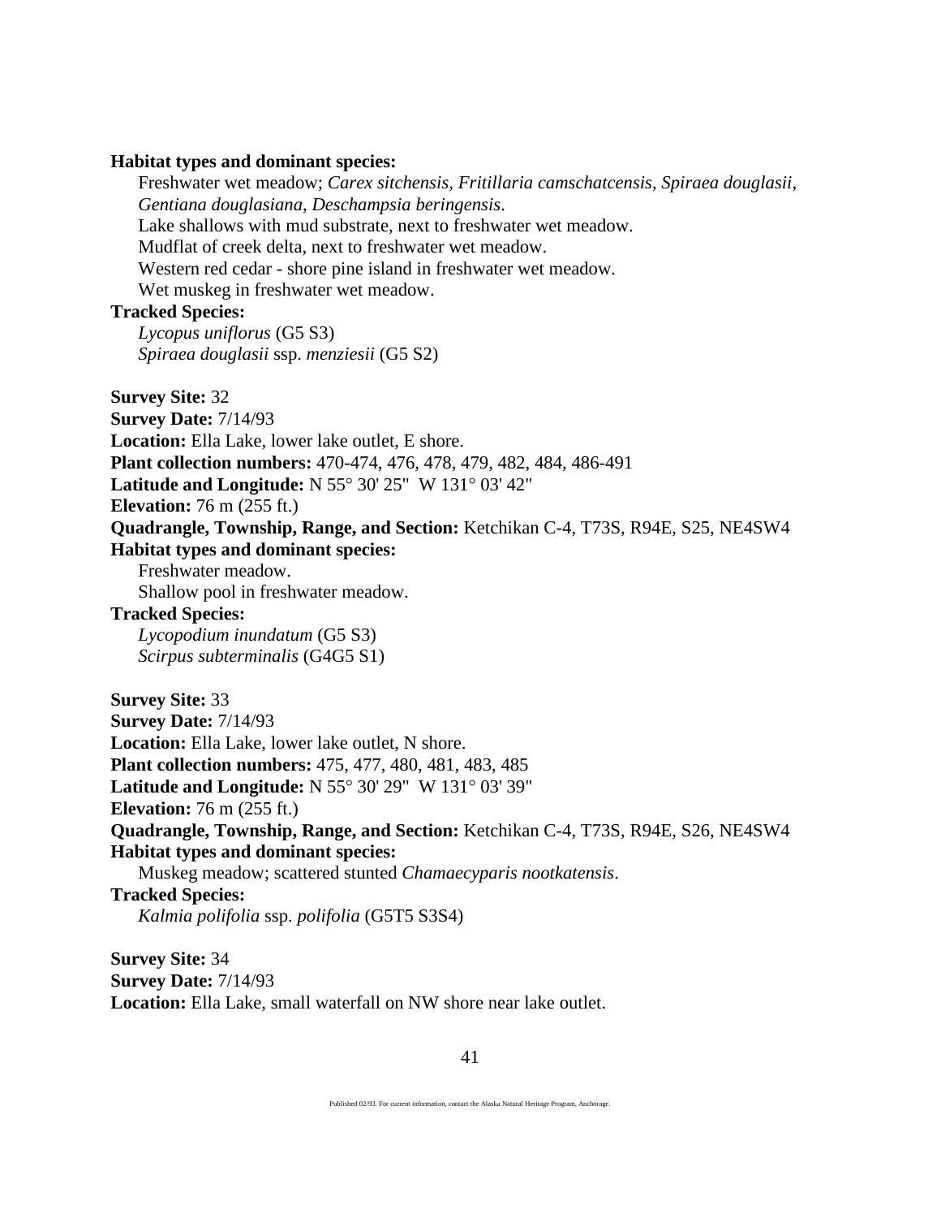**Habitat types and dominant species:**

Freshwater wet meadow; *Carex sitchensis*, *Fritillaria camschatcensis*, *Spiraea douglasii*, *Gentiana douglasiana*, *Deschampsia beringensis*.
Lake shallows with mud substrate, next to freshwater wet meadow.
Mudflat of creek delta, next to freshwater wet meadow.
Western red cedar - shore pine island in freshwater wet meadow.
Wet muskeg in freshwater wet meadow.

**Tracked Species:**

*Lycopus uniflorus* (G5 S3)
*Spiraea douglasii* ssp. *menziesii* (G5 S2)

**Survey Site:** 32
**Survey Date:** 7/14/93
**Location:** Ella Lake, lower lake outlet, E shore.
**Plant collection numbers:** 470-474, 476, 478, 479, 482, 484, 486-491
**Latitude and Longitude:** N 55° 30' 25" W 131° 03' 42"
**Elevation:** 76 m (255 ft.)
**Quadrangle, Township, Range, and Section:** Ketchikan C-4, T73S, R94E, S25, NE4SW4
**Habitat types and dominant species:**

Freshwater meadow.
Shallow pool in freshwater meadow.

**Tracked Species:**

*Lycopodium inundatum* (G5 S3)
*Scirpus subterminalis* (G4G5 S1)

**Survey Site:** 33
**Survey Date:** 7/14/93
**Location:** Ella Lake, lower lake outlet, N shore.
**Plant collection numbers:** 475, 477, 480, 481, 483, 485
**Latitude and Longitude:** N 55° 30' 29" W 131° 03' 39"
**Elevation:** 76 m (255 ft.)
**Quadrangle, Township, Range, and Section:** Ketchikan C-4, T73S, R94E, S26, NE4SW4
**Habitat types and dominant species:**

Muskeg meadow; scattered stunted *Chamaecyparis nootkatensis*.

**Tracked Species:**

*Kalmia polifolia* ssp. *polifolia* (G5T5 S3S4)

**Survey Site:** 34
**Survey Date:** 7/14/93
**Location:** Ella Lake, small waterfall on NW shore near lake outlet.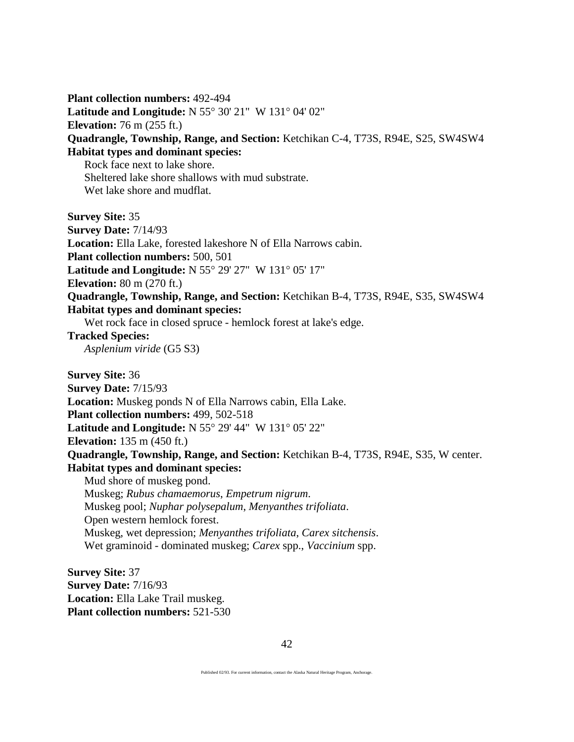**Plant collection numbers:** 492-494
**Latitude and Longitude:** N 55° 30' 21"  W 131° 04' 02"
**Elevation:** 76 m (255 ft.)
**Quadrangle, Township, Range, and Section:** Ketchikan C-4, T73S, R94E, S25, SW4SW4
**Habitat types and dominant species:**
Rock face next to lake shore.
Sheltered lake shore shallows with mud substrate.
Wet lake shore and mudflat.

**Survey Site:** 35
**Survey Date:** 7/14/93
**Location:** Ella Lake, forested lakeshore N of Ella Narrows cabin.
**Plant collection numbers:** 500, 501
**Latitude and Longitude:** N 55° 29' 27"  W 131° 05' 17"
**Elevation:** 80 m (270 ft.)
**Quadrangle, Township, Range, and Section:** Ketchikan B-4, T73S, R94E, S35, SW4SW4
**Habitat types and dominant species:**
Wet rock face in closed spruce - hemlock forest at lake's edge.
**Tracked Species:**
*Asplenium viride* (G5 S3)

**Survey Site:** 36
**Survey Date:** 7/15/93
**Location:** Muskeg ponds N of Ella Narrows cabin, Ella Lake.
**Plant collection numbers:** 499, 502-518
**Latitude and Longitude:** N 55° 29' 44"  W 131° 05' 22"
**Elevation:** 135 m (450 ft.)
**Quadrangle, Township, Range, and Section:** Ketchikan B-4, T73S, R94E, S35, W center.
**Habitat types and dominant species:**
Mud shore of muskeg pond.
Muskeg; *Rubus chamaemorus*, *Empetrum nigrum*.
Muskeg pool; *Nuphar polysepalum*, *Menyanthes trifoliata*.
Open western hemlock forest.
Muskeg, wet depression; *Menyanthes trifoliata*, *Carex sitchensis*.
Wet graminoid - dominated muskeg; *Carex* spp., *Vaccinium* spp.

**Survey Site:** 37
**Survey Date:** 7/16/93
**Location:** Ella Lake Trail muskeg.
**Plant collection numbers:** 521-530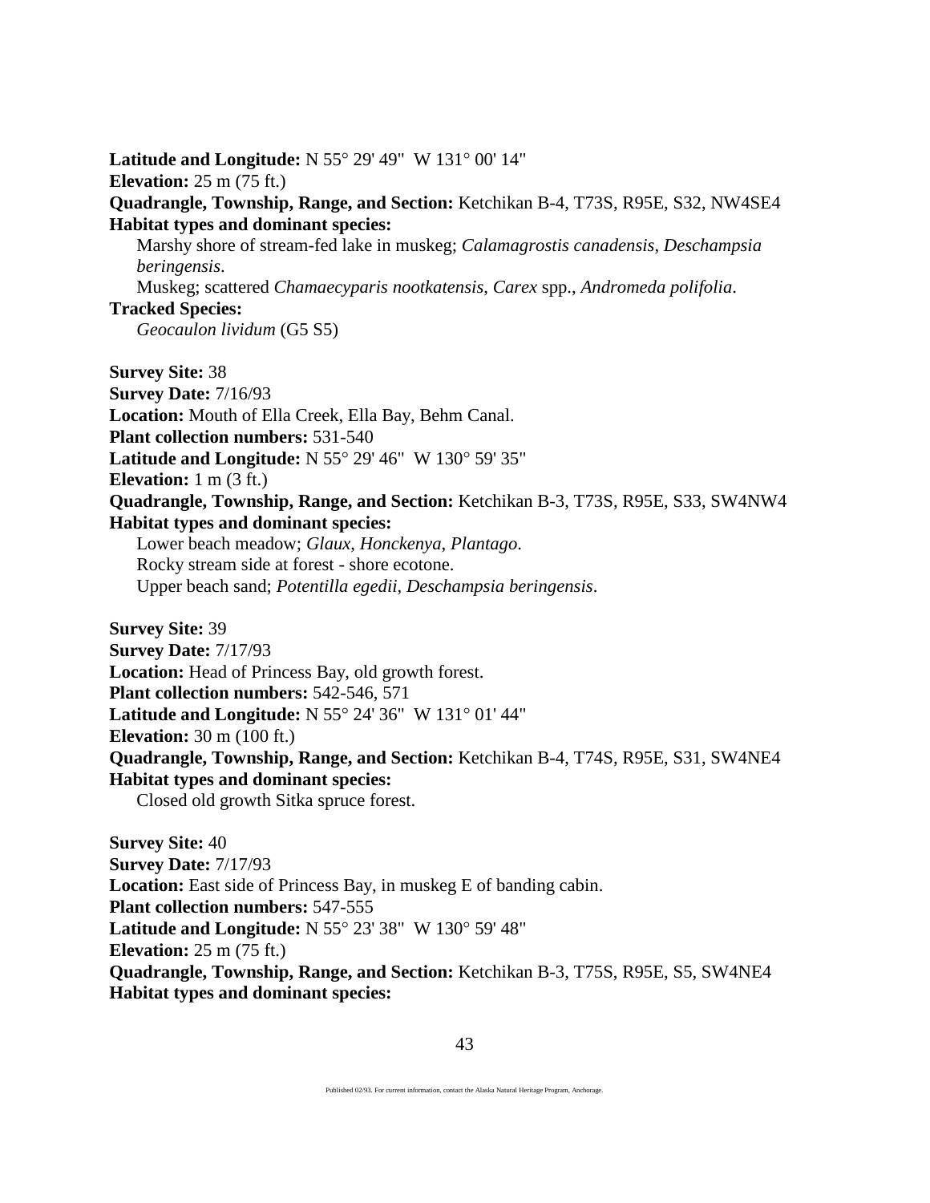**Latitude and Longitude:** N 55° 29' 49"  W 131° 00' 14"
**Elevation:** 25 m (75 ft.)
**Quadrangle, Township, Range, and Section:** Ketchikan B-4, T73S, R95E, S32, NW4SE4
**Habitat types and dominant species:**
  Marshy shore of stream-fed lake in muskeg; *Calamagrostis canadensis*, *Deschampsia beringensis*.
  Muskeg; scattered *Chamaecyparis nootkatensis*, *Carex* spp., *Andromeda polifolia*.
**Tracked Species:**
  *Geocaulon lividum* (G5 S5)

**Survey Site:** 38
**Survey Date:** 7/16/93
**Location:** Mouth of Ella Creek, Ella Bay, Behm Canal.
**Plant collection numbers:** 531-540
**Latitude and Longitude:** N 55° 29' 46"  W 130° 59' 35"
**Elevation:** 1 m (3 ft.)
**Quadrangle, Township, Range, and Section:** Ketchikan B-3, T73S, R95E, S33, SW4NW4
**Habitat types and dominant species:**
  Lower beach meadow; *Glaux*, *Honckenya*, *Plantago*.
  Rocky stream side at forest - shore ecotone.
  Upper beach sand; *Potentilla egedii*, *Deschampsia beringensis*.

**Survey Site:** 39
**Survey Date:** 7/17/93
**Location:** Head of Princess Bay, old growth forest.
**Plant collection numbers:** 542-546, 571
**Latitude and Longitude:** N 55° 24' 36"  W 131° 01' 44"
**Elevation:** 30 m (100 ft.)
**Quadrangle, Township, Range, and Section:** Ketchikan B-4, T74S, R95E, S31, SW4NE4
**Habitat types and dominant species:**
  Closed old growth Sitka spruce forest.

**Survey Site:** 40
**Survey Date:** 7/17/93
**Location:** East side of Princess Bay, in muskeg E of banding cabin.
**Plant collection numbers:** 547-555
**Latitude and Longitude:** N 55° 23' 38"  W 130° 59' 48"
**Elevation:** 25 m (75 ft.)
**Quadrangle, Township, Range, and Section:** Ketchikan B-3, T75S, R95E, S5, SW4NE4
**Habitat types and dominant species:**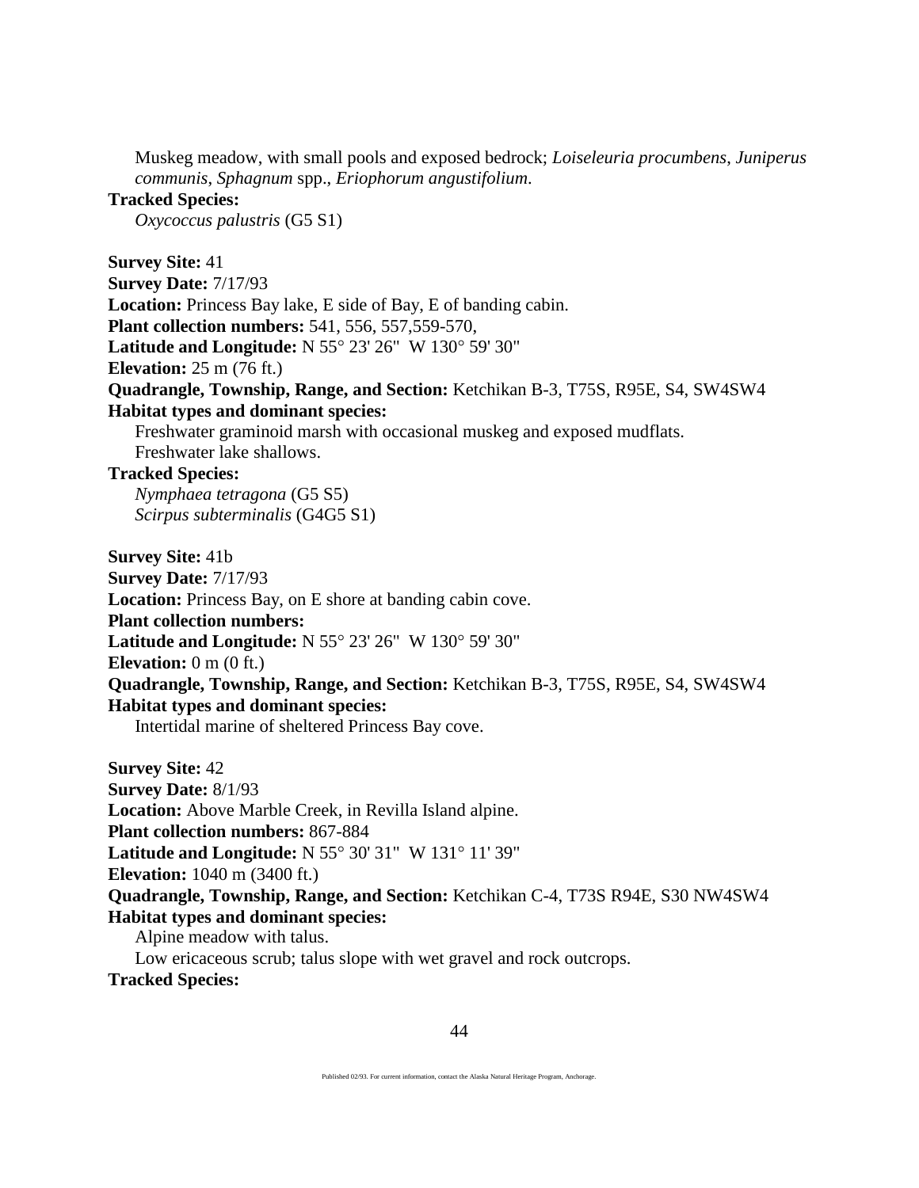Muskeg meadow, with small pools and exposed bedrock; *Loiseleuria procumbens*, *Juniperus communis*, *Sphagnum* spp., *Eriophorum angustifolium*.

**Tracked Species:**

*Oxycoccus palustris* (G5 S1)

**Survey Site:** 41
**Survey Date:** 7/17/93
**Location:** Princess Bay lake, E side of Bay, E of banding cabin.
**Plant collection numbers:** 541, 556, 557,559-570,
**Latitude and Longitude:** N 55° 23' 26" W 130° 59' 30"
**Elevation:** 25 m (76 ft.)
**Quadrangle, Township, Range, and Section:** Ketchikan B-3, T75S, R95E, S4, SW4SW4
**Habitat types and dominant species:**

Freshwater graminoid marsh with occasional muskeg and exposed mudflats.
Freshwater lake shallows.

**Tracked Species:**

*Nymphaea tetragona* (G5 S5)
*Scirpus subterminalis* (G4G5 S1)

**Survey Site:** 41b
**Survey Date:** 7/17/93
**Location:** Princess Bay, on E shore at banding cabin cove.
**Plant collection numbers:**
**Latitude and Longitude:** N 55° 23' 26" W 130° 59' 30"
**Elevation:** 0 m (0 ft.)
**Quadrangle, Township, Range, and Section:** Ketchikan B-3, T75S, R95E, S4, SW4SW4
**Habitat types and dominant species:**

Intertidal marine of sheltered Princess Bay cove.

**Survey Site:** 42
**Survey Date:** 8/1/93
**Location:** Above Marble Creek, in Revilla Island alpine.
**Plant collection numbers:** 867-884
**Latitude and Longitude:** N 55° 30' 31" W 131° 11' 39"
**Elevation:** 1040 m (3400 ft.)
**Quadrangle, Township, Range, and Section:** Ketchikan C-4, T73S R94E, S30 NW4SW4
**Habitat types and dominant species:**

Alpine meadow with talus.
Low ericaceous scrub; talus slope with wet gravel and rock outcrops.

**Tracked Species:**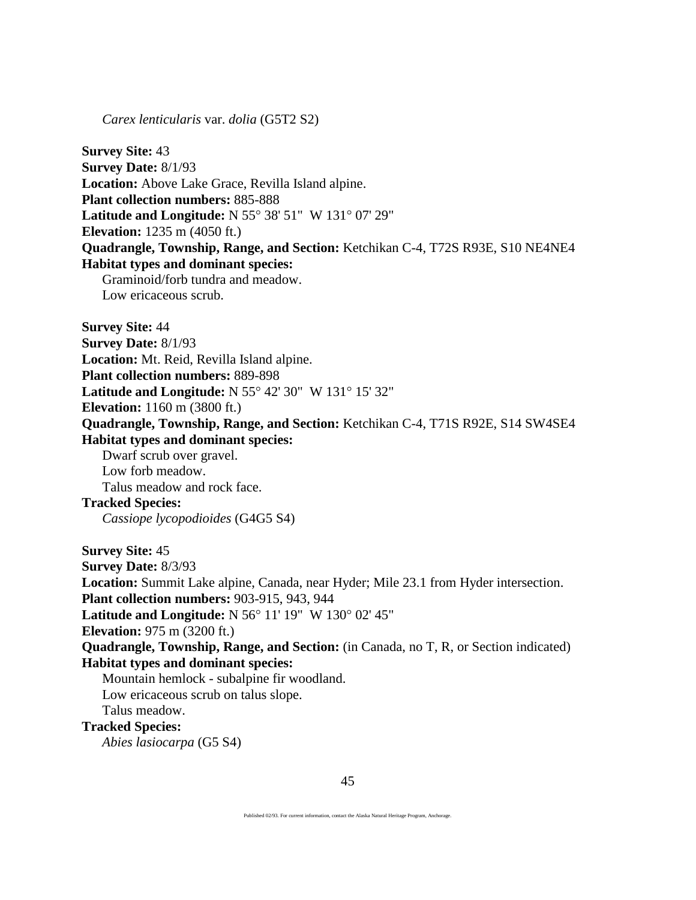*Carex lenticularis* var. *dolia* (G5T2 S2)

**Survey Site:** 43
**Survey Date:** 8/1/93
**Location:** Above Lake Grace, Revilla Island alpine.
**Plant collection numbers:** 885-888
**Latitude and Longitude:** N 55° 38' 51"  W 131° 07' 29"
**Elevation:** 1235 m (4050 ft.)
**Quadrangle, Township, Range, and Section:** Ketchikan C-4, T72S R93E, S10 NE4NE4
**Habitat types and dominant species:**
Graminoid/forb tundra and meadow.
Low ericaceous scrub.

**Survey Site:** 44
**Survey Date:** 8/1/93
**Location:** Mt. Reid, Revilla Island alpine.
**Plant collection numbers:** 889-898
**Latitude and Longitude:** N 55° 42' 30"  W 131° 15' 32"
**Elevation:** 1160 m (3800 ft.)
**Quadrangle, Township, Range, and Section:** Ketchikan C-4, T71S R92E, S14 SW4SE4
**Habitat types and dominant species:**
Dwarf scrub over gravel.
Low forb meadow.
Talus meadow and rock face.
**Tracked Species:**
*Cassiope lycopodioides* (G4G5 S4)

**Survey Site:** 45
**Survey Date:** 8/3/93
**Location:** Summit Lake alpine, Canada, near Hyder; Mile 23.1 from Hyder intersection.
**Plant collection numbers:** 903-915, 943, 944
**Latitude and Longitude:** N 56° 11' 19"  W 130° 02' 45"
**Elevation:** 975 m (3200 ft.)
**Quadrangle, Township, Range, and Section:** (in Canada, no T, R, or Section indicated)
**Habitat types and dominant species:**
Mountain hemlock - subalpine fir woodland.
Low ericaceous scrub on talus slope.
Talus meadow.
**Tracked Species:**
*Abies lasiocarpa* (G5 S4)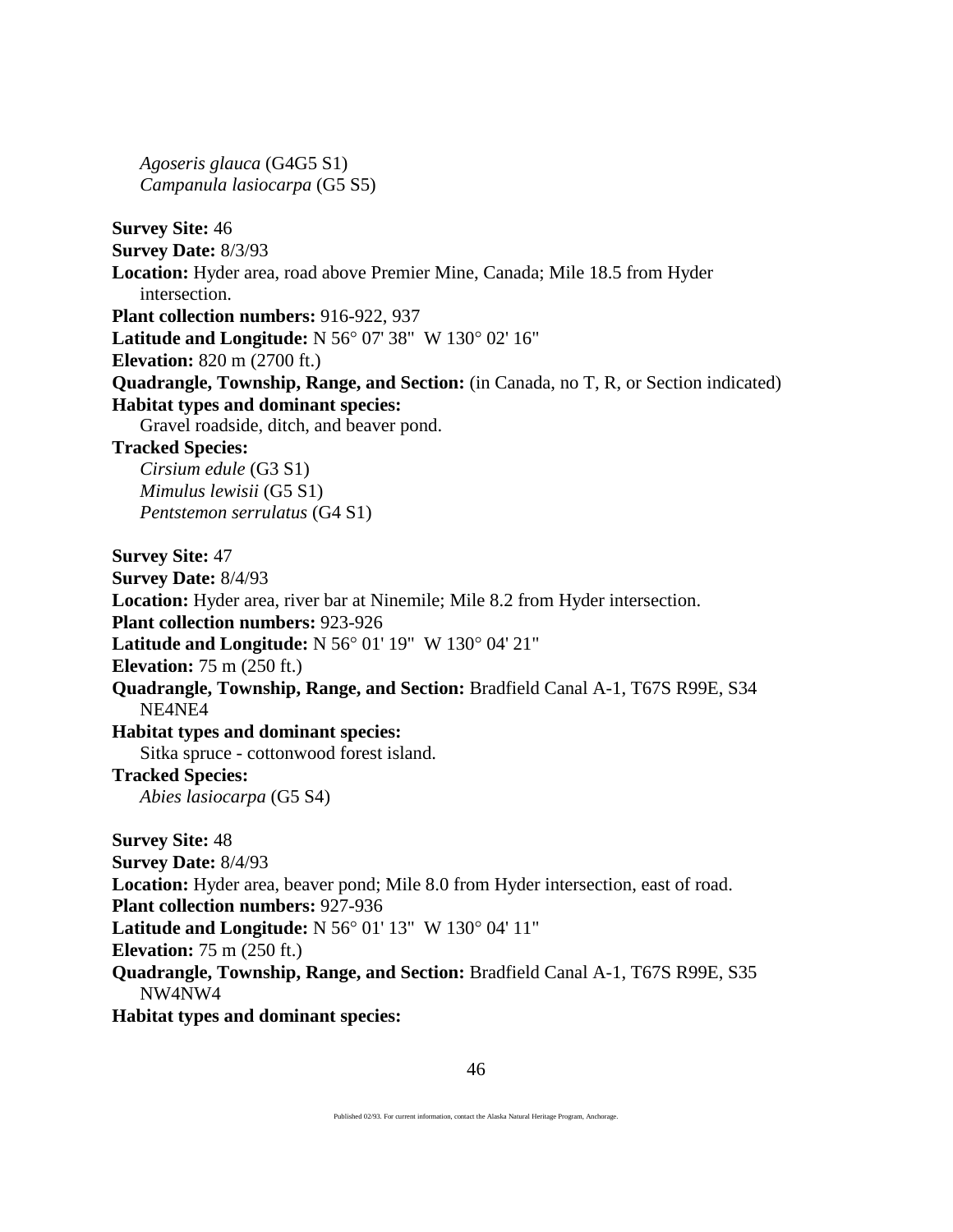*Agoseris glauca* (G4G5 S1)
*Campanula lasiocarpa* (G5 S5)

**Survey Site:** 46
**Survey Date:** 8/3/93
**Location:** Hyder area, road above Premier Mine, Canada; Mile 18.5 from Hyder intersection.
**Plant collection numbers:** 916-922, 937
**Latitude and Longitude:** N 56° 07' 38" W 130° 02' 16"
**Elevation:** 820 m (2700 ft.)
**Quadrangle, Township, Range, and Section:** (in Canada, no T, R, or Section indicated)
**Habitat types and dominant species:**
Gravel roadside, ditch, and beaver pond.
**Tracked Species:**
*Cirsium edule* (G3 S1)
*Mimulus lewisii* (G5 S1)
*Pentstemon serrulatus* (G4 S1)

**Survey Site:** 47
**Survey Date:** 8/4/93
**Location:** Hyder area, river bar at Ninemile; Mile 8.2 from Hyder intersection.
**Plant collection numbers:** 923-926
**Latitude and Longitude:** N 56° 01' 19" W 130° 04' 21"
**Elevation:** 75 m (250 ft.)
**Quadrangle, Township, Range, and Section:** Bradfield Canal A-1, T67S R99E, S34 NE4NE4
**Habitat types and dominant species:**
Sitka spruce - cottonwood forest island.
**Tracked Species:**
*Abies lasiocarpa* (G5 S4)

**Survey Site:** 48
**Survey Date:** 8/4/93
**Location:** Hyder area, beaver pond; Mile 8.0 from Hyder intersection, east of road.
**Plant collection numbers:** 927-936
**Latitude and Longitude:** N 56° 01' 13" W 130° 04' 11"
**Elevation:** 75 m (250 ft.)
**Quadrangle, Township, Range, and Section:** Bradfield Canal A-1, T67S R99E, S35 NW4NW4
**Habitat types and dominant species:**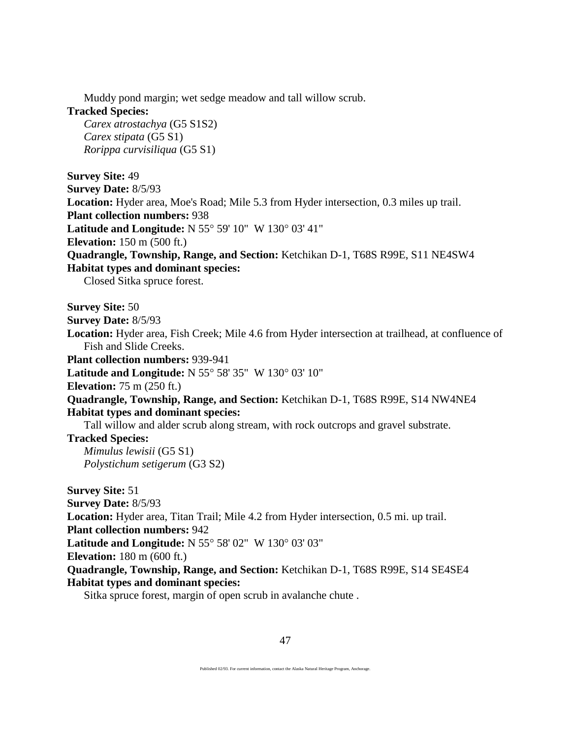Muddy pond margin; wet sedge meadow and tall willow scrub.

**Tracked Species:**

*Carex atrostachya* (G5 S1S2)
*Carex stipata* (G5 S1)
*Rorippa curvisiliqua* (G5 S1)

**Survey Site:** 49
**Survey Date:** 8/5/93
**Location:** Hyder area, Moe's Road; Mile 5.3 from Hyder intersection, 0.3 miles up trail.
**Plant collection numbers:** 938
**Latitude and Longitude:** N 55° 59' 10" W 130° 03' 41"
**Elevation:** 150 m (500 ft.)
**Quadrangle, Township, Range, and Section:** Ketchikan D-1, T68S R99E, S11 NE4SW4
**Habitat types and dominant species:**

Closed Sitka spruce forest.

**Survey Site:** 50
**Survey Date:** 8/5/93
**Location:** Hyder area, Fish Creek; Mile 4.6 from Hyder intersection at trailhead, at confluence of Fish and Slide Creeks.
**Plant collection numbers:** 939-941
**Latitude and Longitude:** N 55° 58' 35" W 130° 03' 10"
**Elevation:** 75 m (250 ft.)
**Quadrangle, Township, Range, and Section:** Ketchikan D-1, T68S R99E, S14 NW4NE4
**Habitat types and dominant species:**

Tall willow and alder scrub along stream, with rock outcrops and gravel substrate.

**Tracked Species:**

*Mimulus lewisii* (G5 S1)
*Polystichum setigerum* (G3 S2)

**Survey Site:** 51
**Survey Date:** 8/5/93
**Location:** Hyder area, Titan Trail; Mile 4.2 from Hyder intersection, 0.5 mi. up trail.
**Plant collection numbers:** 942
**Latitude and Longitude:** N 55° 58' 02" W 130° 03' 03"
**Elevation:** 180 m (600 ft.)
**Quadrangle, Township, Range, and Section:** Ketchikan D-1, T68S R99E, S14 SE4SE4
**Habitat types and dominant species:**

Sitka spruce forest, margin of open scrub in avalanche chute .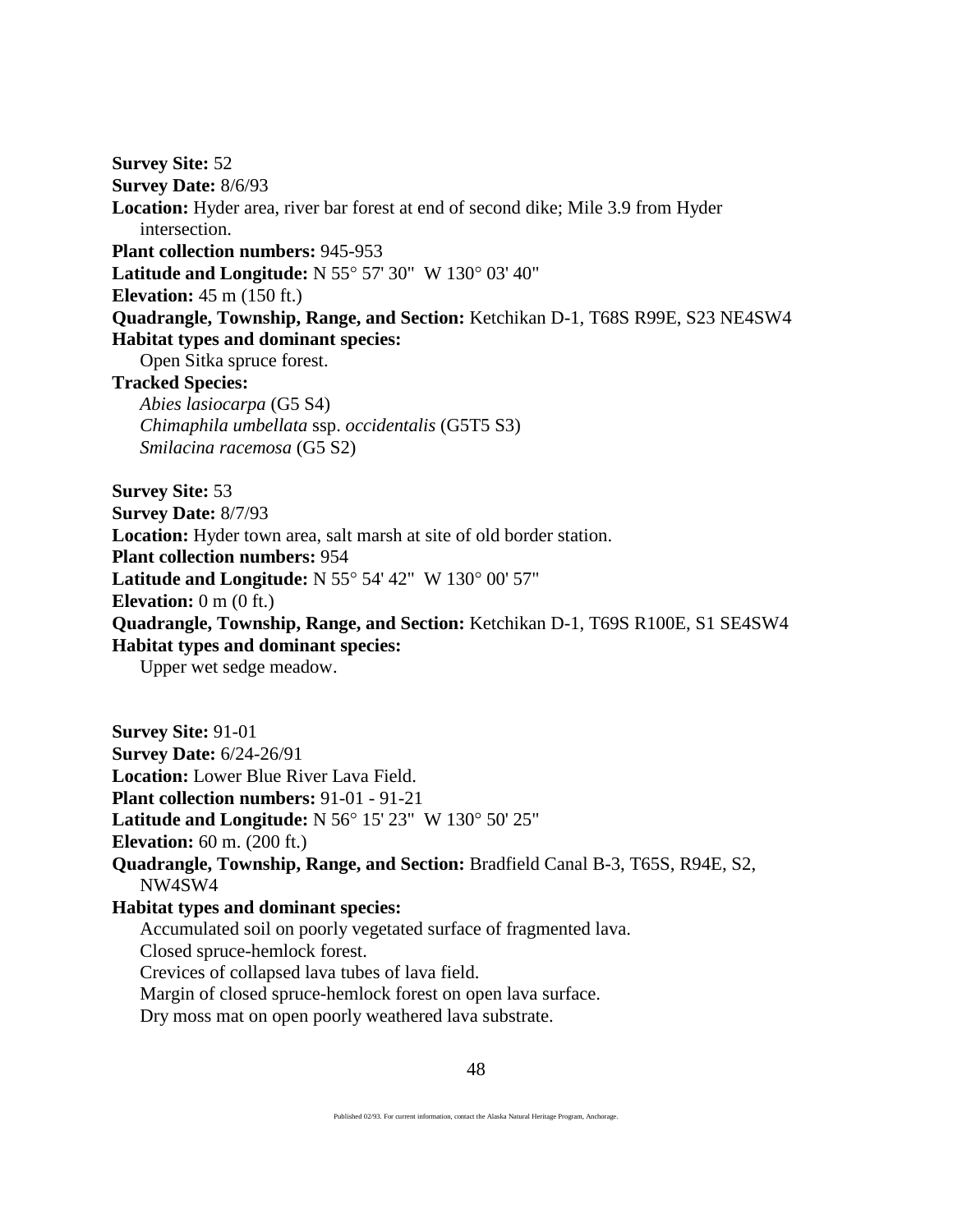**Survey Site:** 52
**Survey Date:** 8/6/93
**Location:** Hyder area, river bar forest at end of second dike; Mile 3.9 from Hyder intersection.
**Plant collection numbers:** 945-953
**Latitude and Longitude:** N 55° 57' 30" W 130° 03' 40"
**Elevation:** 45 m (150 ft.)
**Quadrangle, Township, Range, and Section:** Ketchikan D-1, T68S R99E, S23 NE4SW4
**Habitat types and dominant species:**
Open Sitka spruce forest.
**Tracked Species:**
*Abies lasiocarpa* (G5 S4)
*Chimaphila umbellata* ssp. *occidentalis* (G5T5 S3)
*Smilacina racemosa* (G5 S2)

**Survey Site:** 53
**Survey Date:** 8/7/93
**Location:** Hyder town area, salt marsh at site of old border station.
**Plant collection numbers:** 954
**Latitude and Longitude:** N 55° 54' 42" W 130° 00' 57"
**Elevation:** 0 m (0 ft.)
**Quadrangle, Township, Range, and Section:** Ketchikan D-1, T69S R100E, S1 SE4SW4
**Habitat types and dominant species:**
Upper wet sedge meadow.

**Survey Site:** 91-01
**Survey Date:** 6/24-26/91
**Location:** Lower Blue River Lava Field.
**Plant collection numbers:** 91-01 - 91-21
**Latitude and Longitude:** N 56° 15' 23" W 130° 50' 25"
**Elevation:** 60 m. (200 ft.)
**Quadrangle, Township, Range, and Section:** Bradfield Canal B-3, T65S, R94E, S2, NW4SW4
**Habitat types and dominant species:**
Accumulated soil on poorly vegetated surface of fragmented lava.
Closed spruce-hemlock forest.
Crevices of collapsed lava tubes of lava field.
Margin of closed spruce-hemlock forest on open lava surface.
Dry moss mat on open poorly weathered lava substrate.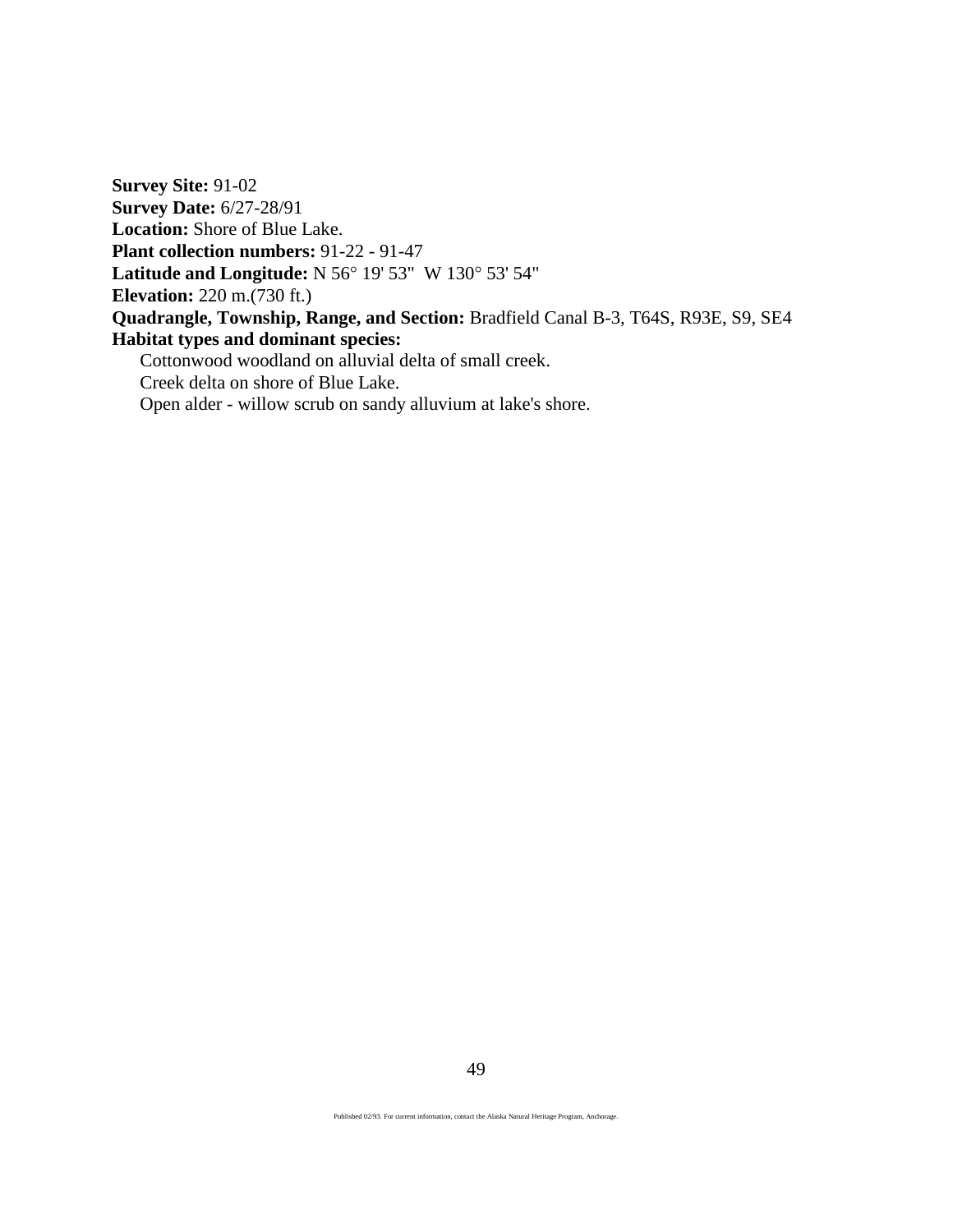**Survey Site:** 91-02
**Survey Date:** 6/27-28/91
**Location:** Shore of Blue Lake.
**Plant collection numbers:** 91-22 - 91-47
**Latitude and Longitude:** N 56° 19' 53" W 130° 53' 54"
**Elevation:** 220 m.(730 ft.)
**Quadrangle, Township, Range, and Section:** Bradfield Canal B-3, T64S, R93E, S9, SE4
**Habitat types and dominant species:**

Cottonwood woodland on alluvial delta of small creek.
Creek delta on shore of Blue Lake.
Open alder - willow scrub on sandy alluvium at lake's shore.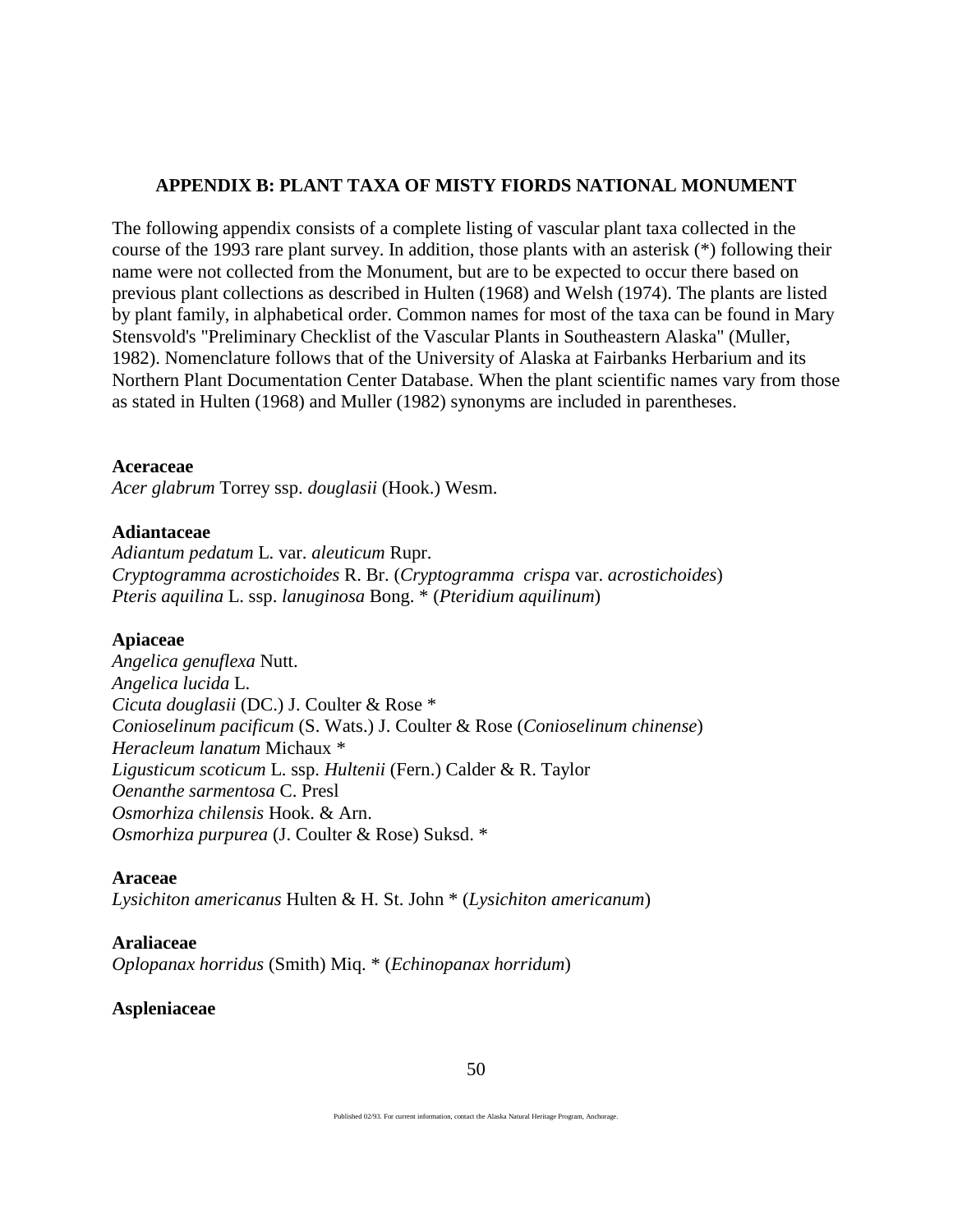## APPENDIX B: PLANT TAXA OF MISTY FIORDS NATIONAL MONUMENT

The following appendix consists of a complete listing of vascular plant taxa collected in the course of the 1993 rare plant survey. In addition, those plants with an asterisk (*) following their name were not collected from the Monument, but are to be expected to occur there based on previous plant collections as described in Hulten (1968) and Welsh (1974). The plants are listed by plant family, in alphabetical order. Common names for most of the taxa can be found in Mary Stensvold's "Preliminary Checklist of the Vascular Plants in Southeastern Alaska" (Muller, 1982). Nomenclature follows that of the University of Alaska at Fairbanks Herbarium and its Northern Plant Documentation Center Database. When the plant scientific names vary from those as stated in Hulten (1968) and Muller (1982) synonyms are included in parentheses.

**Aceraceae**
*Acer glabrum* Torrey ssp. *douglasii* (Hook.) Wesm.

**Adiantaceae**
*Adiantum pedatum* L. var. *aleuticum* Rupr.
*Cryptogramma acrostichoides* R. Br. (*Cryptogramma crispa* var. *acrostichoides*)
*Pteris aquilina* L. ssp. *lanuginosa* Bong. * (*Pteridium aquilinum*)

**Apiaceae**
*Angelica genuflexa* Nutt.
*Angelica lucida* L.
*Cicuta douglasii* (DC.) J. Coulter & Rose *
*Conioselinum pacificum* (S. Wats.) J. Coulter & Rose (*Conioselinum chinense*)
*Heracleum lanatum* Michaux *
*Ligusticum scoticum* L. ssp. *Hultenii* (Fern.) Calder & R. Taylor
*Oenanthe sarmentosa* C. Presl
*Osmorhiza chilensis* Hook. & Arn.
*Osmorhiza purpurea* (J. Coulter & Rose) Suksd. *

**Araceae**
*Lysichiton americanus* Hulten & H. St. John * (*Lysichiton americanum*)

**Araliaceae**
*Oplopanax horridus* (Smith) Miq. * (*Echinopanax horridum*)

**Aspleniaceae**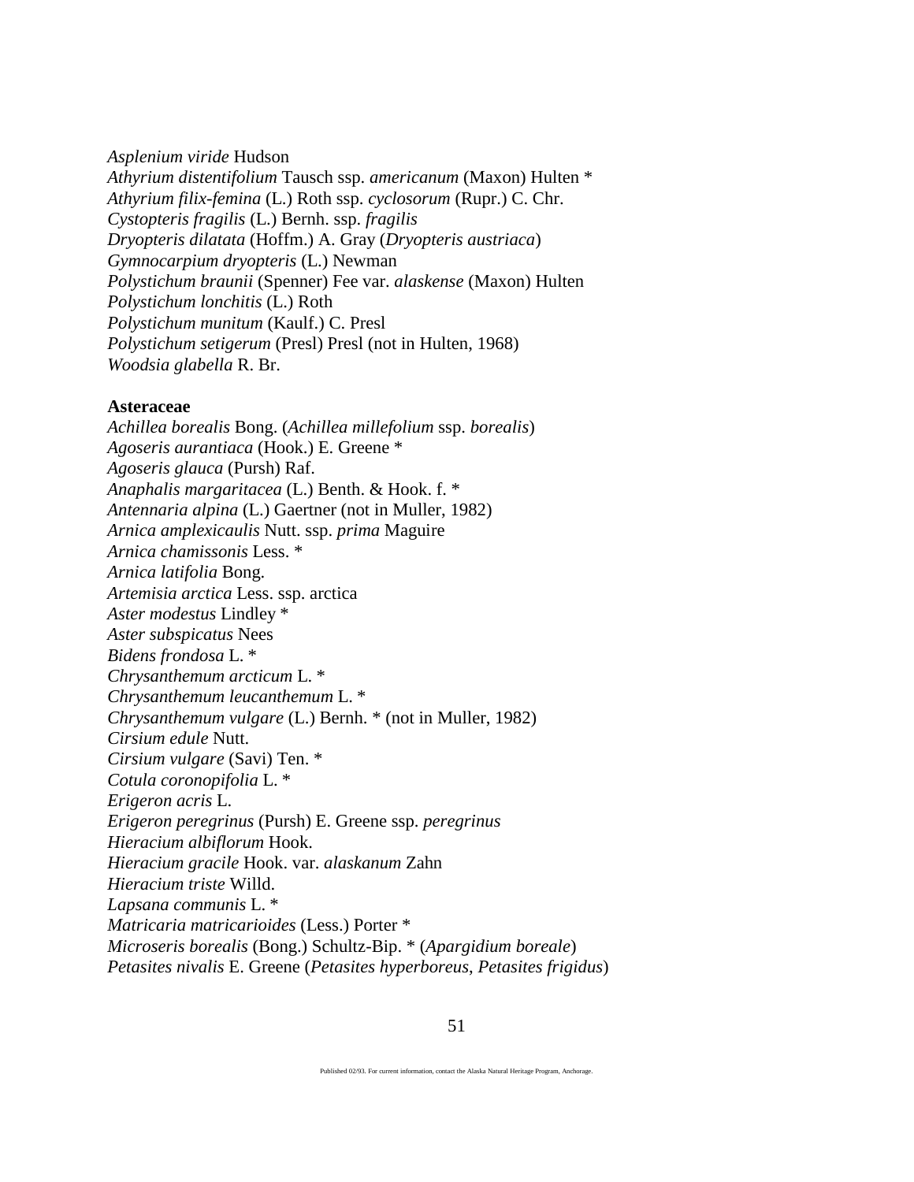*Asplenium viride* Hudson
*Athyrium distentifolium* Tausch ssp. *americanum* (Maxon) Hulten *
*Athyrium filix-femina* (L.) Roth ssp. *cyclosorum* (Rupr.) C. Chr.
*Cystopteris fragilis* (L.) Bernh. ssp. *fragilis*
*Dryopteris dilatata* (Hoffm.) A. Gray (*Dryopteris austriaca*)
*Gymnocarpium dryopteris* (L.) Newman
*Polystichum braunii* (Spenner) Fee var. *alaskense* (Maxon) Hulten
*Polystichum lonchitis* (L.) Roth
*Polystichum munitum* (Kaulf.) C. Presl
*Polystichum setigerum* (Presl) Presl (not in Hulten, 1968)
*Woodsia glabella* R. Br.

**Asteraceae**
*Achillea borealis* Bong. (*Achillea millefolium* ssp. *borealis*)
*Agoseris aurantiaca* (Hook.) E. Greene *
*Agoseris glauca* (Pursh) Raf.
*Anaphalis margaritacea* (L.) Benth. & Hook. f. *
*Antennaria alpina* (L.) Gaertner (not in Muller, 1982)
*Arnica amplexicaulis* Nutt. ssp. *prima* Maguire
*Arnica chamissonis* Less. *
*Arnica latifolia* Bong.
*Artemisia arctica* Less. ssp. arctica
*Aster modestus* Lindley *
*Aster subspicatus* Nees
*Bidens frondosa* L. *
*Chrysanthemum arcticum* L. *
*Chrysanthemum leucanthemum* L. *
*Chrysanthemum vulgare* (L.) Bernh. * (not in Muller, 1982)
*Cirsium edule* Nutt.
*Cirsium vulgare* (Savi) Ten. *
*Cotula coronopifolia* L. *
*Erigeron acris* L.
*Erigeron peregrinus* (Pursh) E. Greene ssp. *peregrinus*
*Hieracium albiflorum* Hook.
*Hieracium gracile* Hook. var. *alaskanum* Zahn
*Hieracium triste* Willd.
*Lapsana communis* L. *
*Matricaria matricarioides* (Less.) Porter *
*Microseris borealis* (Bong.) Schultz-Bip. * (*Apargidium boreale*)
*Petasites nivalis* E. Greene (*Petasites hyperboreus*, *Petasites frigidus*)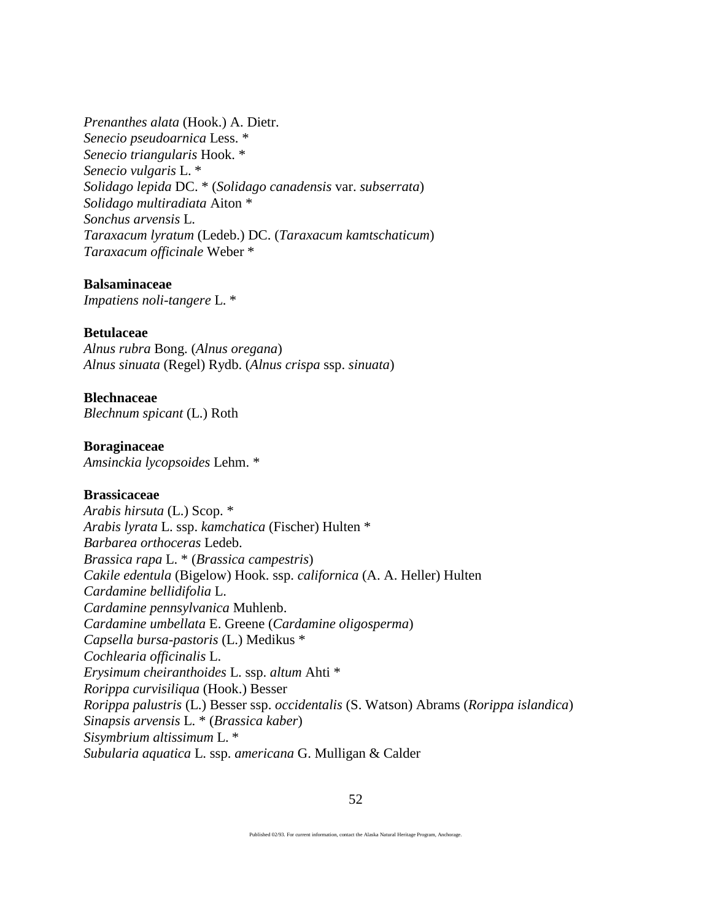*Prenanthes alata* (Hook.) A. Dietr.
*Senecio pseudoarnica* Less. *
*Senecio triangularis* Hook. *
*Senecio vulgaris* L. *
*Solidago lepida* DC. * (*Solidago canadensis* var. *subserrata*)
*Solidago multiradiata* Aiton *
*Sonchus arvensis* L.
*Taraxacum lyratum* (Ledeb.) DC. (*Taraxacum kamtschaticum*)
*Taraxacum officinale* Weber *

**Balsaminaceae**
*Impatiens noli-tangere* L. *

**Betulaceae**
*Alnus rubra* Bong. (*Alnus oregana*)
*Alnus sinuata* (Regel) Rydb. (*Alnus crispa* ssp. *sinuata*)

**Blechnaceae**
*Blechnum spicant* (L.) Roth

**Boraginaceae**
*Amsinckia lycopsoides* Lehm. *

**Brassicaceae**
*Arabis hirsuta* (L.) Scop. *
*Arabis lyrata* L. ssp. *kamchatica* (Fischer) Hulten *
*Barbarea orthoceras* Ledeb.
*Brassica rapa* L. * (*Brassica campestris*)
*Cakile edentula* (Bigelow) Hook. ssp. *californica* (A. A. Heller) Hulten
*Cardamine bellidifolia* L.
*Cardamine pennsylvanica* Muhlenb.
*Cardamine umbellata* E. Greene (*Cardamine oligosperma*)
*Capsella bursa-pastoris* (L.) Medikus *
*Cochlearia officinalis* L.
*Erysimum cheiranthoides* L. ssp. *altum* Ahti *
*Rorippa curvisiliqua* (Hook.) Besser
*Rorippa palustris* (L.) Besser ssp. *occidentalis* (S. Watson) Abrams (*Rorippa islandica*)
*Sinapsis arvensis* L. * (*Brassica kaber*)
*Sisymbrium altissimum* L. *
*Subularia aquatica* L. ssp. *americana* G. Mulligan & Calder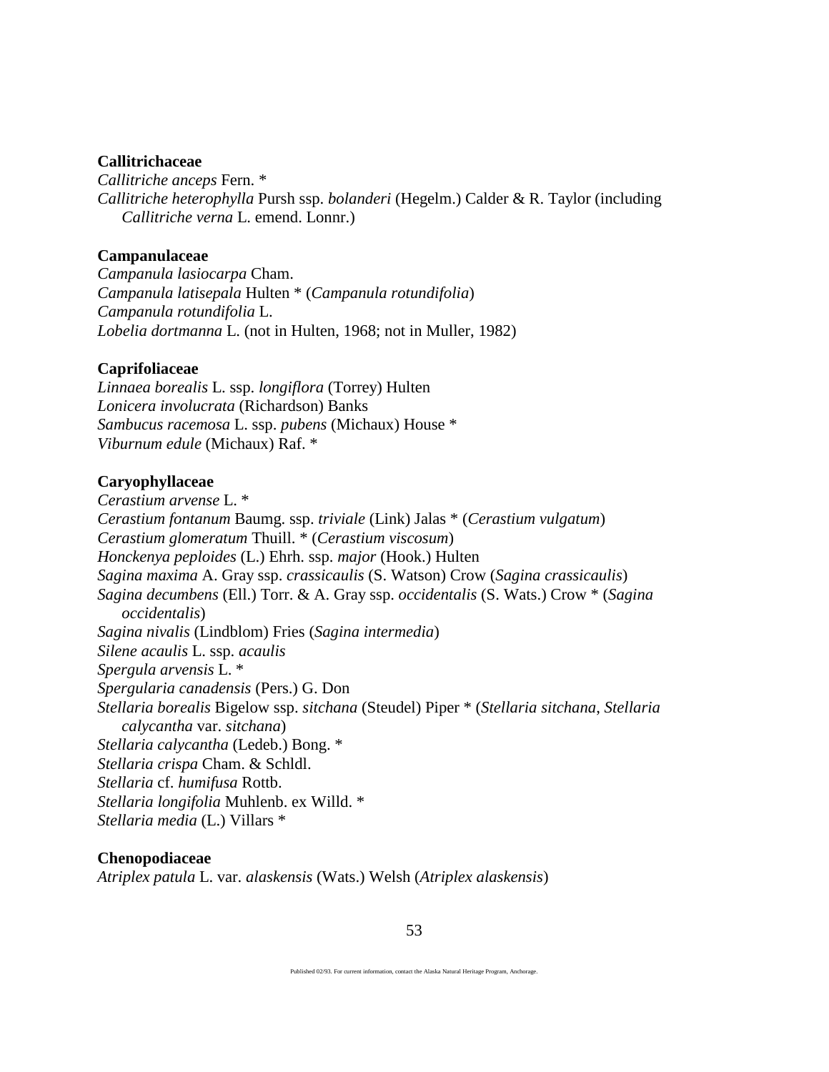**Callitrichaceae**

*Callitriche anceps* Fern. *
*Callitriche heterophylla* Pursh ssp. *bolanderi* (Hegelm.) Calder & R. Taylor (including *Callitriche verna* L. emend. Lonnr.)

**Campanulaceae**

*Campanula lasiocarpa* Cham.
*Campanula latisepala* Hulten * (*Campanula rotundifolia*)
*Campanula rotundifolia* L.
*Lobelia dortmanna* L. (not in Hulten, 1968; not in Muller, 1982)

**Caprifoliaceae**

*Linnaea borealis* L. ssp. *longiflora* (Torrey) Hulten
*Lonicera involucrata* (Richardson) Banks
*Sambucus racemosa* L. ssp. *pubens* (Michaux) House *
*Viburnum edule* (Michaux) Raf. *

**Caryophyllaceae**

*Cerastium arvense* L. *
*Cerastium fontanum* Baumg. ssp. *triviale* (Link) Jalas * (*Cerastium vulgatum*)
*Cerastium glomeratum* Thuill. * (*Cerastium viscosum*)
*Honckenya peploides* (L.) Ehrh. ssp. *major* (Hook.) Hulten
*Sagina maxima* A. Gray ssp. *crassicaulis* (S. Watson) Crow (*Sagina crassicaulis*)
*Sagina decumbens* (Ell.) Torr. & A. Gray ssp. *occidentalis* (S. Wats.) Crow * (*Sagina occidentalis*)
*Sagina nivalis* (Lindblom) Fries (*Sagina intermedia*)
*Silene acaulis* L. ssp. *acaulis*
*Spergula arvensis* L. *
*Spergularia canadensis* (Pers.) G. Don
*Stellaria borealis* Bigelow ssp. *sitchana* (Steudel) Piper * (*Stellaria sitchana*, *Stellaria calycantha* var. *sitchana*)
*Stellaria calycantha* (Ledeb.) Bong. *
*Stellaria crispa* Cham. & Schldl.
*Stellaria* cf. *humifusa* Rottb.
*Stellaria longifolia* Muhlenb. ex Willd. *
*Stellaria media* (L.) Villars *

**Chenopodiaceae**

*Atriplex patula* L. var. *alaskensis* (Wats.) Welsh (*Atriplex alaskensis*)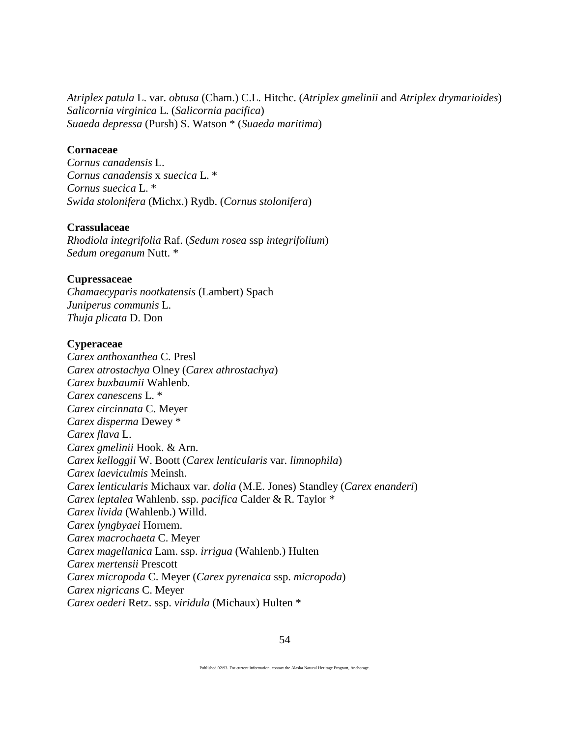*Atriplex patula* L. var. *obtusa* (Cham.) C.L. Hitchc. (*Atriplex gmelinii* and *Atriplex drymarioides*)
*Salicornia virginica* L. (*Salicornia pacifica*)
*Suaeda depressa* (Pursh) S. Watson * (*Suaeda maritima*)

**Cornaceae**
*Cornus canadensis* L.
*Cornus canadensis* x *suecica* L. *
*Cornus suecica* L. *
*Swida stolonifera* (Michx.) Rydb. (*Cornus stolonifera*)

**Crassulaceae**
*Rhodiola integrifolia* Raf. (*Sedum rosea* ssp *integrifolium*)
*Sedum oreganum* Nutt. *

**Cupressaceae**
*Chamaecyparis nootkatensis* (Lambert) Spach
*Juniperus communis* L.
*Thuja plicata* D. Don

**Cyperaceae**
*Carex anthoxanthea* C. Presl
*Carex atrostachya* Olney (*Carex athrostachya*)
*Carex buxbaumii* Wahlenb.
*Carex canescens* L. *
*Carex circinnata* C. Meyer
*Carex disperma* Dewey *
*Carex flava* L.
*Carex gmelinii* Hook. & Arn.
*Carex kelloggii* W. Boott (*Carex lenticularis* var. *limnophila*)
*Carex laeviculmis* Meinsh.
*Carex lenticularis* Michaux var. *dolia* (M.E. Jones) Standley (*Carex enanderi*)
*Carex leptalea* Wahlenb. ssp. *pacifica* Calder & R. Taylor *
*Carex livida* (Wahlenb.) Willd.
*Carex lyngbyaei* Hornem.
*Carex macrochaeta* C. Meyer
*Carex magellanica* Lam. ssp. *irrigua* (Wahlenb.) Hulten
*Carex mertensii* Prescott
*Carex micropoda* C. Meyer (*Carex pyrenaica* ssp. *micropoda*)
*Carex nigricans* C. Meyer
*Carex oederi* Retz. ssp. *viridula* (Michaux) Hulten *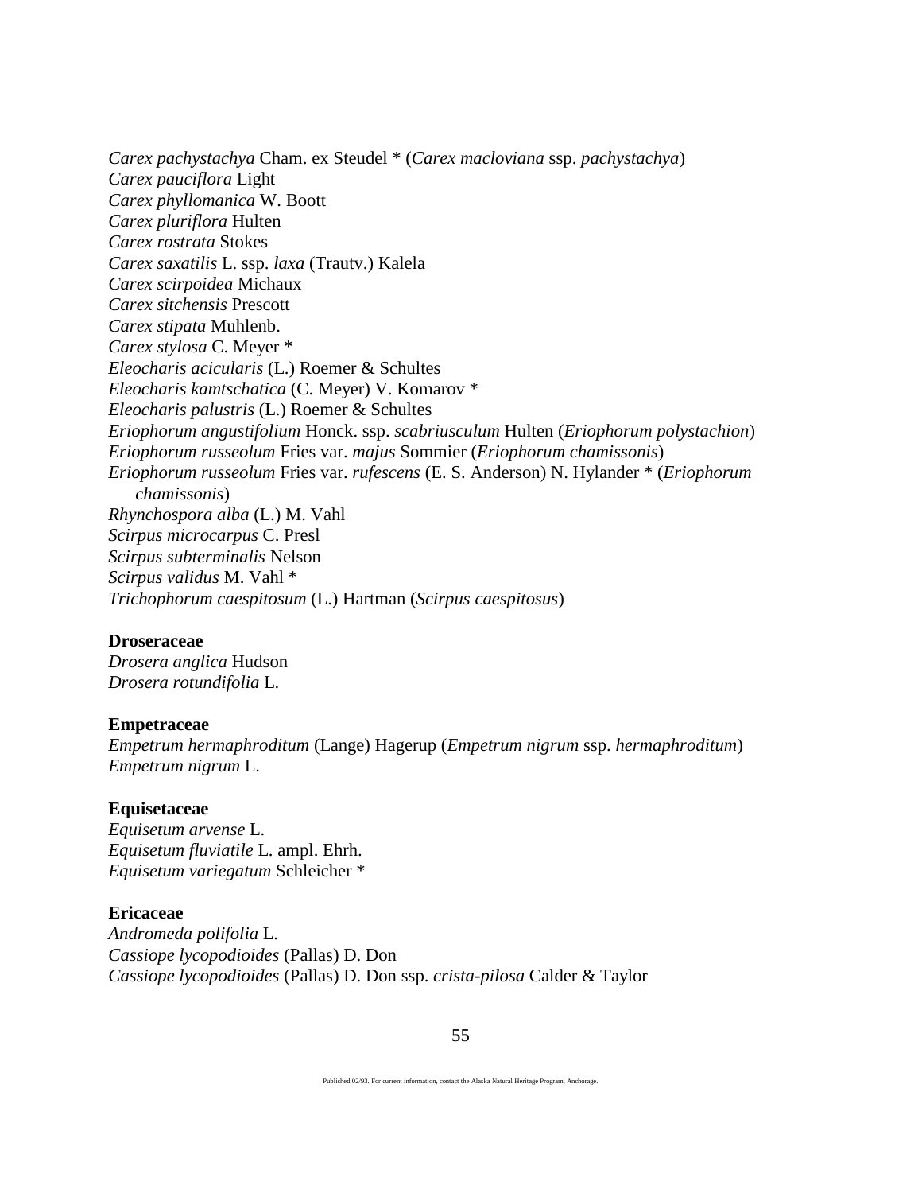*Carex pachystachya* Cham. ex Steudel * (*Carex macloviana* ssp. *pachystachya*)
*Carex pauciflora* Light
*Carex phyllomanica* W. Boott
*Carex pluriflora* Hulten
*Carex rostrata* Stokes
*Carex saxatilis* L. ssp. *laxa* (Trautv.) Kalela
*Carex scirpoidea* Michaux
*Carex sitchensis* Prescott
*Carex stipata* Muhlenb.
*Carex stylosa* C. Meyer *
*Eleocharis acicularis* (L.) Roemer & Schultes
*Eleocharis kamtschatica* (C. Meyer) V. Komarov *
*Eleocharis palustris* (L.) Roemer & Schultes
*Eriophorum angustifolium* Honck. ssp. *scabriusculum* Hulten (*Eriophorum polystachion*)
*Eriophorum russeolum* Fries var. *majus* Sommier (*Eriophorum chamissonis*)
*Eriophorum russeolum* Fries var. *rufescens* (E. S. Anderson) N. Hylander * (*Eriophorum chamissonis*)
*Rhynchospora alba* (L.) M. Vahl
*Scirpus microcarpus* C. Presl
*Scirpus subterminalis* Nelson
*Scirpus validus* M. Vahl *
*Trichophorum caespitosum* (L.) Hartman (*Scirpus caespitosus*)

**Droseraceae**
*Drosera anglica* Hudson
*Drosera rotundifolia* L.

**Empetraceae**
*Empetrum hermaphroditum* (Lange) Hagerup (*Empetrum nigrum* ssp. *hermaphroditum*)
*Empetrum nigrum* L.

**Equisetaceae**
*Equisetum arvense* L.
*Equisetum fluviatile* L. ampl. Ehrh.
*Equisetum variegatum* Schleicher *

**Ericaceae**
*Andromeda polifolia* L.
*Cassiope lycopodioides* (Pallas) D. Don
*Cassiope lycopodioides* (Pallas) D. Don ssp. *crista-pilosa* Calder & Taylor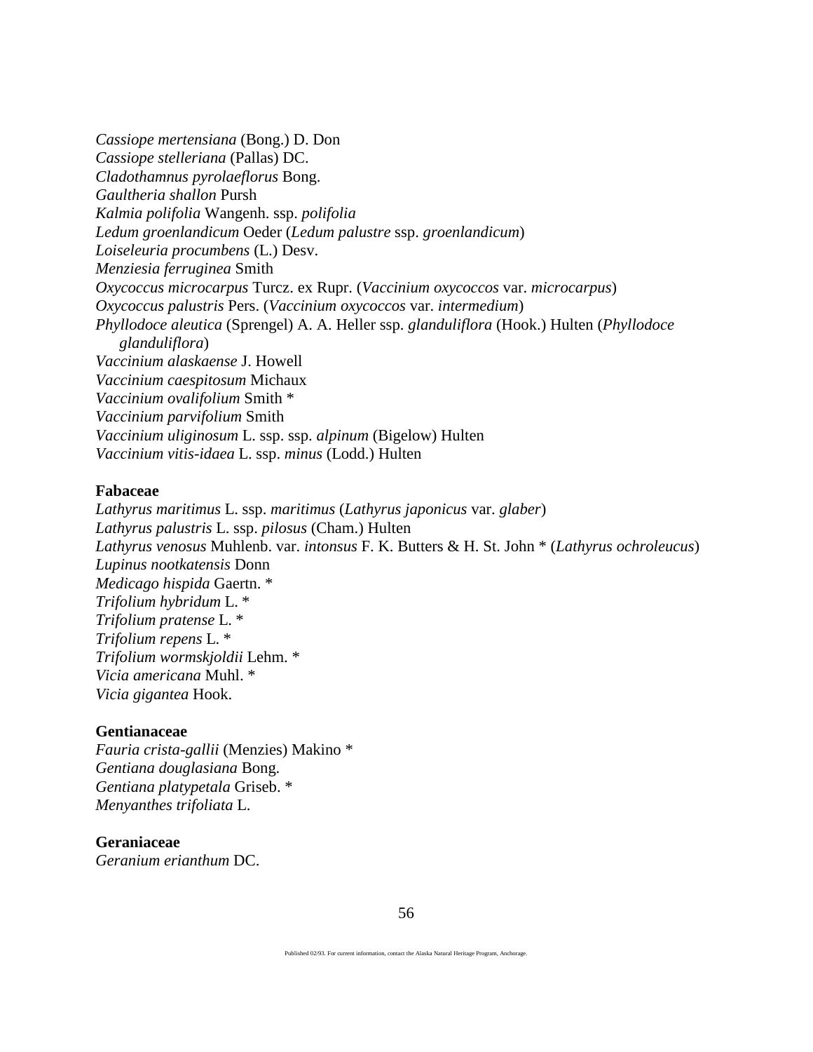*Cassiope mertensiana* (Bong.) D. Don
*Cassiope stelleriana* (Pallas) DC.
*Cladothamnus pyrolaeflorus* Bong.
*Gaultheria shallon* Pursh
*Kalmia polifolia* Wangenh. ssp. *polifolia*
*Ledum groenlandicum* Oeder (*Ledum palustre* ssp. *groenlandicum*)
*Loiseleuria procumbens* (L.) Desv.
*Menziesia ferruginea* Smith
*Oxycoccus microcarpus* Turcz. ex Rupr. (*Vaccinium oxycoccos* var. *microcarpus*)
*Oxycoccus palustris* Pers. (*Vaccinium oxycoccos* var. *intermedium*)
*Phyllodoce aleutica* (Sprengel) A. A. Heller ssp. *glanduliflora* (Hook.) Hulten (*Phyllodoce glanduliflora*)
*Vaccinium alaskaense* J. Howell
*Vaccinium caespitosum* Michaux
*Vaccinium ovalifolium* Smith *
*Vaccinium parvifolium* Smith
*Vaccinium uliginosum* L. ssp. ssp. *alpinum* (Bigelow) Hulten
*Vaccinium vitis-idaea* L. ssp. *minus* (Lodd.) Hulten

**Fabaceae**
*Lathyrus maritimus* L. ssp. *maritimus* (*Lathyrus japonicus* var. *glaber*)
*Lathyrus palustris* L. ssp. *pilosus* (Cham.) Hulten
*Lathyrus venosus* Muhlenb. var. *intonsus* F. K. Butters & H. St. John * (*Lathyrus ochroleucus*)
*Lupinus nootkatensis* Donn
*Medicago hispida* Gaertn. *
*Trifolium hybridum* L. *
*Trifolium pratense* L. *
*Trifolium repens* L. *
*Trifolium wormskjoldii* Lehm. *
*Vicia americana* Muhl. *
*Vicia gigantea* Hook.

**Gentianaceae**
*Fauria crista-gallii* (Menzies) Makino *
*Gentiana douglasiana* Bong.
*Gentiana platypetala* Griseb. *
*Menyanthes trifoliata* L.

**Geraniaceae**
*Geranium erianthum* DC.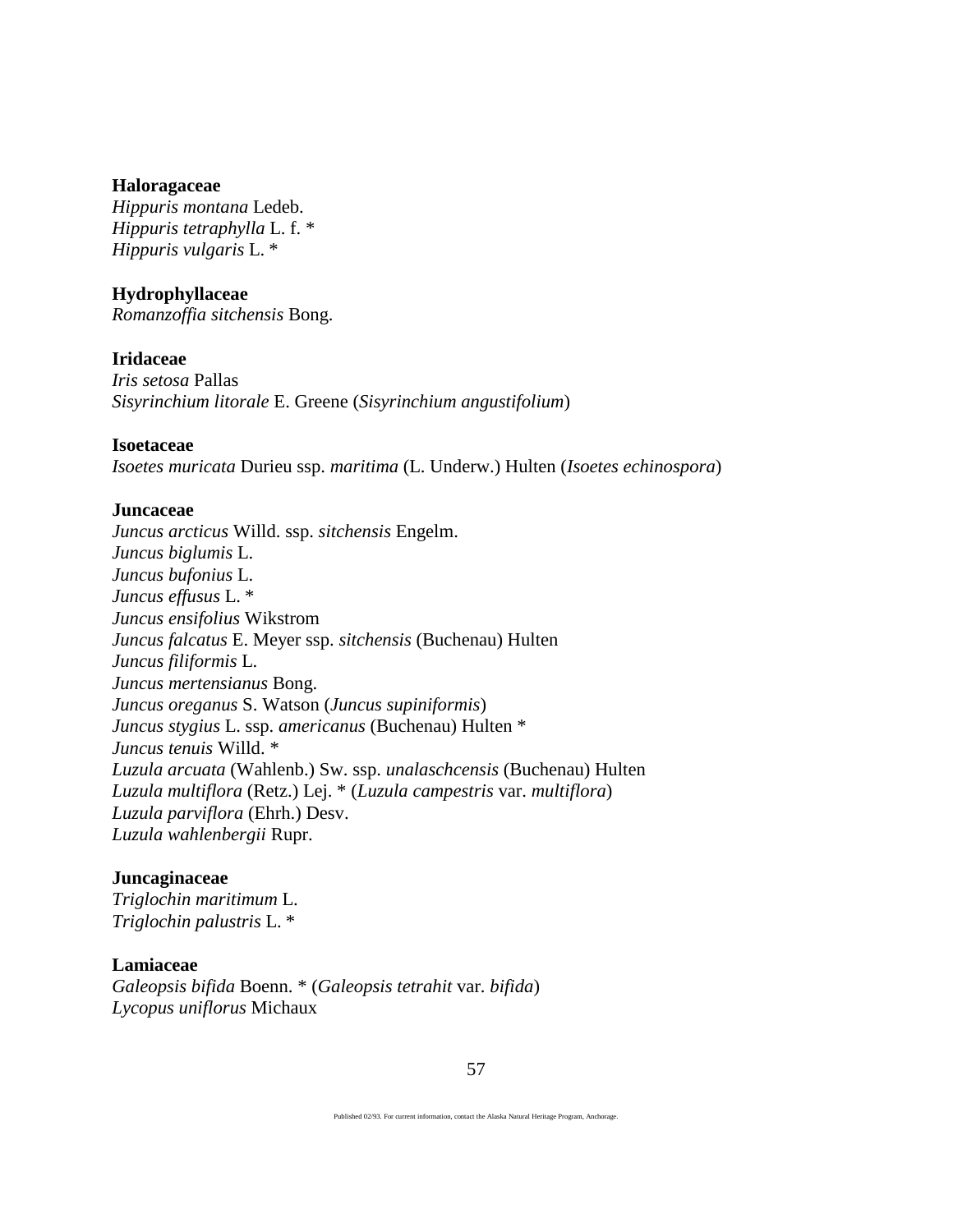**Haloragaceae**
*Hippuris montana* Ledeb.
*Hippuris tetraphylla* L. f. *
*Hippuris vulgaris* L. *

**Hydrophyllaceae**
*Romanzoffia sitchensis* Bong.

**Iridaceae**
*Iris setosa* Pallas
*Sisyrinchium litorale* E. Greene (*Sisyrinchium angustifolium*)

**Isoetaceae**
*Isoetes muricata* Durieu ssp. *maritima* (L. Underw.) Hulten (*Isoetes echinospora*)

**Juncaceae**
*Juncus arcticus* Willd. ssp. *sitchensis* Engelm.
*Juncus biglumis* L.
*Juncus bufonius* L.
*Juncus effusus* L. *
*Juncus ensifolius* Wikstrom
*Juncus falcatus* E. Meyer ssp. *sitchensis* (Buchenau) Hulten
*Juncus filiformis* L.
*Juncus mertensianus* Bong.
*Juncus oreganus* S. Watson (*Juncus supiniformis*)
*Juncus stygius* L. ssp. *americanus* (Buchenau) Hulten *
*Juncus tenuis* Willd. *
*Luzula arcuata* (Wahlenb.) Sw. ssp. *unalaschcensis* (Buchenau) Hulten
*Luzula multiflora* (Retz.) Lej. * (*Luzula campestris* var. *multiflora*)
*Luzula parviflora* (Ehrh.) Desv.
*Luzula wahlenbergii* Rupr.

**Juncaginaceae**
*Triglochin maritimum* L.
*Triglochin palustris* L. *

**Lamiaceae**
*Galeopsis bifida* Boenn. * (*Galeopsis tetrahit* var. *bifida*)
*Lycopus uniflorus* Michaux

Published 02/93. For current information, contact the Alaska Natural Heritage Program, Anchorage.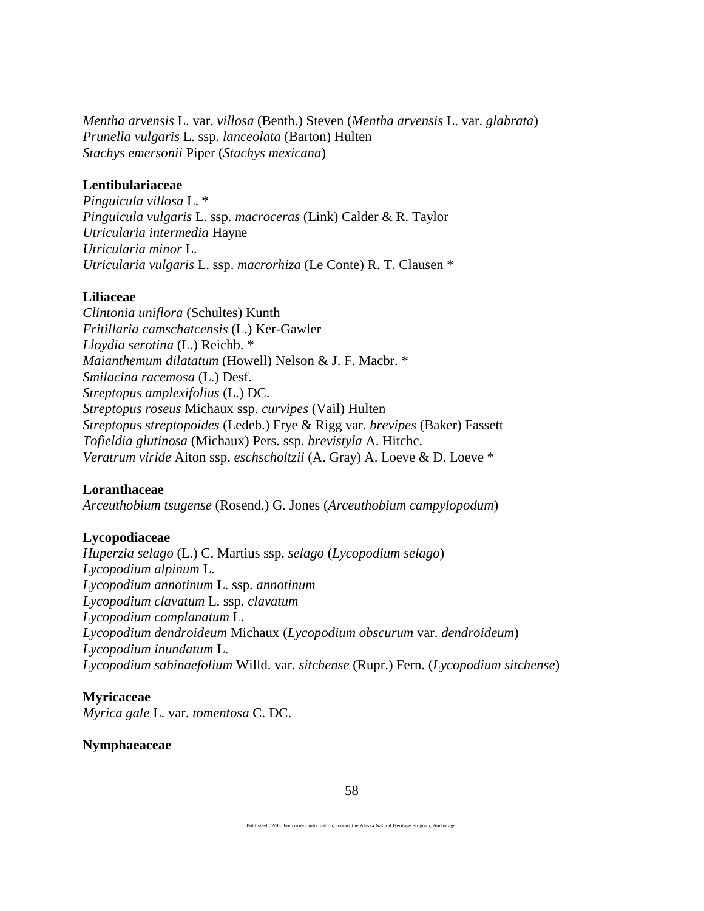*Mentha arvensis* L. var. *villosa* (Benth.) Steven (*Mentha arvensis* L. var. *glabrata*)
*Prunella vulgaris* L. ssp. *lanceolata* (Barton) Hulten
*Stachys emersonii* Piper (*Stachys mexicana*)

**Lentibulariaceae**
*Pinguicula villosa* L. *
*Pinguicula vulgaris* L. ssp. *macroceras* (Link) Calder & R. Taylor
*Utricularia intermedia* Hayne
*Utricularia minor* L.
*Utricularia vulgaris* L. ssp. *macrorhiza* (Le Conte) R. T. Clausen *

**Liliaceae**
*Clintonia uniflora* (Schultes) Kunth
*Fritillaria camschatcensis* (L.) Ker-Gawler
*Lloydia serotina* (L.) Reichb. *
*Maianthemum dilatatum* (Howell) Nelson & J. F. Macbr. *
*Smilacina racemosa* (L.) Desf.
*Streptopus amplexifolius* (L.) DC.
*Streptopus roseus* Michaux ssp. *curvipes* (Vail) Hulten
*Streptopus streptopoides* (Ledeb.) Frye & Rigg var. *brevipes* (Baker) Fassett
*Tofieldia glutinosa* (Michaux) Pers. ssp. *brevistyla* A. Hitchc.
*Veratrum viride* Aiton ssp. *eschscholtzii* (A. Gray) A. Loeve & D. Loeve *

**Loranthaceae**
*Arceuthobium tsugense* (Rosend.) G. Jones (*Arceuthobium campylopodum*)

**Lycopodiaceae**
*Huperzia selago* (L.) C. Martius ssp. *selago* (*Lycopodium selago*)
*Lycopodium alpinum* L.
*Lycopodium annotinum* L. ssp. *annotinum*
*Lycopodium clavatum* L. ssp. *clavatum*
*Lycopodium complanatum* L.
*Lycopodium dendroideum* Michaux (*Lycopodium obscurum* var. *dendroideum*)
*Lycopodium inundatum* L.
*Lycopodium sabinaefolium* Willd. var. *sitchense* (Rupr.) Fern. (*Lycopodium sitchense*)

**Myricaceae**
*Myrica gale* L. var. *tomentosa* C. DC.

**Nymphaeaceae**

Published 02/93. For current information, contact the Alaska Natural Heritage Program, Anchorage.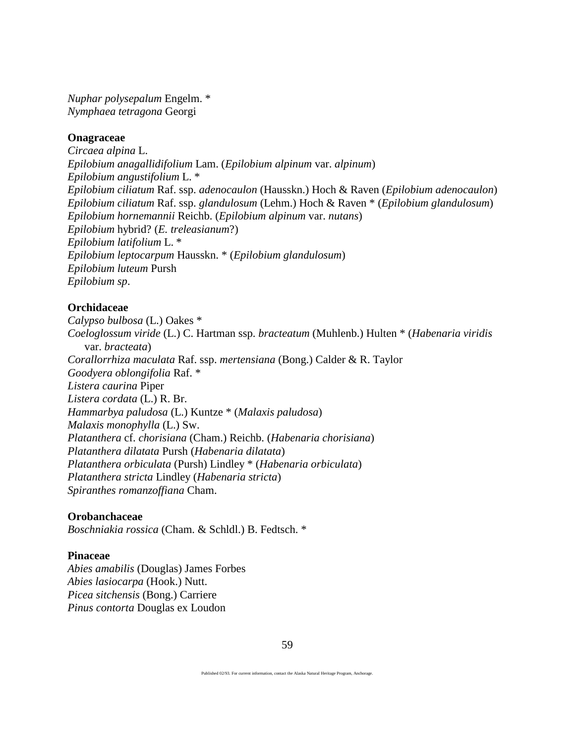*Nuphar polysepalum* Engelm. *
*Nymphaea tetragona* Georgi

**Onagraceae**
*Circaea alpina* L.
*Epilobium anagallidifolium* Lam. (*Epilobium alpinum* var. *alpinum*)
*Epilobium angustifolium* L. *
*Epilobium ciliatum* Raf. ssp. *adenocaulon* (Hausskn.) Hoch & Raven (*Epilobium adenocaulon*)
*Epilobium ciliatum* Raf. ssp. *glandulosum* (Lehm.) Hoch & Raven * (*Epilobium glandulosum*)
*Epilobium hornemannii* Reichb. (*Epilobium alpinum* var. *nutans*)
*Epilobium* hybrid? (*E. treleasianum*?)
*Epilobium latifolium* L. *
*Epilobium leptocarpum* Hausskn. * (*Epilobium glandulosum*)
*Epilobium luteum* Pursh
*Epilobium sp*.

**Orchidaceae**
*Calypso bulbosa* (L.) Oakes *
*Coeloglossum viride* (L.) C. Hartman ssp. *bracteatum* (Muhlenb.) Hulten * (*Habenaria viridis* var. *bracteata*)
*Corallorrhiza maculata* Raf. ssp. *mertensiana* (Bong.) Calder & R. Taylor
*Goodyera oblongifolia* Raf. *
*Listera caurina* Piper
*Listera cordata* (L.) R. Br.
*Hammarbya paludosa* (L.) Kuntze * (*Malaxis paludosa*)
*Malaxis monophylla* (L.) Sw.
*Platanthera* cf. *chorisiana* (Cham.) Reichb. (*Habenaria chorisiana*)
*Platanthera dilatata* Pursh (*Habenaria dilatata*)
*Platanthera orbiculata* (Pursh) Lindley * (*Habenaria orbiculata*)
*Platanthera stricta* Lindley (*Habenaria stricta*)
*Spiranthes romanzoffiana* Cham.

**Orobanchaceae**
*Boschniakia rossica* (Cham. & Schldl.) B. Fedtsch. *

**Pinaceae**
*Abies amabilis* (Douglas) James Forbes
*Abies lasiocarpa* (Hook.) Nutt.
*Picea sitchensis* (Bong.) Carriere
*Pinus contorta* Douglas ex Loudon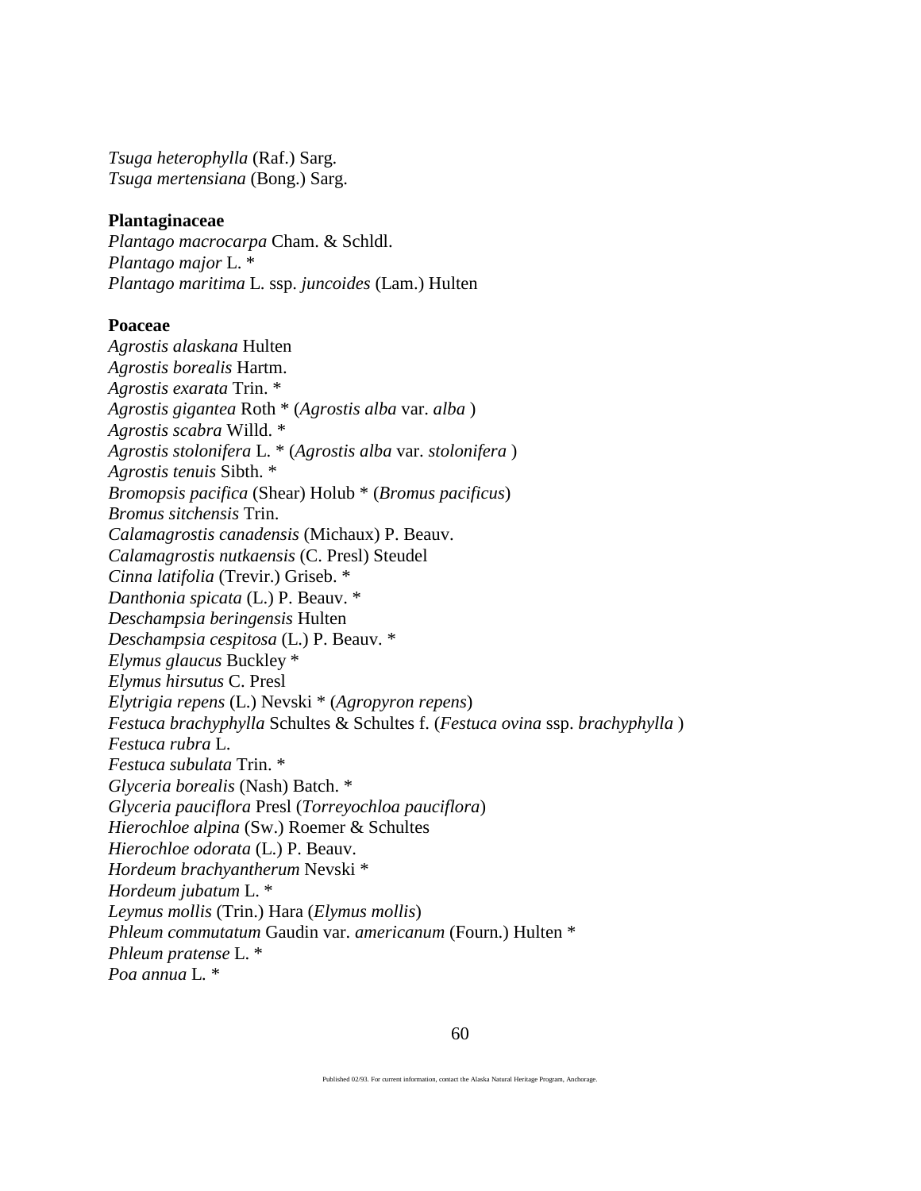*Tsuga heterophylla* (Raf.) Sarg.
*Tsuga mertensiana* (Bong.) Sarg.

**Plantaginaceae**
*Plantago macrocarpa* Cham. & Schldl.
*Plantago major* L. *
*Plantago maritima* L. ssp. *juncoides* (Lam.) Hulten

**Poaceae**
*Agrostis alaskana* Hulten
*Agrostis borealis* Hartm.
*Agrostis exarata* Trin. *
*Agrostis gigantea* Roth * (*Agrostis alba* var. *alba* )
*Agrostis scabra* Willd. *
*Agrostis stolonifera* L. * (*Agrostis alba* var. *stolonifera* )
*Agrostis tenuis* Sibth. *
*Bromopsis pacifica* (Shear) Holub * (*Bromus pacificus*)
*Bromus sitchensis* Trin.
*Calamagrostis canadensis* (Michaux) P. Beauv.
*Calamagrostis nutkaensis* (C. Presl) Steudel
*Cinna latifolia* (Trevir.) Griseb. *
*Danthonia spicata* (L.) P. Beauv. *
*Deschampsia beringensis* Hulten
*Deschampsia cespitosa* (L.) P. Beauv. *
*Elymus glaucus* Buckley *
*Elymus hirsutus* C. Presl
*Elytrigia repens* (L.) Nevski * (*Agropyron repens*)
*Festuca brachyphylla* Schultes & Schultes f. (*Festuca ovina* ssp. *brachyphylla* )
*Festuca rubra* L.
*Festuca subulata* Trin. *
*Glyceria borealis* (Nash) Batch. *
*Glyceria pauciflora* Presl (*Torreyochloa pauciflora*)
*Hierochloe alpina* (Sw.) Roemer & Schultes
*Hierochloe odorata* (L.) P. Beauv.
*Hordeum brachyantherum* Nevski *
*Hordeum jubatum* L. *
*Leymus mollis* (Trin.) Hara (*Elymus mollis*)
*Phleum commutatum* Gaudin var. *americanum* (Fourn.) Hulten *
*Phleum pratense* L. *
*Poa annua* L. *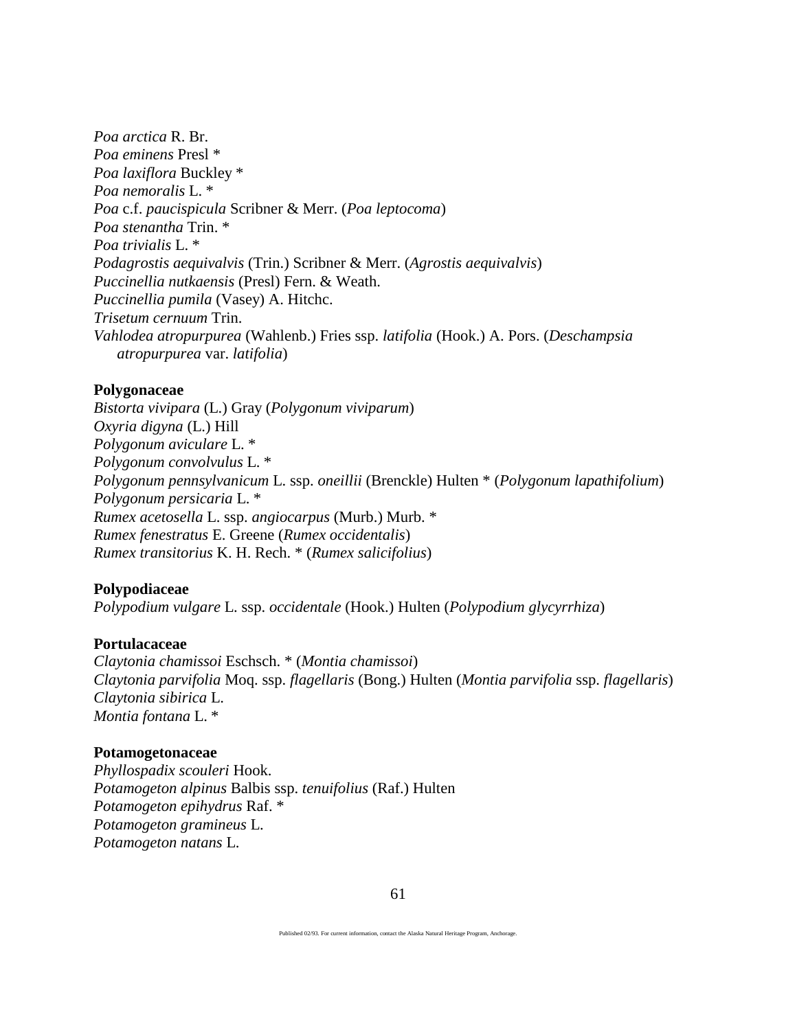*Poa arctica* R. Br.
*Poa eminens* Presl *
*Poa laxiflora* Buckley *
*Poa nemoralis* L. *
*Poa* c.f. *paucispicula* Scribner & Merr. (*Poa leptocoma*)
*Poa stenantha* Trin. *
*Poa trivialis* L. *
*Podagrostis aequivalvis* (Trin.) Scribner & Merr. (*Agrostis aequivalvis*)
*Puccinellia nutkaensis* (Presl) Fern. & Weath.
*Puccinellia pumila* (Vasey) A. Hitchc.
*Trisetum cernuum* Trin.
*Vahlodea atropurpurea* (Wahlenb.) Fries ssp. *latifolia* (Hook.) A. Pors. (*Deschampsia atropurpurea* var. *latifolia*)

**Polygonaceae**
*Bistorta vivipara* (L.) Gray (*Polygonum viviparum*)
*Oxyria digyna* (L.) Hill
*Polygonum aviculare* L. *
*Polygonum convolvulus* L. *
*Polygonum pennsylvanicum* L. ssp. *oneillii* (Brenckle) Hulten * (*Polygonum lapathifolium*)
*Polygonum persicaria* L. *
*Rumex acetosella* L. ssp. *angiocarpus* (Murb.) Murb. *
*Rumex fenestratus* E. Greene (*Rumex occidentalis*)
*Rumex transitorius* K. H. Rech. * (*Rumex salicifolius*)

**Polypodiaceae**
*Polypodium vulgare* L. ssp. *occidentale* (Hook.) Hulten (*Polypodium glycyrrhiza*)

**Portulacaceae**
*Claytonia chamissoi* Eschsch. * (*Montia chamissoi*)
*Claytonia parvifolia* Moq. ssp. *flagellaris* (Bong.) Hulten (*Montia parvifolia* ssp. *flagellaris*)
*Claytonia sibirica* L.
*Montia fontana* L. *

**Potamogetonaceae**
*Phyllospadix scouleri* Hook.
*Potamogeton alpinus* Balbis ssp. *tenuifolius* (Raf.) Hulten
*Potamogeton epihydrus* Raf. *
*Potamogeton gramineus* L.
*Potamogeton natans* L.

Published 02/93. For current information, contact the Alaska Natural Heritage Program, Anchorage.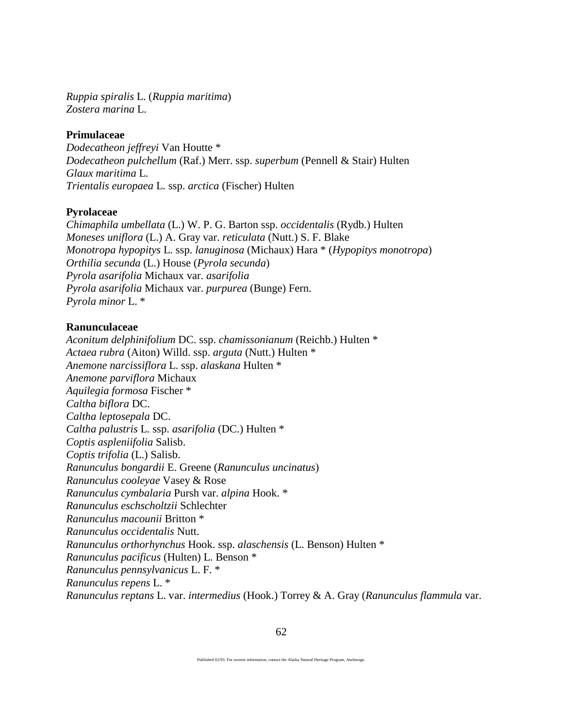*Ruppia spiralis* L. (*Ruppia maritima*)
*Zostera marina* L.

**Primulaceae**
*Dodecatheon jeffreyi* Van Houtte *
*Dodecatheon pulchellum* (Raf.) Merr. ssp. *superbum* (Pennell & Stair) Hulten
*Glaux maritima* L.
*Trientalis europaea* L. ssp. *arctica* (Fischer) Hulten

**Pyrolaceae**
*Chimaphila umbellata* (L.) W. P. G. Barton ssp. *occidentalis* (Rydb.) Hulten
*Moneses uniflora* (L.) A. Gray var. *reticulata* (Nutt.) S. F. Blake
*Monotropa hypopitys* L. ssp. *lanuginosa* (Michaux) Hara * (*Hypopitys monotropa*)
*Orthilia secunda* (L.) House (*Pyrola secunda*)
*Pyrola asarifolia* Michaux var. *asarifolia*
*Pyrola asarifolia* Michaux var. *purpurea* (Bunge) Fern.
*Pyrola minor* L. *

**Ranunculaceae**
*Aconitum delphinifolium* DC. ssp. *chamissonianum* (Reichb.) Hulten *
*Actaea rubra* (Aiton) Willd. ssp. *arguta* (Nutt.) Hulten *
*Anemone narcissiflora* L. ssp. *alaskana* Hulten *
*Anemone parviflora* Michaux
*Aquilegia formosa* Fischer *
*Caltha biflora* DC.
*Caltha leptosepala* DC.
*Caltha palustris* L. ssp. *asarifolia* (DC.) Hulten *
*Coptis aspleniifolia* Salisb.
*Coptis trifolia* (L.) Salisb.
*Ranunculus bongardii* E. Greene (*Ranunculus uncinatus*)
*Ranunculus cooleyae* Vasey & Rose
*Ranunculus cymbalaria* Pursh var. *alpina* Hook. *
*Ranunculus eschscholtzii* Schlechter
*Ranunculus macounii* Britton *
*Ranunculus occidentalis* Nutt.
*Ranunculus orthorhynchus* Hook. ssp. *alaschensis* (L. Benson) Hulten *
*Ranunculus pacificus* (Hulten) L. Benson *
*Ranunculus pennsylvanicus* L. F. *
*Ranunculus repens* L. *
*Ranunculus reptans* L. var. *intermedius* (Hook.) Torrey & A. Gray (*Ranunculus flammula* var.

Published 02/93. For current information, contact the Alaska Natural Heritage Program, Anchorage.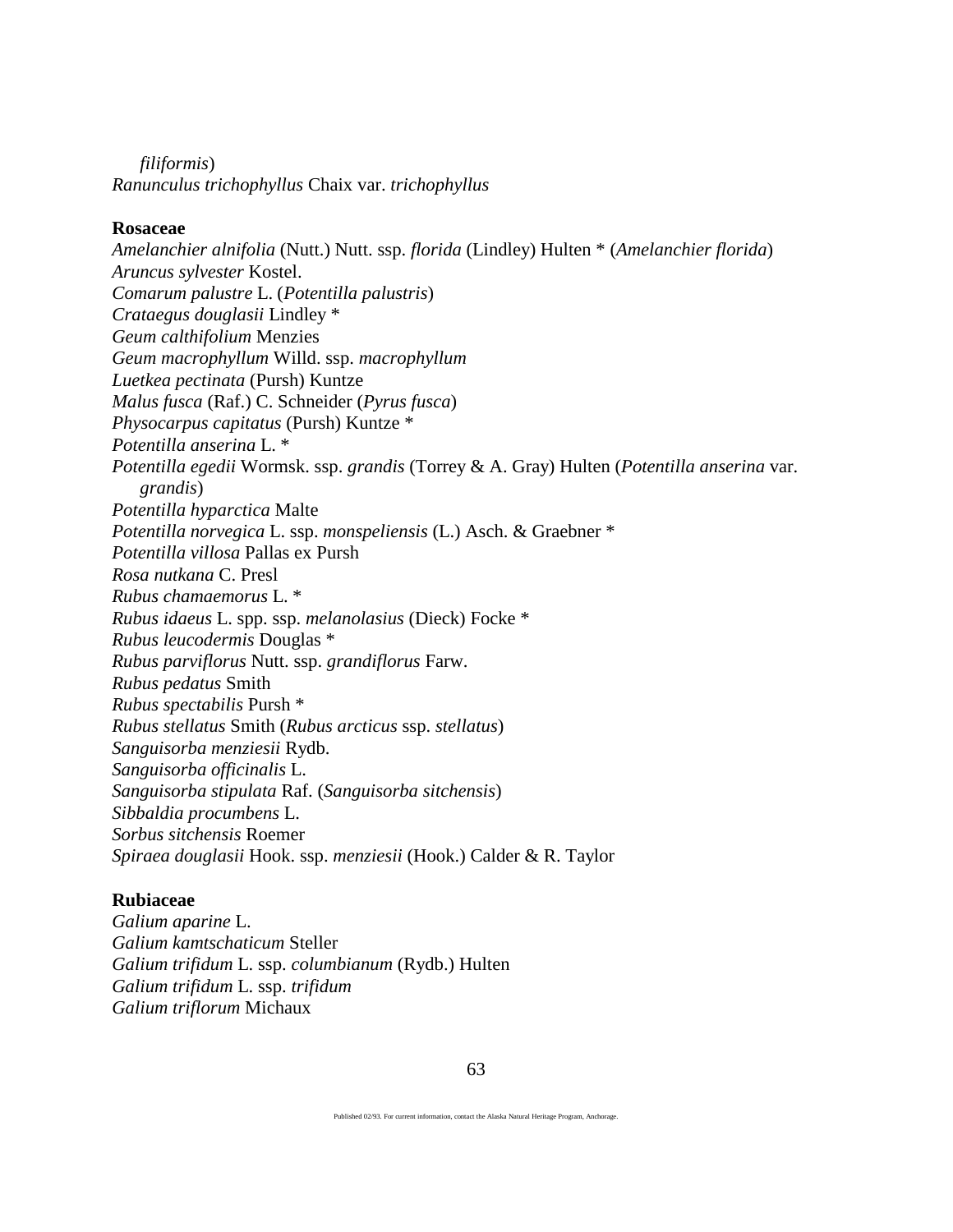*filiformis*)
*Ranunculus trichophyllus* Chaix var. *trichophyllus*

**Rosaceae**
*Amelanchier alnifolia* (Nutt.) Nutt. ssp. *florida* (Lindley) Hulten * (*Amelanchier florida*)
*Aruncus sylvester* Kostel.
*Comarum palustre* L. (*Potentilla palustris*)
*Crataegus douglasii* Lindley *
*Geum calthifolium* Menzies
*Geum macrophyllum* Willd. ssp. *macrophyllum*
*Luetkea pectinata* (Pursh) Kuntze
*Malus fusca* (Raf.) C. Schneider (*Pyrus fusca*)
*Physocarpus capitatus* (Pursh) Kuntze *
*Potentilla anserina* L. *
*Potentilla egedii* Wormsk. ssp. *grandis* (Torrey & A. Gray) Hulten (*Potentilla anserina* var. *grandis*)
*Potentilla hyparctica* Malte
*Potentilla norvegica* L. ssp. *monspeliensis* (L.) Asch. & Graebner *
*Potentilla villosa* Pallas ex Pursh
*Rosa nutkana* C. Presl
*Rubus chamaemorus* L. *
*Rubus idaeus* L. spp. ssp. *melanolasius* (Dieck) Focke *
*Rubus leucodermis* Douglas *
*Rubus parviflorus* Nutt. ssp. *grandiflorus* Farw.
*Rubus pedatus* Smith
*Rubus spectabilis* Pursh *
*Rubus stellatus* Smith (*Rubus arcticus* ssp. *stellatus*)
*Sanguisorba menziesii* Rydb.
*Sanguisorba officinalis* L.
*Sanguisorba stipulata* Raf. (*Sanguisorba sitchensis*)
*Sibbaldia procumbens* L.
*Sorbus sitchensis* Roemer
*Spiraea douglasii* Hook. ssp. *menziesii* (Hook.) Calder & R. Taylor

**Rubiaceae**
*Galium aparine* L.
*Galium kamtschaticum* Steller
*Galium trifidum* L. ssp. *columbianum* (Rydb.) Hulten
*Galium trifidum* L. ssp. *trifidum*
*Galium triflorum* Michaux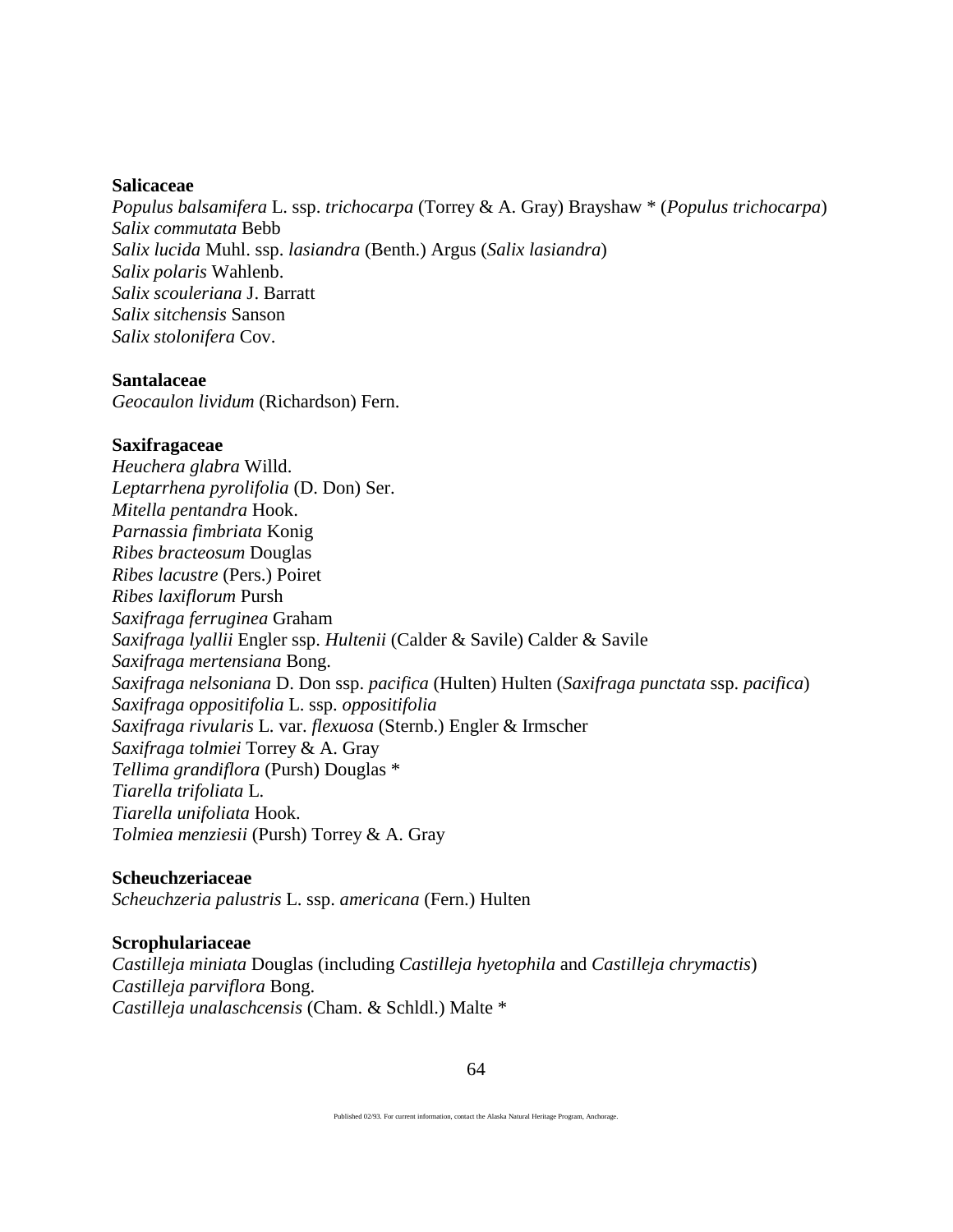**Salicaceae**
*Populus balsamifera* L. ssp. *trichocarpa* (Torrey & A. Gray) Brayshaw * (*Populus trichocarpa*)
*Salix commutata* Bebb
*Salix lucida* Muhl. ssp. *lasiandra* (Benth.) Argus (*Salix lasiandra*)
*Salix polaris* Wahlenb.
*Salix scouleriana* J. Barratt
*Salix sitchensis* Sanson
*Salix stolonifera* Cov.

**Santalaceae**
*Geocaulon lividum* (Richardson) Fern.

**Saxifragaceae**
*Heuchera glabra* Willd.
*Leptarrhena pyrolifolia* (D. Don) Ser.
*Mitella pentandra* Hook.
*Parnassia fimbriata* Konig
*Ribes bracteosum* Douglas
*Ribes lacustre* (Pers.) Poiret
*Ribes laxiflorum* Pursh
*Saxifraga ferruginea* Graham
*Saxifraga lyallii* Engler ssp. *Hultenii* (Calder & Savile) Calder & Savile
*Saxifraga mertensiana* Bong.
*Saxifraga nelsoniana* D. Don ssp. *pacifica* (Hulten) Hulten (*Saxifraga punctata* ssp. *pacifica*)
*Saxifraga oppositifolia* L. ssp. *oppositifolia*
*Saxifraga rivularis* L. var. *flexuosa* (Sternb.) Engler & Irmscher
*Saxifraga tolmiei* Torrey & A. Gray
*Tellima grandiflora* (Pursh) Douglas *
*Tiarella trifoliata* L.
*Tiarella unifoliata* Hook.
*Tolmiea menziesii* (Pursh) Torrey & A. Gray

**Scheuchzeriaceae**
*Scheuchzeria palustris* L. ssp. *americana* (Fern.) Hulten

**Scrophulariaceae**
*Castilleja miniata* Douglas (including *Castilleja hyetophila* and *Castilleja chrymactis*)
*Castilleja parviflora* Bong.
*Castilleja unalaschcensis* (Cham. & Schldl.) Malte *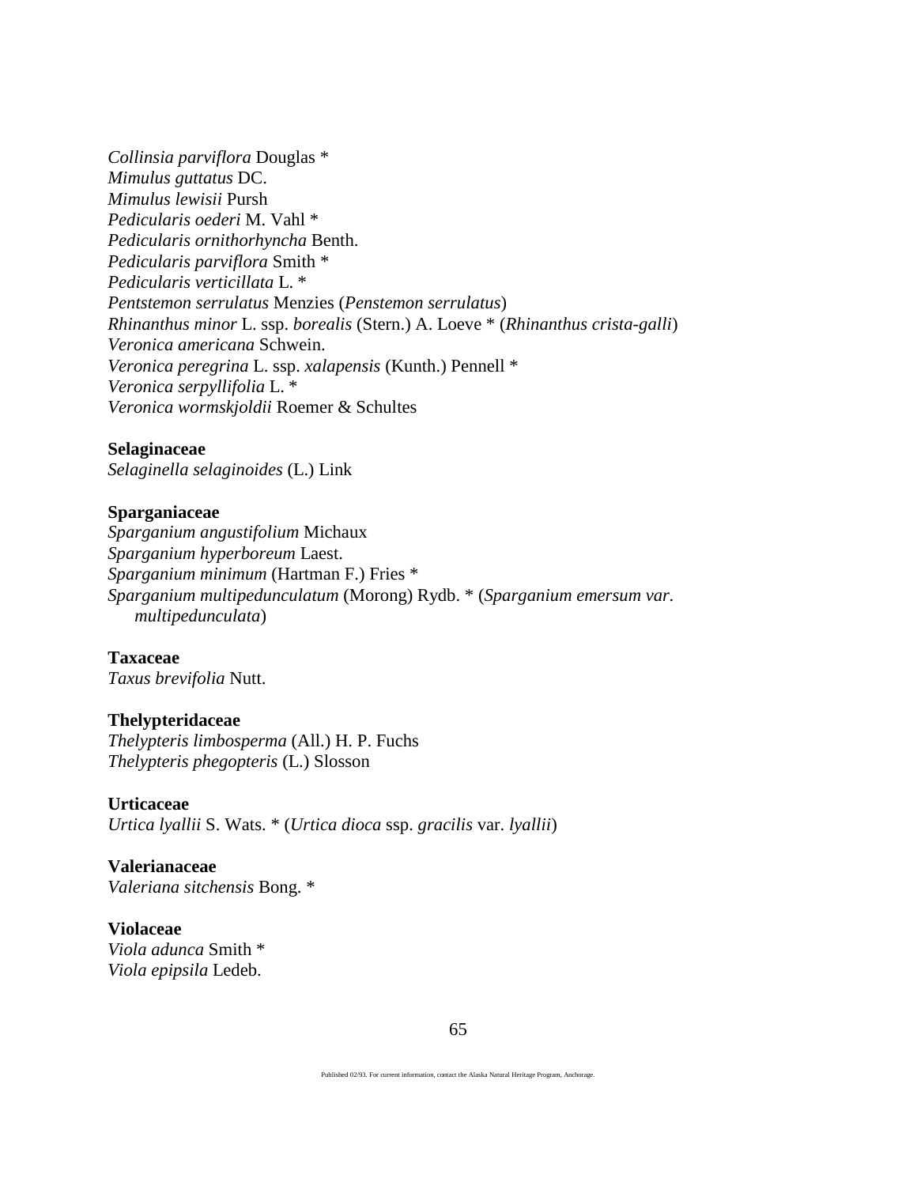*Collinsia parviflora* Douglas *
*Mimulus guttatus* DC.
*Mimulus lewisii* Pursh
*Pedicularis oederi* M. Vahl *
*Pedicularis ornithorhyncha* Benth.
*Pedicularis parviflora* Smith *
*Pedicularis verticillata* L. *
*Pentstemon serrulatus* Menzies (*Penstemon serrulatus*)
*Rhinanthus minor* L. ssp. *borealis* (Stern.) A. Loeve * (*Rhinanthus crista-galli*)
*Veronica americana* Schwein.
*Veronica peregrina* L. ssp. *xalapensis* (Kunth.) Pennell *
*Veronica serpyllifolia* L. *
*Veronica wormskjoldii* Roemer & Schultes

**Selaginaceae**
*Selaginella selaginoides* (L.) Link

**Sparganiaceae**
*Sparganium angustifolium* Michaux
*Sparganium hyperboreum* Laest.
*Sparganium minimum* (Hartman F.) Fries *
*Sparganium multipedunculatum* (Morong) Rydb. * (*Sparganium emersum var. multipedunculata*)

**Taxaceae**
*Taxus brevifolia* Nutt.

**Thelypteridaceae**
*Thelypteris limbosperma* (All.) H. P. Fuchs
*Thelypteris phegopteris* (L.) Slosson

**Urticaceae**
*Urtica lyallii* S. Wats. * (*Urtica dioca* ssp. *gracilis* var. *lyallii*)

**Valerianaceae**
*Valeriana sitchensis* Bong. *

**Violaceae**
*Viola adunca* Smith *
*Viola epipsila* Ledeb.

Published 02/93. For current information, contact the Alaska Natural Heritage Program, Anchorage.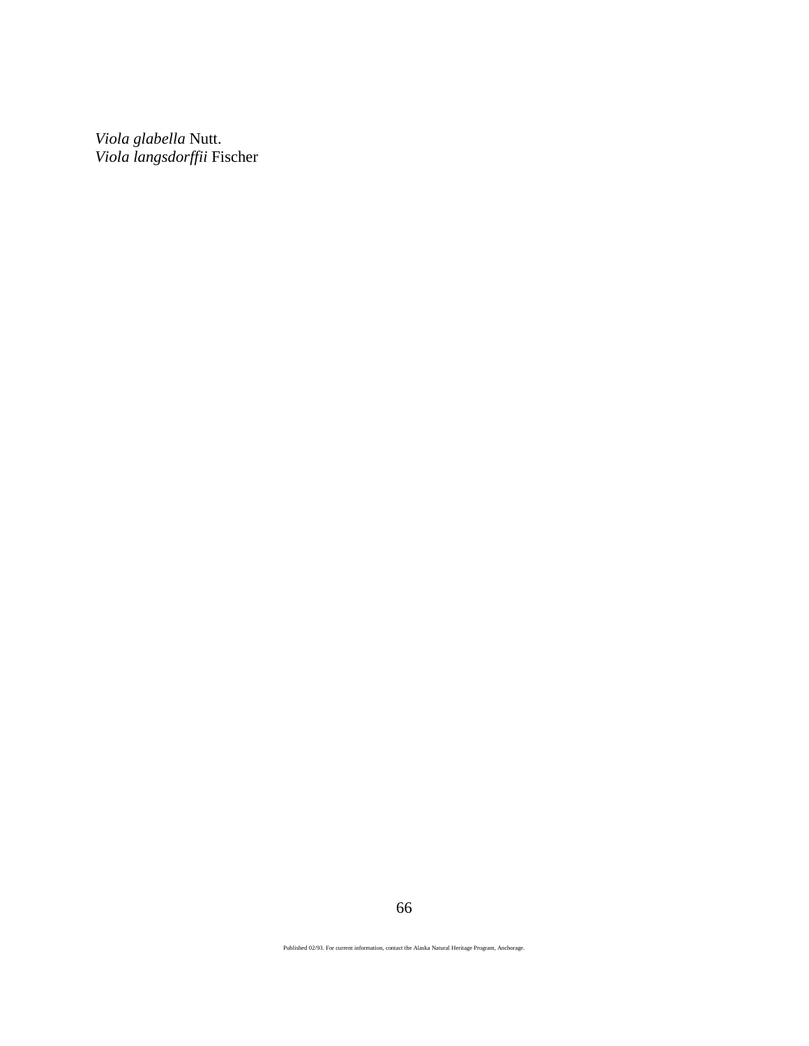*Viola glabella* Nutt.
*Viola langsdorffii* Fischer

Published 02/93. For current information, contact the Alaska Natural Heritage Program, Anchorage.